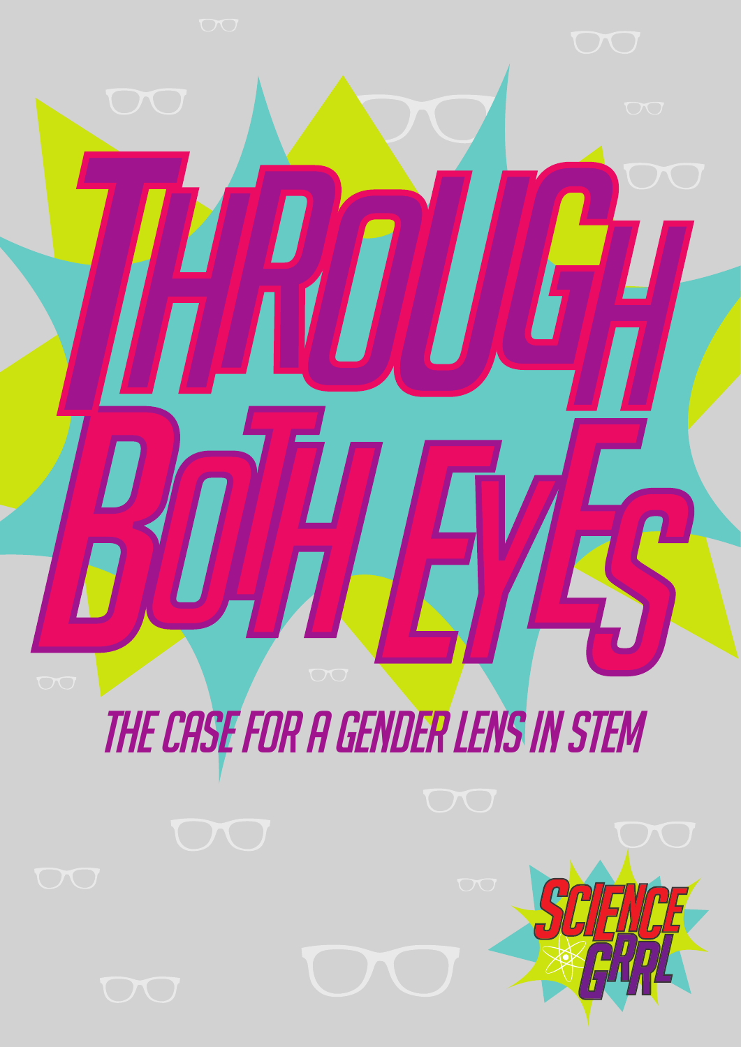# Through Both Eyes

## The Case for a Gender Lens in STEM

Science Grrl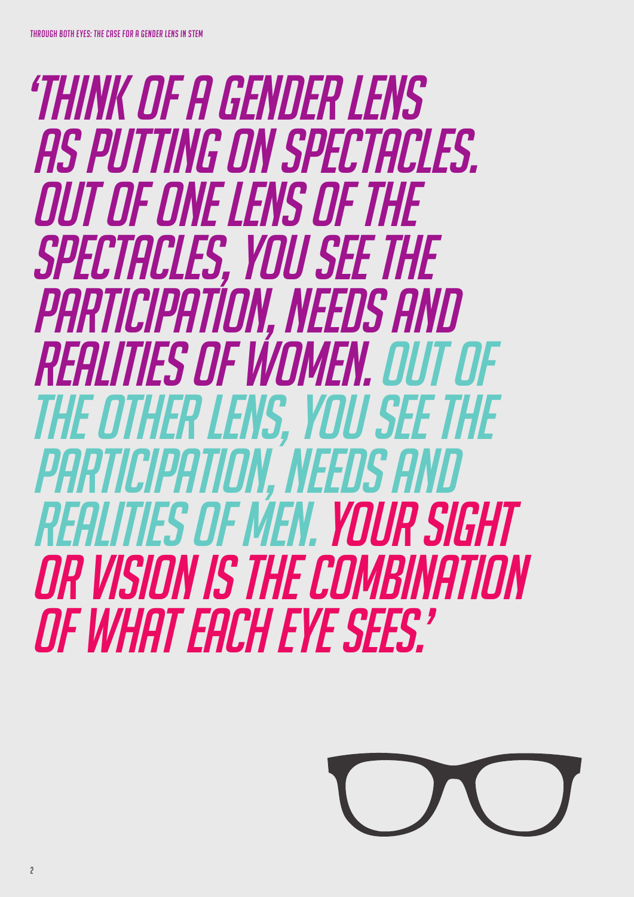‘Think of a gender lens as putting on spectacles. Out of one lens of the spectacles, you see the participation, needs and realities of women. Out of the other lens, you see the participation, needs and realities of men. Your sight or vision is the combination of what each eye sees.’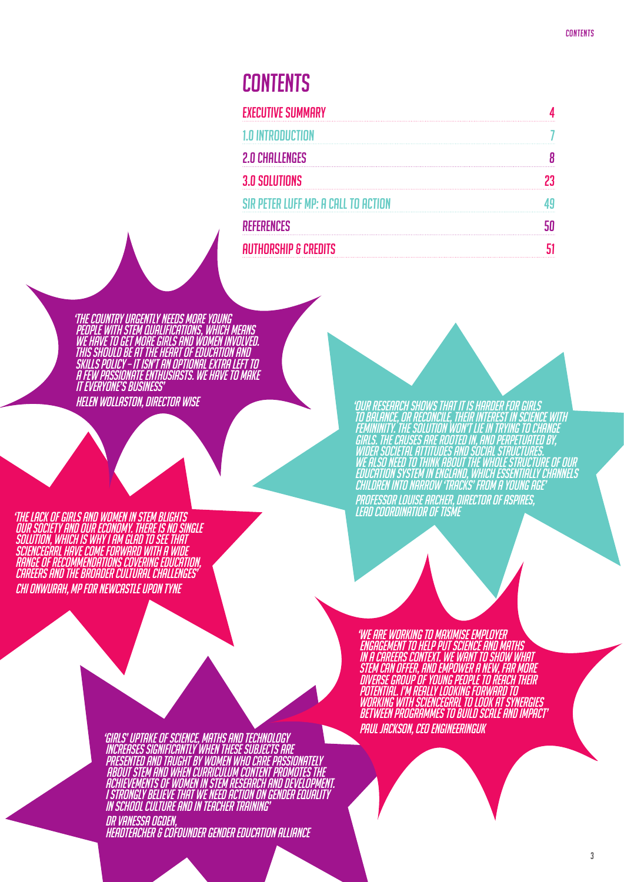# CONTENTS

| | |
|---|---|
| EXECUTIVE SUMMARY | 4 |
| 1.0 INTRODUCTION | 7 |
| 2.0 CHALLENGES | 8 |
| 3.0 SOLUTIONS | 23 |
| SIR PETER LUFF MP: A CALL TO ACTION | 49 |
| REFERENCES | 50 |
| AUTHORSHIP & CREDITS | 51 |

*'The country urgently needs more young people with STEM qualifications, which means we have to get more girls and women involved. This should be at the heart of education and skills policy – it isn't an optional extra left to a few passionate enthusiasts. We have to make it everyone's business'*

Helen Wollaston, Director WISE

*'Our research shows that it is harder for girls to balance, or reconcile, their interest in science with femininity. The solution won't lie in trying to change girls. The causes are rooted in, and perpetuated by, wider societal attitudes and social structures. We also need to think about the whole structure of our education system in England, which essentially channels children into narrow 'tracks' from a young age'*

Professor Louise Archer, Director of ASPIRES, Lead Coordinatior of TISME

*'The lack of girls and women in STEM blights our society and our economy. There is no single solution, which is why I am glad to see that ScienceGrrl have come forward with a wide range of recommendations covering education, careers and the broader cultural challenges'*

Chi Onwurah, MP for Newcastle upon Tyne

*'We are working to maximise employer engagement to help put science and maths in a careers context. We want to show what STEM can offer, and empower a new, far more diverse group of young people to reach their potential. I'm really looking forward to working with ScienceGrrl to look at synergies between programmes to build scale and impact'*

Paul Jackson, CEO EngineeringUK

*'Girls' uptake of science, maths and technology increases significantly when these subjects are presented and taught by women who care passionately about STEM and when curriculum content promotes the achievements of women in STEM research and development. I strongly believe that we need action on gender equality in school culture and in teacher training'*

Dr Vanessa Ogden, Headteacher & Cofounder Gender Education Alliance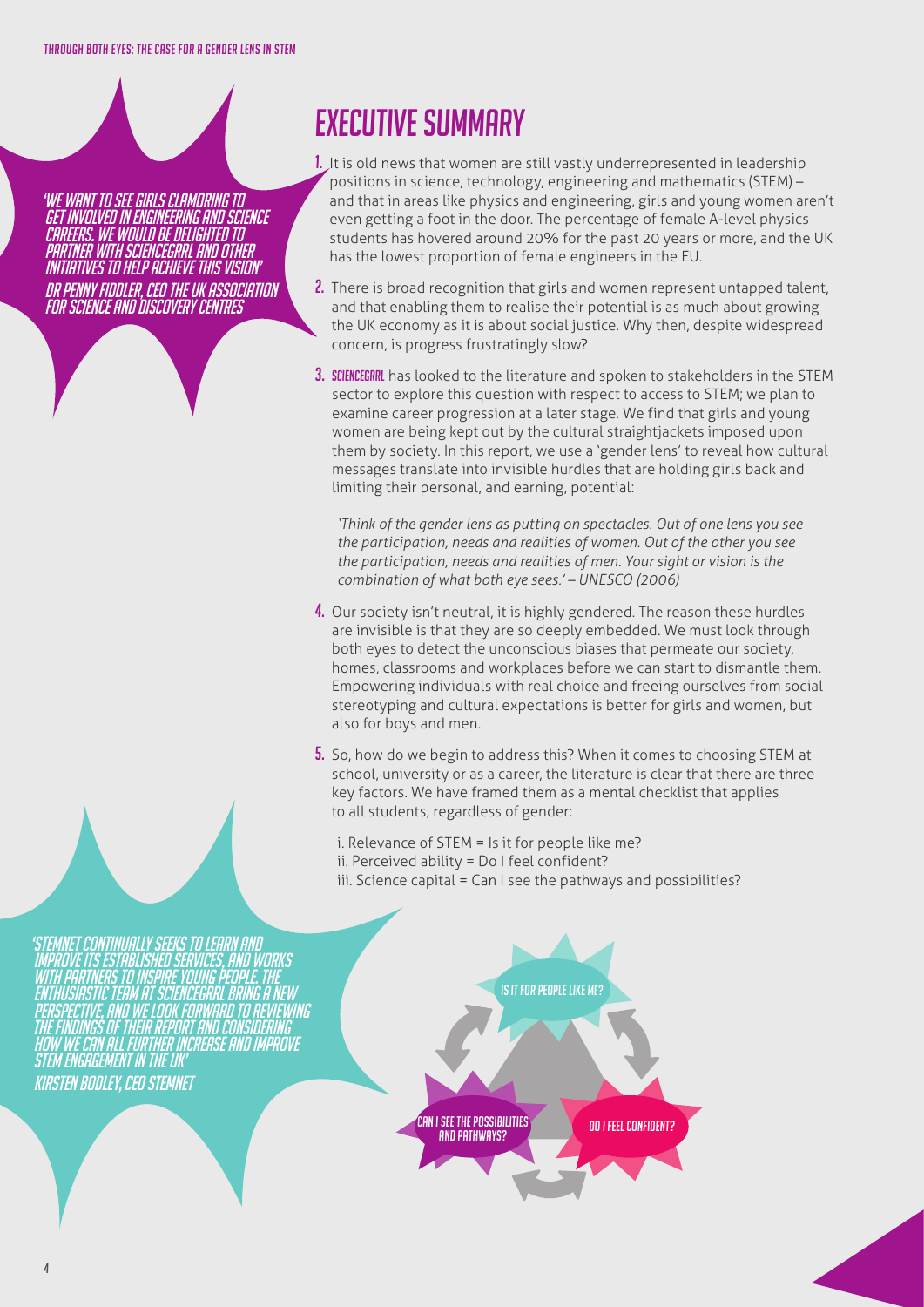# Executive Summary

*'We want to see girls clamoring to get involved in engineering and science careers. We would be delighted to partner with ScienceGrrl and other initiatives to help achieve this vision'*
Dr Penny Fiddler, CEO The UK Association for Science and Discovery Centres

1. It is old news that women are still vastly underrepresented in leadership positions in science, technology, engineering and mathematics (STEM) – and that in areas like physics and engineering, girls and young women aren't even getting a foot in the door. The percentage of female A-level physics students has hovered around 20% for the past 20 years or more, and the UK has the lowest proportion of female engineers in the EU.

2. There is broad recognition that girls and women represent untapped talent, and that enabling them to realise their potential is as much about growing the UK economy as it is about social justice. Why then, despite widespread concern, is progress frustratingly slow?

3. **ScienceGrrl** has looked to the literature and spoken to stakeholders in the STEM sector to explore this question with respect to access to STEM; we plan to examine career progression at a later stage. We find that girls and young women are being kept out by the cultural straightjackets imposed upon them by society. In this report, we use a 'gender lens' to reveal how cultural messages translate into invisible hurdles that are holding girls back and limiting their personal, and earning, potential:

   *'Think of the gender lens as putting on spectacles. Out of one lens you see the participation, needs and realities of women. Out of the other you see the participation, needs and realities of men. Your sight or vision is the combination of what both eye sees.' – UNESCO (2006)*

4. Our society isn't neutral, it is highly gendered. The reason these hurdles are invisible is that they are so deeply embedded. We must look through both eyes to detect the unconscious biases that permeate our society, homes, classrooms and workplaces before we can start to dismantle them. Empowering individuals with real choice and freeing ourselves from social stereotyping and cultural expectations is better for girls and women, but also for boys and men.

5. So, how do we begin to address this? When it comes to choosing STEM at school, university or as a career, the literature is clear that there are three key factors. We have framed them as a mental checklist that applies to all students, regardless of gender:

   i. Relevance of STEM = Is it for people like me?
   ii. Perceived ability = Do I feel confident?
   iii. Science capital = Can I see the pathways and possibilities?

*'STEMNET continually seeks to learn and improve its established services, and works with partners to inspire young people. The enthusiastic team at ScienceGrrl bring a new perspective, and we look forward to reviewing the findings of their report and considering how we can all further increase and improve STEM engagement in the UK'*
Kirsten Bodley, CEO STEMNET

Is it for people like me?

Can I see the possibilities and pathways?

Do I feel confident?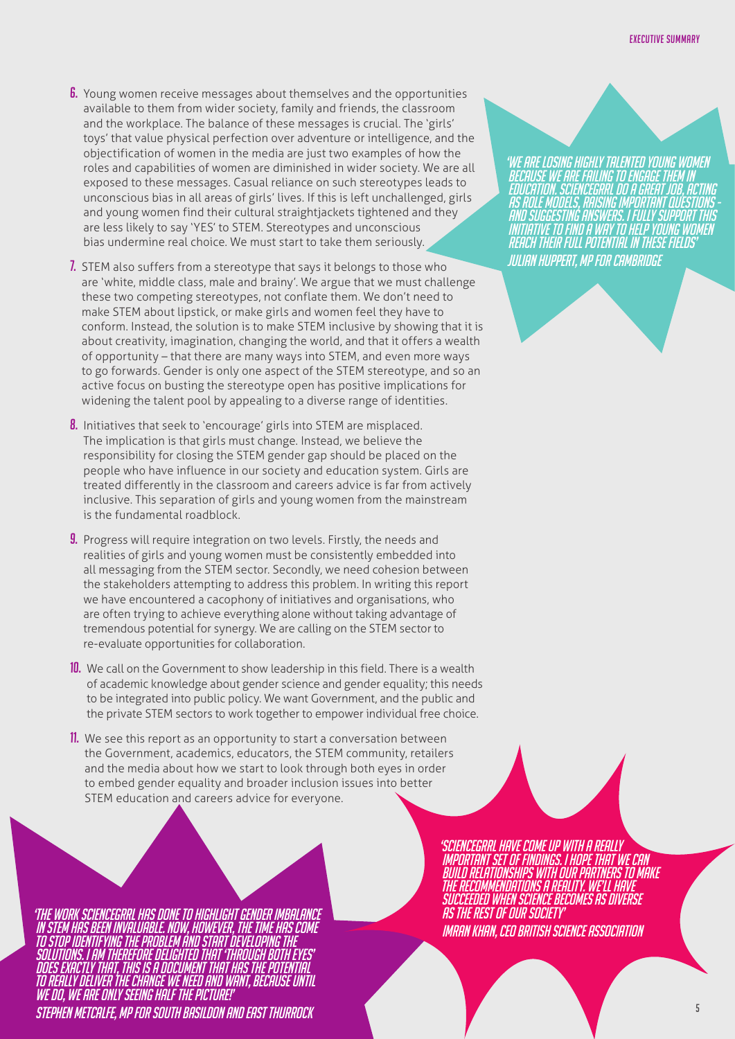6. Young women receive messages about themselves and the opportunities available to them from wider society, family and friends, the classroom and the workplace. The balance of these messages is crucial. The 'girls' toys' that value physical perfection over adventure or intelligence, and the objectification of women in the media are just two examples of how the roles and capabilities of women are diminished in wider society. We are all exposed to these messages. Casual reliance on such stereotypes leads to unconscious bias in all areas of girls' lives. If this is left unchallenged, girls and young women find their cultural straightjackets tightened and they are less likely to say 'YES' to STEM. Stereotypes and unconscious bias undermine real choice. We must start to take them seriously.

7. STEM also suffers from a stereotype that says it belongs to those who are 'white, middle class, male and brainy'. We argue that we must challenge these two competing stereotypes, not conflate them. We don't need to make STEM about lipstick, or make girls and women feel they have to conform. Instead, the solution is to make STEM inclusive by showing that it is about creativity, imagination, changing the world, and that it offers a wealth of opportunity – that there are many ways into STEM, and even more ways to go forwards. Gender is only one aspect of the STEM stereotype, and so an active focus on busting the stereotype open has positive implications for widening the talent pool by appealing to a diverse range of identities.

8. Initiatives that seek to 'encourage' girls into STEM are misplaced. The implication is that girls must change. Instead, we believe the responsibility for closing the STEM gender gap should be placed on the people who have influence in our society and education system. Girls are treated differently in the classroom and careers advice is far from actively inclusive. This separation of girls and young women from the mainstream is the fundamental roadblock.

9. Progress will require integration on two levels. Firstly, the needs and realities of girls and young women must be consistently embedded into all messaging from the STEM sector. Secondly, we need cohesion between the stakeholders attempting to address this problem. In writing this report we have encountered a cacophony of initiatives and organisations, who are often trying to achieve everything alone without taking advantage of tremendous potential for synergy. We are calling on the STEM sector to re-evaluate opportunities for collaboration.

10. We call on the Government to show leadership in this field. There is a wealth of academic knowledge about gender science and gender equality; this needs to be integrated into public policy. We want Government, and the public and the private STEM sectors to work together to empower individual free choice.

11. We see this report as an opportunity to start a conversation between the Government, academics, educators, the STEM community, retailers and the media about how we start to look through both eyes in order to embed gender equality and broader inclusion issues into better STEM education and careers advice for everyone.

'We are losing highly talented young women because we are failing to engage them in education. ScienceGrrl do a great job, acting as role models, raising important questions – and suggesting answers. I fully support this initiative to find a way to help young women reach their full potential in these fields'
Julian Huppert, MP for Cambridge

'The work ScienceGrrl has done to highlight gender imbalance in STEM has been invaluable. Now, however, the time has come to stop identifying the problem and start developing the solutions. I am therefore delighted that 'Through Both Eyes' does exactly that. This is a document that has the potential to really deliver the change we need and want, because until we do, we are only seeing half the picture!'
Stephen Metcalfe, MP for South Basildon and East Thurrock

'ScienceGrrl have come up with a really important set of findings. I hope that we can build relationships with our partners to make the recommendations a reality. We'll have succeeded when science becomes as diverse as the rest of our society'
Imran Khan, CEO British Science Association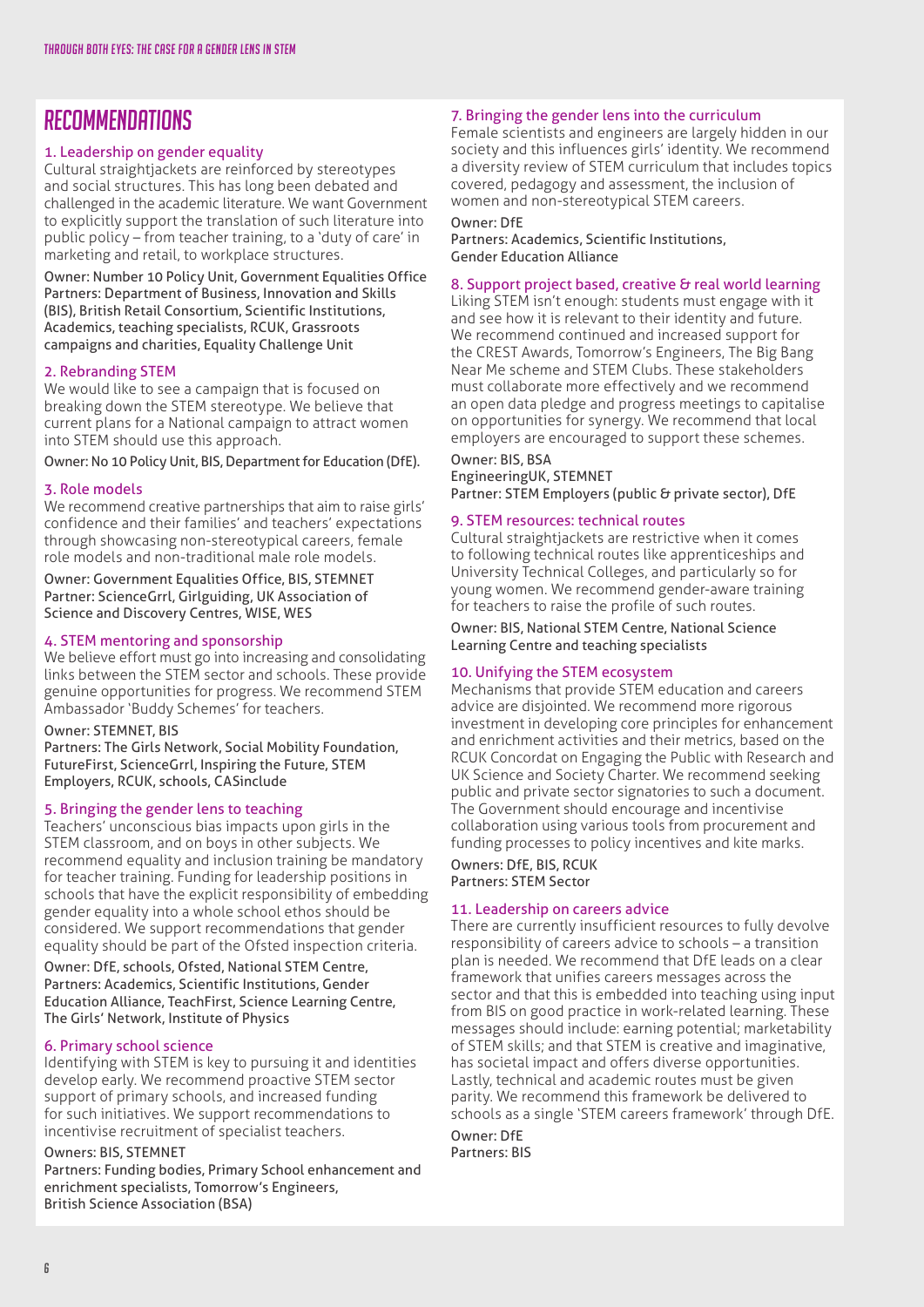# RECOMMENDATIONS

### 1. Leadership on gender equality

Cultural straightjackets are reinforced by stereotypes and social structures. This has long been debated and challenged in the academic literature. We want Government to explicitly support the translation of such literature into public policy – from teacher training, to a 'duty of care' in marketing and retail, to workplace structures.

Owner: Number 10 Policy Unit, Government Equalities Office
Partners: Department of Business, Innovation and Skills (BIS), British Retail Consortium, Scientific Institutions, Academics, teaching specialists, RCUK, Grassroots campaigns and charities, Equality Challenge Unit

### 2. Rebranding STEM

We would like to see a campaign that is focused on breaking down the STEM stereotype. We believe that current plans for a National campaign to attract women into STEM should use this approach.

Owner: No 10 Policy Unit, BIS, Department for Education (DfE).

### 3. Role models

We recommend creative partnerships that aim to raise girls' confidence and their families' and teachers' expectations through showcasing non-stereotypical careers, female role models and non-traditional male role models.

Owner: Government Equalities Office, BIS, STEMNET
Partner: ScienceGrrl, Girlguiding, UK Association of Science and Discovery Centres, WISE, WES

### 4. STEM mentoring and sponsorship

We believe effort must go into increasing and consolidating links between the STEM sector and schools. These provide genuine opportunities for progress. We recommend STEM Ambassador 'Buddy Schemes' for teachers.

Owner: STEMNET, BIS
Partners: The Girls Network, Social Mobility Foundation, FutureFirst, ScienceGrrl, Inspiring the Future, STEM Employers, RCUK, schools, CASinclude

### 5. Bringing the gender lens to teaching

Teachers' unconscious bias impacts upon girls in the STEM classroom, and on boys in other subjects. We recommend equality and inclusion training be mandatory for teacher training. Funding for leadership positions in schools that have the explicit responsibility of embedding gender equality into a whole school ethos should be considered. We support recommendations that gender equality should be part of the Ofsted inspection criteria.

Owner: DfE, schools, Ofsted, National STEM Centre,
Partners: Academics, Scientific Institutions, Gender Education Alliance, TeachFirst, Science Learning Centre, The Girls' Network, Institute of Physics

### 6. Primary school science

Identifying with STEM is key to pursuing it and identities develop early. We recommend proactive STEM sector support of primary schools, and increased funding for such initiatives. We support recommendations to incentivise recruitment of specialist teachers.

Owners: BIS, STEMNET
Partners: Funding bodies, Primary School enhancement and enrichment specialists, Tomorrow's Engineers, British Science Association (BSA)

### 7. Bringing the gender lens into the curriculum

Female scientists and engineers are largely hidden in our society and this influences girls' identity. We recommend a diversity review of STEM curriculum that includes topics covered, pedagogy and assessment, the inclusion of women and non-stereotypical STEM careers.

Owner: DfE
Partners: Academics, Scientific Institutions, Gender Education Alliance

### 8. Support project based, creative & real world learning

Liking STEM isn't enough: students must engage with it and see how it is relevant to their identity and future. We recommend continued and increased support for the CREST Awards, Tomorrow's Engineers, The Big Bang Near Me scheme and STEM Clubs. These stakeholders must collaborate more effectively and we recommend an open data pledge and progress meetings to capitalise on opportunities for synergy. We recommend that local employers are encouraged to support these schemes.

Owner: BIS, BSA
EngineeringUK, STEMNET
Partner: STEM Employers (public & private sector), DfE

### 9. STEM resources: technical routes

Cultural straightjackets are restrictive when it comes to following technical routes like apprenticeships and University Technical Colleges, and particularly so for young women. We recommend gender-aware training for teachers to raise the profile of such routes.

Owner: BIS, National STEM Centre, National Science Learning Centre and teaching specialists

### 10. Unifying the STEM ecosystem

Mechanisms that provide STEM education and careers advice are disjointed. We recommend more rigorous investment in developing core principles for enhancement and enrichment activities and their metrics, based on the RCUK Concordat on Engaging the Public with Research and UK Science and Society Charter. We recommend seeking public and private sector signatories to such a document. The Government should encourage and incentivise collaboration using various tools from procurement and funding processes to policy incentives and kite marks.

Owners: DfE, BIS, RCUK
Partners: STEM Sector

### 11. Leadership on careers advice

There are currently insufficient resources to fully devolve responsibility of careers advice to schools – a transition plan is needed. We recommend that DfE leads on a clear framework that unifies careers messages across the sector and that this is embedded into teaching using input from BIS on good practice in work-related learning. These messages should include: earning potential; marketability of STEM skills; and that STEM is creative and imaginative, has societal impact and offers diverse opportunities. Lastly, technical and academic routes must be given parity. We recommend this framework be delivered to schools as a single 'STEM careers framework' through DfE.

Owner: DfE
Partners: BIS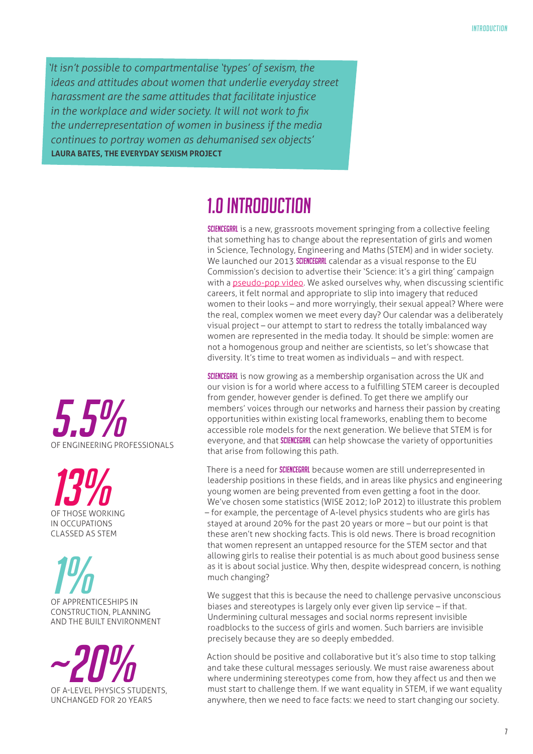> *'It isn't possible to compartmentalise 'types' of sexism, the ideas and attitudes about women that underlie everyday street harassment are the same attitudes that facilitate injustice in the workplace and wider society. It will not work to fix the underrepresentation of women in business if the media continues to portray women as dehumanised sex objects'*
> **LAURA BATES, THE EVERYDAY SEXISM PROJECT**

# 1.0 INTRODUCTION

**SCIENCEGRRL** is a new, grassroots movement springing from a collective feeling that something has to change about the representation of girls and women in Science, Technology, Engineering and Maths (STEM) and in wider society. We launched our 2013 **SCIENCEGRRL** calendar as a visual response to the EU Commission's decision to advertise their 'Science: it's a girl thing' campaign with a pseudo-pop video. We asked ourselves why, when discussing scientific careers, it felt normal and appropriate to slip into imagery that reduced women to their looks – and more worryingly, their sexual appeal? Where were the real, complex women we meet every day? Our calendar was a deliberately visual project – our attempt to start to redress the totally imbalanced way women are represented in the media today. It should be simple: women are not a homogenous group and neither are scientists, so let's showcase that diversity. It's time to treat women as individuals – and with respect.

**SCIENCEGRRL** is now growing as a membership organisation across the UK and our vision is for a world where access to a fulfilling STEM career is decoupled from gender, however gender is defined. To get there we amplify our members' voices through our networks and harness their passion by creating opportunities within existing local frameworks, enabling them to become accessible role models for the next generation. We believe that STEM is for everyone, and that **SCIENCEGRRL** can help showcase the variety of opportunities that arise from following this path.

There is a need for **SCIENCEGRRL** because women are still underrepresented in leadership positions in these fields, and in areas like physics and engineering young women are being prevented from even getting a foot in the door. We've chosen some statistics (WISE 2012; IoP 2012) to illustrate this problem – for example, the percentage of A-level physics students who are girls has stayed at around 20% for the past 20 years or more – but our point is that these aren't new shocking facts. This is old news. There is broad recognition that women represent an untapped resource for the STEM sector and that allowing girls to realise their potential is as much about good business sense as it is about social justice. Why then, despite widespread concern, is nothing much changing?

We suggest that this is because the need to challenge pervasive unconscious biases and stereotypes is largely only ever given lip service – if that. Undermining cultural messages and social norms represent invisible roadblocks to the success of girls and women. Such barriers are invisible precisely because they are so deeply embedded.

Action should be positive and collaborative but it's also time to stop talking and take these cultural messages seriously. We must raise awareness about where undermining stereotypes come from, how they affect us and then we must start to challenge them. If we want equality in STEM, if we want equality anywhere, then we need to face facts: we need to start changing our society.

**5.5%**
OF ENGINEERING PROFESSIONALS

**13%**
OF THOSE WORKING IN OCCUPATIONS CLASSED AS STEM

**1%**
OF APPRENTICESHIPS IN CONSTRUCTION, PLANNING AND THE BUILT ENVIRONMENT

**~20%**
OF A-LEVEL PHYSICS STUDENTS, UNCHANGED FOR 20 YEARS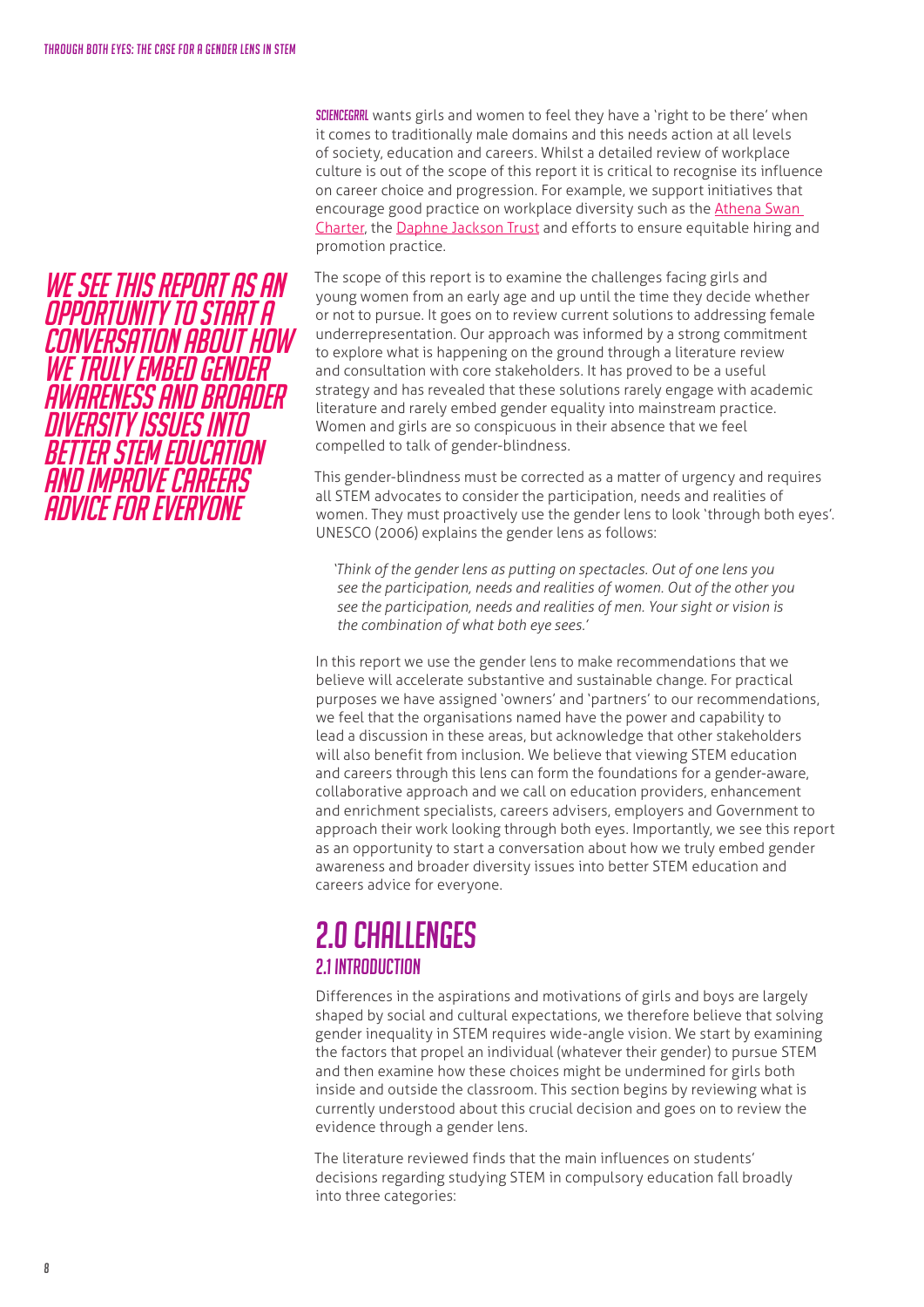**SCIENCEGRRL** wants girls and women to feel they have a 'right to be there' when it comes to traditionally male domains and this needs action at all levels of society, education and careers. Whilst a detailed review of workplace culture is out of the scope of this report it is critical to recognise its influence on career choice and progression. For example, we support initiatives that encourage good practice on workplace diversity such as the Athena Swan Charter, the Daphne Jackson Trust and efforts to ensure equitable hiring and promotion practice.

*WE SEE THIS REPORT AS AN OPPORTUNITY TO START A CONVERSATION ABOUT HOW WE TRULY EMBED GENDER AWARENESS AND BROADER DIVERSITY ISSUES INTO BETTER STEM EDUCATION AND IMPROVE CAREERS ADVICE FOR EVERYONE*

The scope of this report is to examine the challenges facing girls and young women from an early age and up until the time they decide whether or not to pursue. It goes on to review current solutions to addressing female underrepresentation. Our approach was informed by a strong commitment to explore what is happening on the ground through a literature review and consultation with core stakeholders. It has proved to be a useful strategy and has revealed that these solutions rarely engage with academic literature and rarely embed gender equality into mainstream practice. Women and girls are so conspicuous in their absence that we feel compelled to talk of gender-blindness.

This gender-blindness must be corrected as a matter of urgency and requires all STEM advocates to consider the participation, needs and realities of women. They must proactively use the gender lens to look 'through both eyes'. UNESCO (2006) explains the gender lens as follows:

> *'Think of the gender lens as putting on spectacles. Out of one lens you see the participation, needs and realities of women. Out of the other you see the participation, needs and realities of men. Your sight or vision is the combination of what both eye sees.'*

In this report we use the gender lens to make recommendations that we believe will accelerate substantive and sustainable change. For practical purposes we have assigned 'owners' and 'partners' to our recommendations, we feel that the organisations named have the power and capability to lead a discussion in these areas, but acknowledge that other stakeholders will also benefit from inclusion. We believe that viewing STEM education and careers through this lens can form the foundations for a gender-aware, collaborative approach and we call on education providers, enhancement and enrichment specialists, careers advisers, employers and Government to approach their work looking through both eyes. Importantly, we see this report as an opportunity to start a conversation about how we truly embed gender awareness and broader diversity issues into better STEM education and careers advice for everyone.

# 2.0 CHALLENGES

## 2.1 INTRODUCTION

Differences in the aspirations and motivations of girls and boys are largely shaped by social and cultural expectations, we therefore believe that solving gender inequality in STEM requires wide-angle vision. We start by examining the factors that propel an individual (whatever their gender) to pursue STEM and then examine how these choices might be undermined for girls both inside and outside the classroom. This section begins by reviewing what is currently understood about this crucial decision and goes on to review the evidence through a gender lens.

The literature reviewed finds that the main influences on students' decisions regarding studying STEM in compulsory education fall broadly into three categories: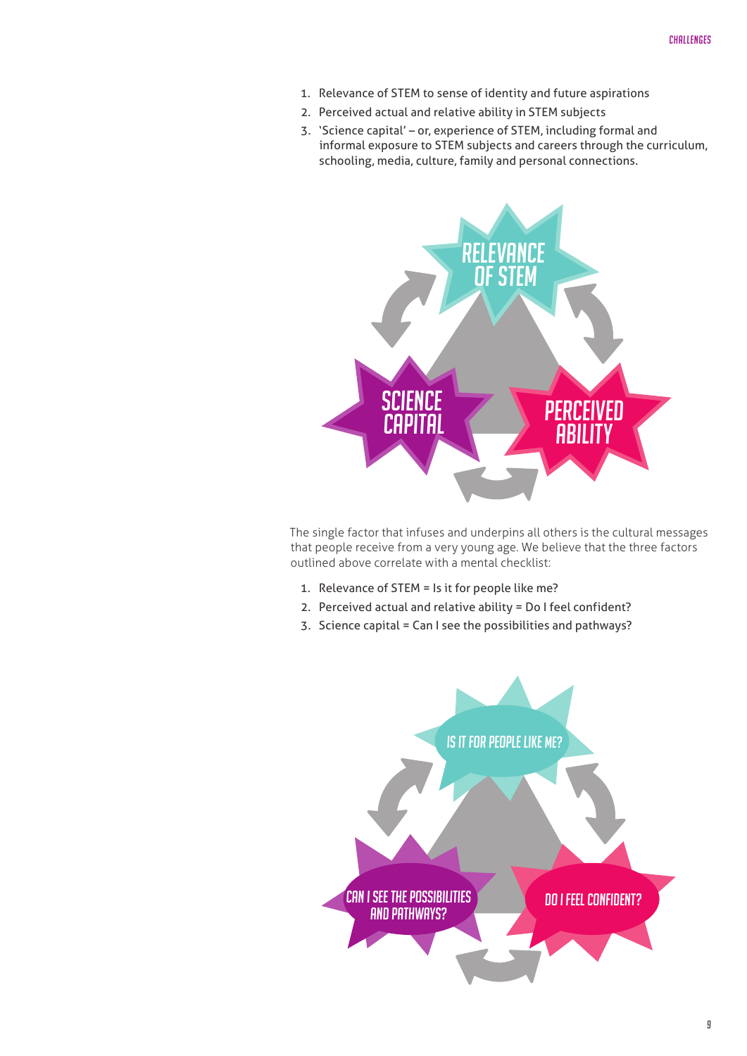1. Relevance of STEM to sense of identity and future aspirations
2. Perceived actual and relative ability in STEM subjects
3. 'Science capital' – or, experience of STEM, including formal and informal exposure to STEM subjects and careers through the curriculum, schooling, media, culture, family and personal connections.

RELEVANCE OF STEM

SCIENCE CAPITAL

PERCEIVED ABILITY

The single factor that infuses and underpins all others is the cultural messages that people receive from a very young age. We believe that the three factors outlined above correlate with a mental checklist:

1. Relevance of STEM = Is it for people like me?
2. Perceived actual and relative ability = Do I feel confident?
3. Science capital = Can I see the possibilities and pathways?

IS IT FOR PEOPLE LIKE ME?

CAN I SEE THE POSSIBILITIES AND PATHWAYS?

DO I FEEL CONFIDENT?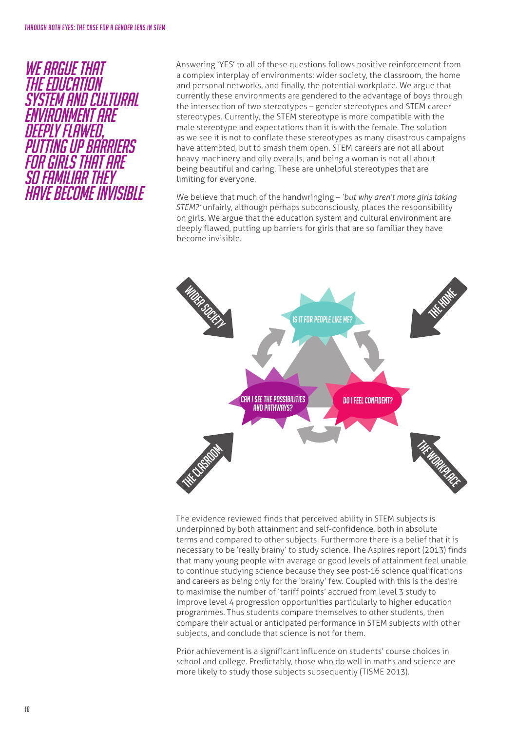## WE ARGUE THAT THE EDUCATION SYSTEM AND CULTURAL ENVIRONMENT ARE DEEPLY FLAWED, PUTTING UP BARRIERS FOR GIRLS THAT ARE SO FAMILIAR THEY HAVE BECOME INVISIBLE

Answering 'YES' to all of these questions follows positive reinforcement from a complex interplay of environments: wider society, the classroom, the home and personal networks, and finally, the potential workplace. We argue that currently these environments are gendered to the advantage of boys through the intersection of two stereotypes – gender stereotypes and STEM career stereotypes. Currently, the STEM stereotype is more compatible with the male stereotype and expectations than it is with the female. The solution as we see it is not to conflate these stereotypes as many disastrous campaigns have attempted, but to smash them open. STEM careers are not all about heavy machinery and oily overalls, and being a woman is not all about being beautiful and caring. These are unhelpful stereotypes that are limiting for everyone.

We believe that much of the handwringing – *'but why aren't more girls taking STEM?'* unfairly, although perhaps subconsciously, places the responsibility on girls. We argue that the education system and cultural environment are deeply flawed, putting up barriers for girls that are so familiar they have become invisible.

WIDER SOCIETY

THE HOME

IS IT FOR PEOPLE LIKE ME?

CAN I SEE THE POSSIBILITIES AND PATHWAYS?

DO I FEEL CONFIDENT?

THE CLASROOM

THE WORKPLACE

The evidence reviewed finds that perceived ability in STEM subjects is underpinned by both attainment and self-confidence, both in absolute terms and compared to other subjects. Furthermore there is a belief that it is necessary to be 'really brainy' to study science. The Aspires report (2013) finds that many young people with average or good levels of attainment feel unable to continue studying science because they see post-16 science qualifications and careers as being only for the 'brainy' few. Coupled with this is the desire to maximise the number of 'tariff points' accrued from level 3 study to improve level 4 progression opportunities particularly to higher education programmes. Thus students compare themselves to other students, then compare their actual or anticipated performance in STEM subjects with other subjects, and conclude that science is not for them.

Prior achievement is a significant influence on students' course choices in school and college. Predictably, those who do well in maths and science are more likely to study those subjects subsequently (TISME 2013).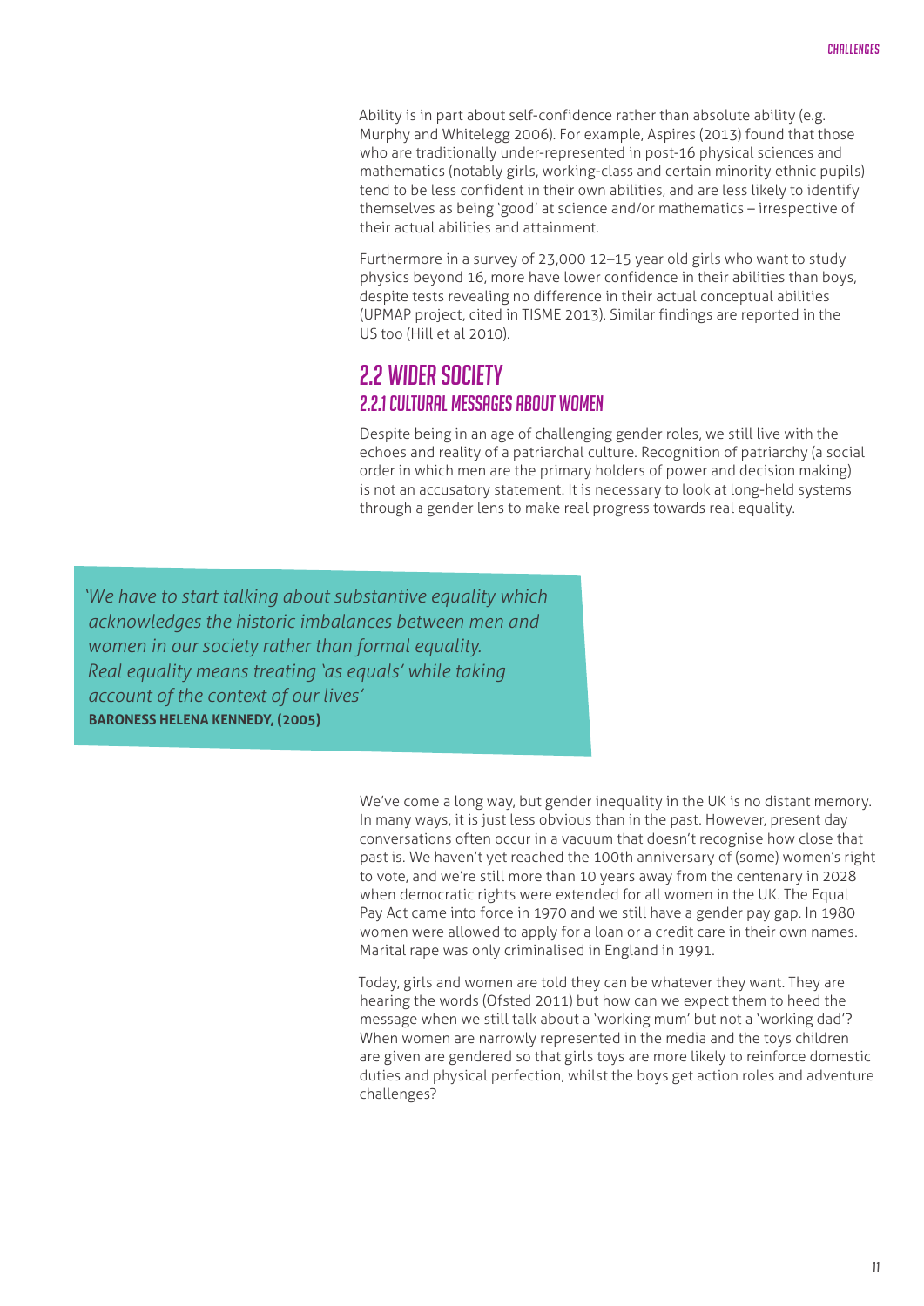Ability is in part about self-confidence rather than absolute ability (e.g. Murphy and Whitelegg 2006). For example, Aspires (2013) found that those who are traditionally under-represented in post-16 physical sciences and mathematics (notably girls, working-class and certain minority ethnic pupils) tend to be less confident in their own abilities, and are less likely to identify themselves as being 'good' at science and/or mathematics – irrespective of their actual abilities and attainment.

Furthermore in a survey of 23,000 12–15 year old girls who want to study physics beyond 16, more have lower confidence in their abilities than boys, despite tests revealing no difference in their actual conceptual abilities (UPMAP project, cited in TISME 2013). Similar findings are reported in the US too (Hill et al 2010).

## 2.2 WIDER SOCIETY

### 2.2.1 CULTURAL MESSAGES ABOUT WOMEN

Despite being in an age of challenging gender roles, we still live with the echoes and reality of a patriarchal culture. Recognition of patriarchy (a social order in which men are the primary holders of power and decision making) is not an accusatory statement. It is necessary to look at long-held systems through a gender lens to make real progress towards real equality.

> *'We have to start talking about substantive equality which acknowledges the historic imbalances between men and women in our society rather than formal equality. Real equality means treating 'as equals' while taking account of the context of our lives'*
> **BARONESS HELENA KENNEDY, (2005)**

We've come a long way, but gender inequality in the UK is no distant memory. In many ways, it is just less obvious than in the past. However, present day conversations often occur in a vacuum that doesn't recognise how close that past is. We haven't yet reached the 100th anniversary of (some) women's right to vote, and we're still more than 10 years away from the centenary in 2028 when democratic rights were extended for all women in the UK. The Equal Pay Act came into force in 1970 and we still have a gender pay gap. In 1980 women were allowed to apply for a loan or a credit care in their own names. Marital rape was only criminalised in England in 1991.

Today, girls and women are told they can be whatever they want. They are hearing the words (Ofsted 2011) but how can we expect them to heed the message when we still talk about a 'working mum' but not a 'working dad'? When women are narrowly represented in the media and the toys children are given are gendered so that girls toys are more likely to reinforce domestic duties and physical perfection, whilst the boys get action roles and adventure challenges?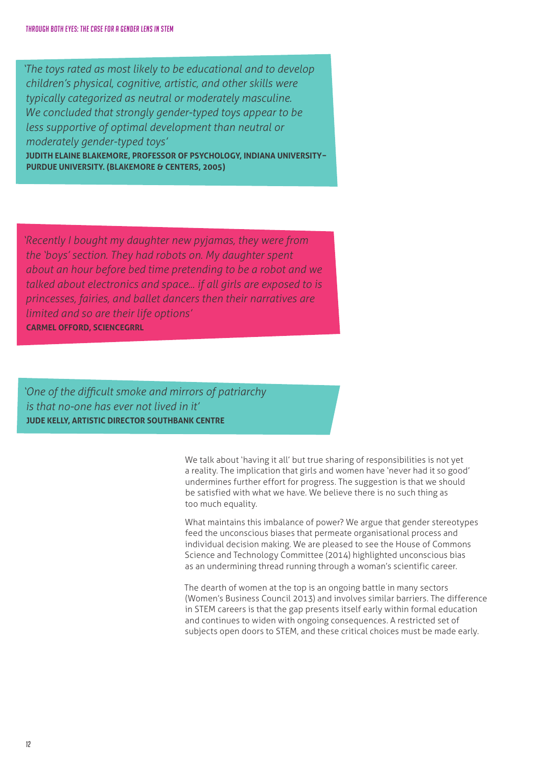*'The toys rated as most likely to be educational and to develop children's physical, cognitive, artistic, and other skills were typically categorized as neutral or moderately masculine. We concluded that strongly gender-typed toys appear to be less supportive of optimal development than neutral or moderately gender-typed toys'*

**JUDITH ELAINE BLAKEMORE, PROFESSOR OF PSYCHOLOGY, INDIANA UNIVERSITY–PURDUE UNIVERSITY. (BLAKEMORE & CENTERS, 2005)**

*'Recently I bought my daughter new pyjamas, they were from the 'boys' section. They had robots on. My daughter spent about an hour before bed time pretending to be a robot and we talked about electronics and space... if all girls are exposed to is princesses, fairies, and ballet dancers then their narratives are limited and so are their life options'*

**CARMEL OFFORD, SCIENCEGRRL**

*'One of the difficult smoke and mirrors of patriarchy is that no-one has ever not lived in it'*

**JUDE KELLY, ARTISTIC DIRECTOR SOUTHBANK CENTRE**

We talk about 'having it all' but true sharing of responsibilities is not yet a reality. The implication that girls and women have 'never had it so good' undermines further effort for progress. The suggestion is that we should be satisfied with what we have. We believe there is no such thing as too much equality.

What maintains this imbalance of power? We argue that gender stereotypes feed the unconscious biases that permeate organisational process and individual decision making. We are pleased to see the House of Commons Science and Technology Committee (2014) highlighted unconscious bias as an undermining thread running through a woman's scientific career.

The dearth of women at the top is an ongoing battle in many sectors (Women's Business Council 2013) and involves similar barriers. The difference in STEM careers is that the gap presents itself early within formal education and continues to widen with ongoing consequences. A restricted set of subjects open doors to STEM, and these critical choices must be made early.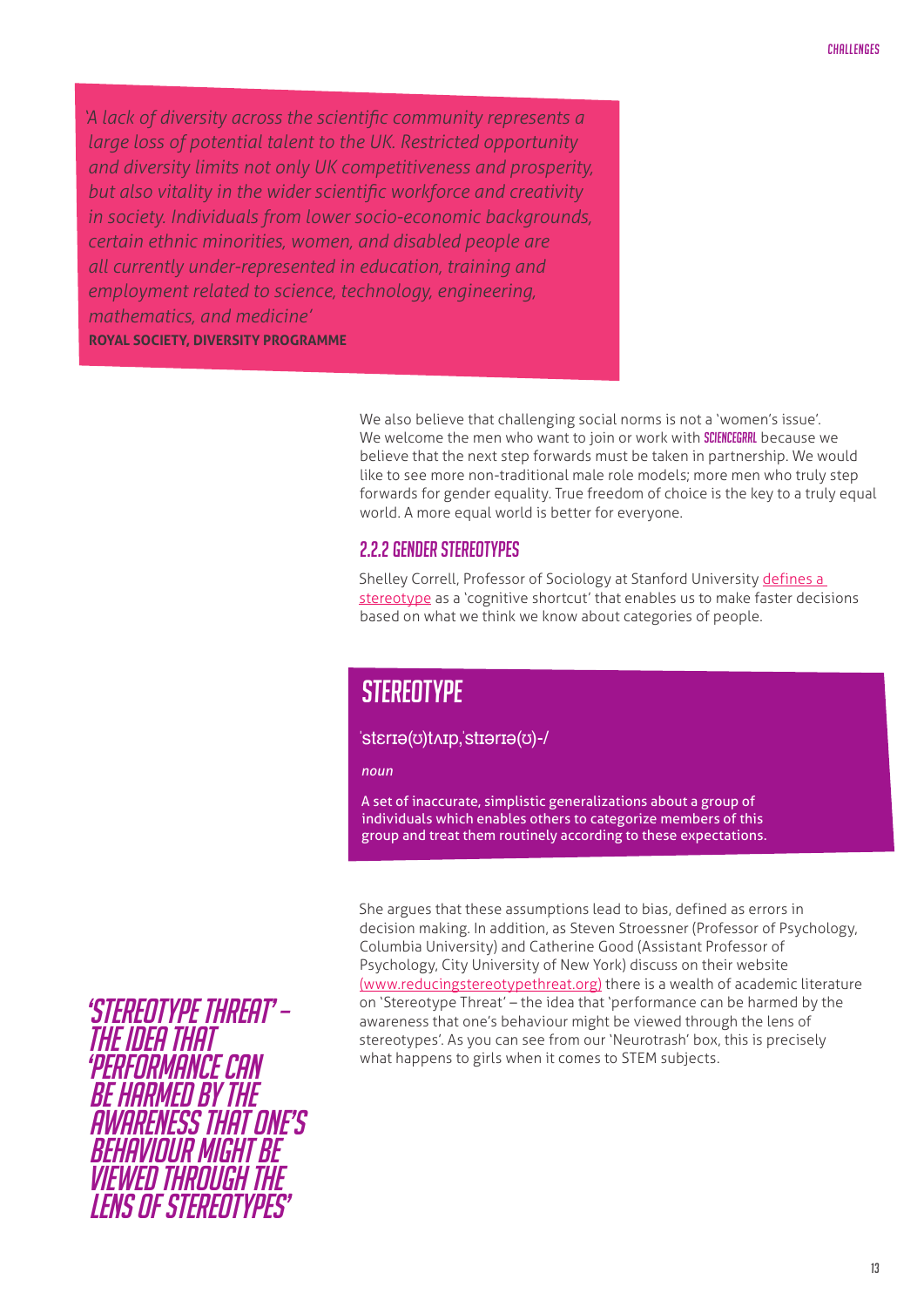> *'A lack of diversity across the scientific community represents a large loss of potential talent to the UK. Restricted opportunity and diversity limits not only UK competitiveness and prosperity, but also vitality in the wider scientific workforce and creativity in society. Individuals from lower socio-economic backgrounds, certain ethnic minorities, women, and disabled people are all currently under-represented in education, training and employment related to science, technology, engineering, mathematics, and medicine'*
>
> **ROYAL SOCIETY, DIVERSITY PROGRAMME**

We also believe that challenging social norms is not a 'women's issue'. We welcome the men who want to join or work with **SCIENCEGRRL** because we believe that the next step forwards must be taken in partnership. We would like to see more non-traditional male role models; more men who truly step forwards for gender equality. True freedom of choice is the key to a truly equal world. A more equal world is better for everyone.

### 2.2.2 GENDER STEREOTYPES

Shelley Correll, Professor of Sociology at Stanford University [defines a stereotype]() as a 'cognitive shortcut' that enables us to make faster decisions based on what we think we know about categories of people.

> **STEREOTYPE**
>
> ˈstɛrɪə(ʊ)tʌɪp,ˈstɪərɪə(ʊ)-/
>
> *noun*
>
> A set of inaccurate, simplistic generalizations about a group of individuals which enables others to categorize members of this group and treat them routinely according to these expectations.

She argues that these assumptions lead to bias, defined as errors in decision making. In addition, as Steven Stroessner (Professor of Psychology, Columbia University) and Catherine Good (Assistant Professor of Psychology, City University of New York) discuss on their website [(www.reducingstereotypethreat.org)]() there is a wealth of academic literature on 'Stereotype Threat' – the idea that 'performance can be harmed by the awareness that one's behaviour might be viewed through the lens of stereotypes'. As you can see from our 'Neurotrash' box, this is precisely what happens to girls when it comes to STEM subjects.

> ***'STEREOTYPE THREAT' – THE IDEA THAT 'PERFORMANCE CAN BE HARMED BY THE AWARENESS THAT ONE'S BEHAVIOUR MIGHT BE VIEWED THROUGH THE LENS OF STEREOTYPES'***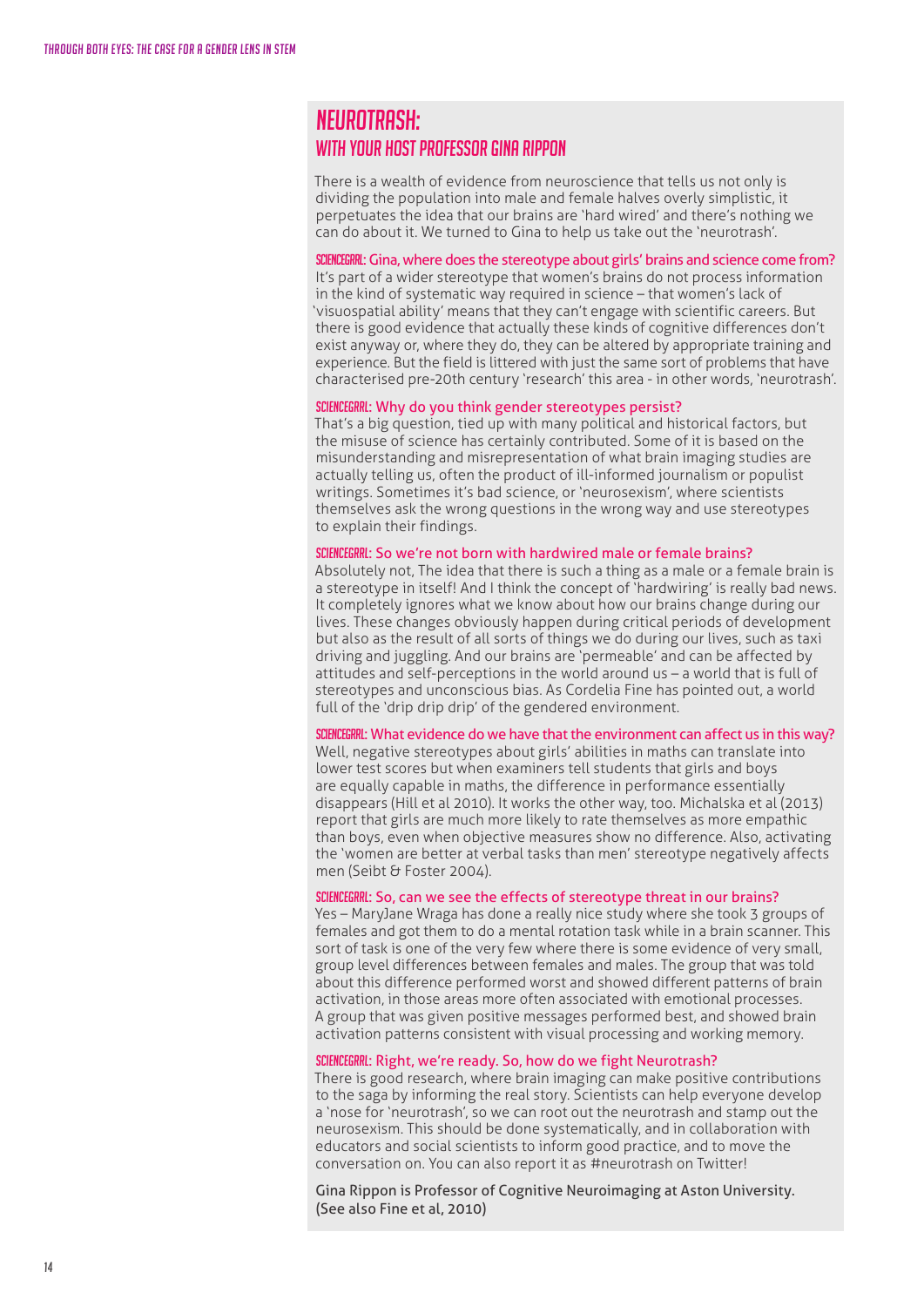# NEUROTRASH:

## WITH YOUR HOST PROFESSOR GINA RIPPON

There is a wealth of evidence from neuroscience that tells us not only is dividing the population into male and female halves overly simplistic, it perpetuates the idea that our brains are 'hard wired' and there's nothing we can do about it. We turned to Gina to help us take out the 'neurotrash'.

**SCIENCEGRRL: Gina, where does the stereotype about girls' brains and science come from?**

It's part of a wider stereotype that women's brains do not process information in the kind of systematic way required in science – that women's lack of 'visuospatial ability' means that they can't engage with scientific careers. But there is good evidence that actually these kinds of cognitive differences don't exist anyway or, where they do, they can be altered by appropriate training and experience. But the field is littered with just the same sort of problems that have characterised pre-20th century 'research' this area - in other words, 'neurotrash'.

**SCIENCEGRRL: Why do you think gender stereotypes persist?**

That's a big question, tied up with many political and historical factors, but the misuse of science has certainly contributed. Some of it is based on the misunderstanding and misrepresentation of what brain imaging studies are actually telling us, often the product of ill-informed journalism or populist writings. Sometimes it's bad science, or 'neurosexism', where scientists themselves ask the wrong questions in the wrong way and use stereotypes to explain their findings.

**SCIENCEGRRL: So we're not born with hardwired male or female brains?**

Absolutely not, The idea that there is such a thing as a male or a female brain is a stereotype in itself! And I think the concept of 'hardwiring' is really bad news. It completely ignores what we know about how our brains change during our lives. These changes obviously happen during critical periods of development but also as the result of all sorts of things we do during our lives, such as taxi driving and juggling. And our brains are 'permeable' and can be affected by attitudes and self-perceptions in the world around us – a world that is full of stereotypes and unconscious bias. As Cordelia Fine has pointed out, a world full of the 'drip drip' of the gendered environment.

**SCIENCEGRRL: What evidence do we have that the environment can affect us in this way?**

Well, negative stereotypes about girls' abilities in maths can translate into lower test scores but when examiners tell students that girls and boys are equally capable in maths, the difference in performance essentially disappears (Hill et al 2010). It works the other way, too. Michalska et al (2013) report that girls are much more likely to rate themselves as more empathic than boys, even when objective measures show no difference. Also, activating the 'women are better at verbal tasks than men' stereotype negatively affects men (Seibt & Foster 2004).

**SCIENCEGRRL: So, can we see the effects of stereotype threat in our brains?**

Yes – MaryJane Wraga has done a really nice study where she took 3 groups of females and got them to do a mental rotation task while in a brain scanner. This sort of task is one of the very few where there is some evidence of very small, group level differences between females and males. The group that was told about this difference performed worst and showed different patterns of brain activation, in those areas more often associated with emotional processes. A group that was given positive messages performed best, and showed brain activation patterns consistent with visual processing and working memory.

**SCIENCEGRRL: Right, we're ready. So, how do we fight Neurotrash?**

There is good research, where brain imaging can make positive contributions to the saga by informing the real story. Scientists can help everyone develop a 'nose for 'neurotrash', so we can root out the neurotrash and stamp out the neurosexism. This should be done systematically, and in collaboration with educators and social scientists to inform good practice, and to move the conversation on. You can also report it as #neurotrash on Twitter!

Gina Rippon is Professor of Cognitive Neuroimaging at Aston University. (See also Fine et al, 2010)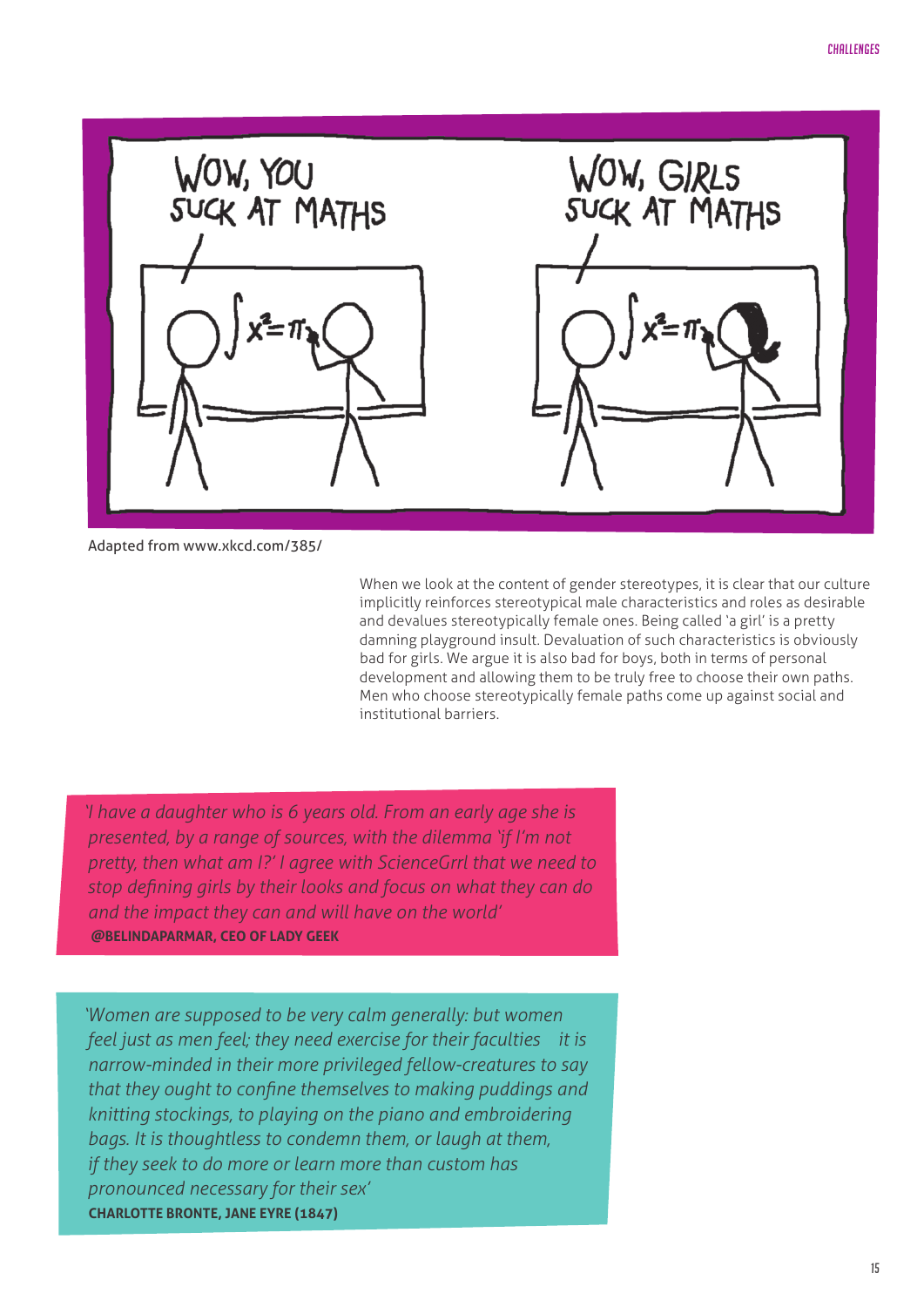WOW, YOU SUCK AT MATHS

WOW, GIRLS SUCK AT MATHS

Adapted from www.xkcd.com/385/

When we look at the content of gender stereotypes, it is clear that our culture implicitly reinforces stereotypical male characteristics and roles as desirable and devalues stereotypically female ones. Being called 'a girl' is a pretty damning playground insult. Devaluation of such characteristics is obviously bad for girls. We argue it is also bad for boys, both in terms of personal development and allowing them to be truly free to choose their own paths. Men who choose stereotypically female paths come up against social and institutional barriers.

> *'I have a daughter who is 6 years old. From an early age she is presented, by a range of sources, with the dilemma 'if I'm not pretty, then what am I?' I agree with ScienceGrrl that we need to stop defining girls by their looks and focus on what they can do and the impact they can and will have on the world'*
>
> **@BELINDAPARMAR, CEO OF LADY GEEK**

> *'Women are supposed to be very calm generally: but women feel just as men feel; they need exercise for their faculties   it is narrow-minded in their more privileged fellow-creatures to say that they ought to confine themselves to making puddings and knitting stockings, to playing on the piano and embroidering bags. It is thoughtless to condemn them, or laugh at them, if they seek to do more or learn more than custom has pronounced necessary for their sex'*
>
> **CHARLOTTE BRONTE, JANE EYRE (1847)**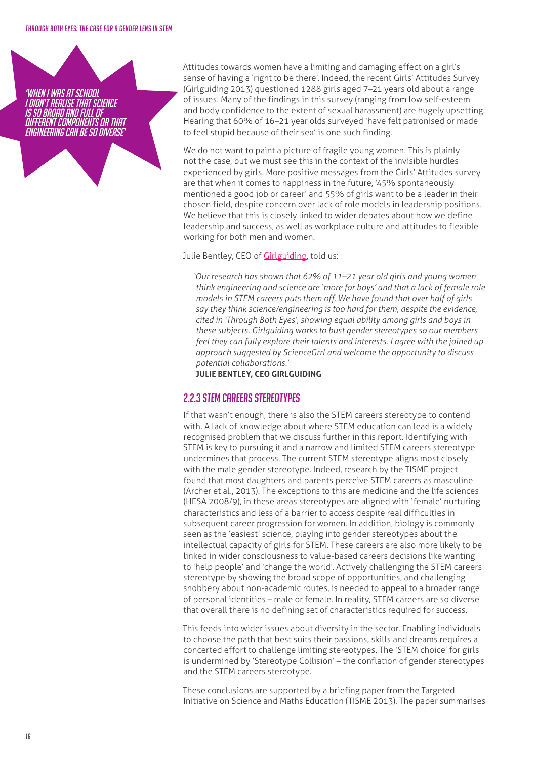> 'When I was at school I didn't realise that science is so broad and full of different components or that engineering can be so diverse'

Attitudes towards women have a limiting and damaging effect on a girl's sense of having a 'right to be there'. Indeed, the recent Girls' Attitudes Survey (Girlguiding 2013) questioned 1288 girls aged 7–21 years old about a range of issues. Many of the findings in this survey (ranging from low self-esteem and body confidence to the extent of sexual harassment) are hugely upsetting. Hearing that 60% of 16–21 year olds surveyed 'have felt patronised or made to feel stupid because of their sex' is one such finding.

We do not want to paint a picture of fragile young women. This is plainly not the case, but we must see this in the context of the invisible hurdles experienced by girls. More positive messages from the Girls' Attitudes survey are that when it comes to happiness in the future, '45% spontaneously mentioned a good job or career' and 55% of girls want to be a leader in their chosen field, despite concern over lack of role models in leadership positions. We believe that this is closely linked to wider debates about how we define leadership and success, as well as workplace culture and attitudes to flexible working for both men and women.

Julie Bentley, CEO of Girlguiding, told us:

> *'Our research has shown that 62% of 11–21 year old girls and young women think engineering and science are 'more for boys' and that a lack of female role models in STEM careers puts them off. We have found that over half of girls say they think science/engineering is too hard for them, despite the evidence, cited in 'Through Both Eyes', showing equal ability among girls and boys in these subjects. Girlguiding works to bust gender stereotypes so our members feel they can fully explore their talents and interests. I agree with the joined up approach suggested by ScienceGrrl and welcome the opportunity to discuss potential collaborations.'*
>
> **JULIE BENTLEY, CEO GIRLGUIDING**

### 2.2.3 STEM careers stereotypes

If that wasn't enough, there is also the STEM careers stereotype to contend with. A lack of knowledge about where STEM education can lead is a widely recognised problem that we discuss further in this report. Identifying with STEM is key to pursuing it and a narrow and limited STEM careers stereotype undermines that process. The current STEM stereotype aligns most closely with the male gender stereotype. Indeed, research by the TISME project found that most daughters and parents perceive STEM careers as masculine (Archer et al., 2013). The exceptions to this are medicine and the life sciences (HESA 2008/9), in these areas stereotypes are aligned with 'female' nurturing characteristics and less of a barrier to access despite real difficulties in subsequent career progression for women. In addition, biology is commonly seen as the 'easiest' science, playing into gender stereotypes about the intellectual capacity of girls for STEM. These careers are also more likely to be linked in wider consciousness to value-based careers decisions like wanting to 'help people' and 'change the world'. Actively challenging the STEM careers stereotype by showing the broad scope of opportunities, and challenging snobbery about non-academic routes, is needed to appeal to a broader range of personal identities – male or female. In reality, STEM careers are so diverse that overall there is no defining set of characteristics required for success.

This feeds into wider issues about diversity in the sector. Enabling individuals to choose the path that best suits their passions, skills and dreams requires a concerted effort to challenge limiting stereotypes. The 'STEM choice' for girls is undermined by 'Stereotype Collision' – the conflation of gender stereotypes and the STEM careers stereotype.

These conclusions are supported by a briefing paper from the Targeted Initiative on Science and Maths Education (TISME 2013). The paper summarises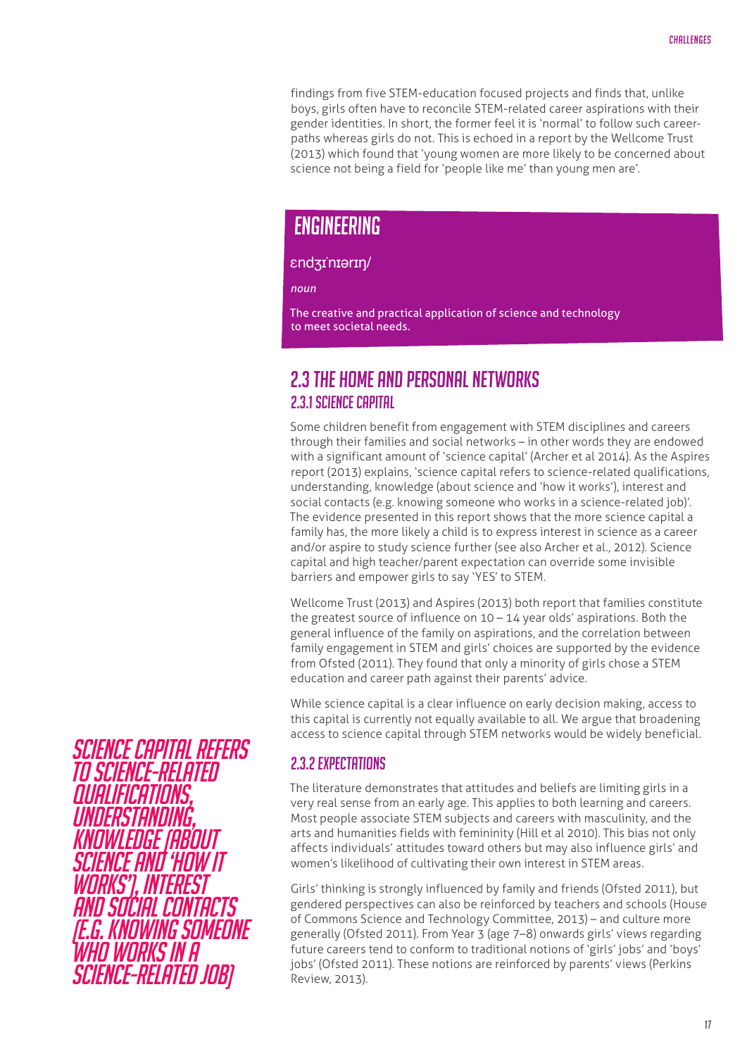findings from five STEM-education focused projects and finds that, unlike boys, girls often have to reconcile STEM-related career aspirations with their gender identities. In short, the former feel it is 'normal' to follow such career-paths whereas girls do not. This is echoed in a report by the Wellcome Trust (2013) which found that 'young women are more likely to be concerned about science not being a field for 'people like me' than young men are'.

> **ENGINEERING**
>
> ɛndʒɪˈnɪərɪŋ/
>
> *noun*
>
> The creative and practical application of science and technology to meet societal needs.

## 2.3 THE HOME AND PERSONAL NETWORKS

### 2.3.1 SCIENCE CAPITAL

Some children benefit from engagement with STEM disciplines and careers through their families and social networks – in other words they are endowed with a significant amount of 'science capital' (Archer et al 2014). As the Aspires report (2013) explains, 'science capital refers to science-related qualifications, understanding, knowledge (about science and 'how it works'), interest and social contacts (e.g. knowing someone who works in a science-related job)'. The evidence presented in this report shows that the more science capital a family has, the more likely a child is to express interest in science as a career and/or aspire to study science further (see also Archer et al., 2012). Science capital and high teacher/parent expectation can override some invisible barriers and empower girls to say 'YES' to STEM.

Wellcome Trust (2013) and Aspires (2013) both report that families constitute the greatest source of influence on 10 – 14 year olds' aspirations. Both the general influence of the family on aspirations, and the correlation between family engagement in STEM and girls' choices are supported by the evidence from Ofsted (2011). They found that only a minority of girls chose a STEM education and career path against their parents' advice.

While science capital is a clear influence on early decision making, access to this capital is currently not equally available to all. We argue that broadening access to science capital through STEM networks would be widely beneficial.

*SCIENCE CAPITAL REFERS TO SCIENCE-RELATED QUALIFICATIONS, UNDERSTANDING, KNOWLEDGE (ABOUT SCIENCE AND 'HOW IT WORKS'), INTEREST AND SOCIAL CONTACTS (E.G. KNOWING SOMEONE WHO WORKS IN A SCIENCE-RELATED JOB)*

### 2.3.2 EXPECTATIONS

The literature demonstrates that attitudes and beliefs are limiting girls in a very real sense from an early age. This applies to both learning and careers. Most people associate STEM subjects and careers with masculinity, and the arts and humanities fields with femininity (Hill et al 2010). This bias not only affects individuals' attitudes toward others but may also influence girls' and women's likelihood of cultivating their own interest in STEM areas.

Girls' thinking is strongly influenced by family and friends (Ofsted 2011), but gendered perspectives can also be reinforced by teachers and schools (House of Commons Science and Technology Committee, 2013) – and culture more generally (Ofsted 2011). From Year 3 (age 7–8) onwards girls' views regarding future careers tend to conform to traditional notions of 'girls' jobs' and 'boys' jobs' (Ofsted 2011). These notions are reinforced by parents' views (Perkins Review, 2013).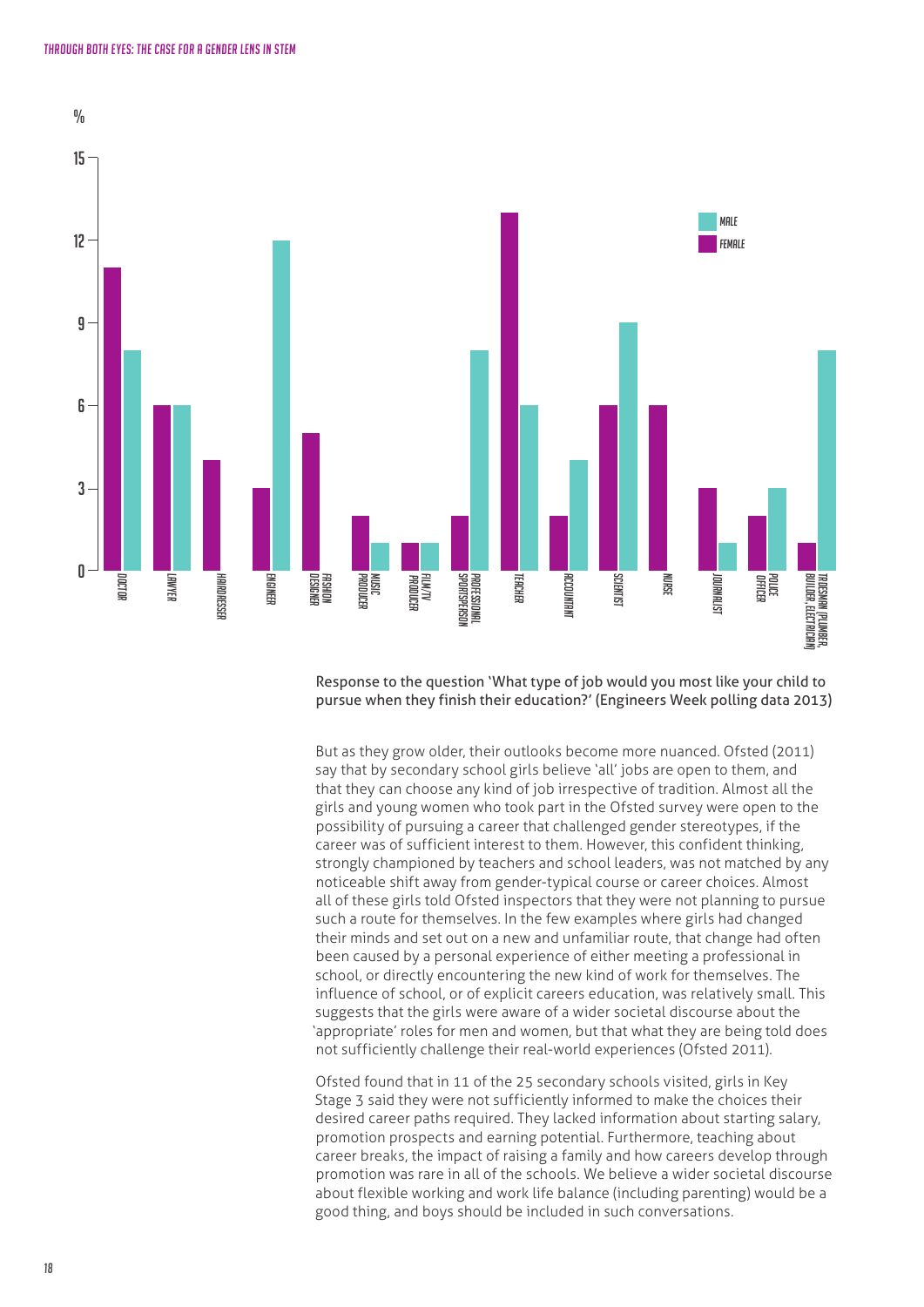Response to the question 'What type of job would you most like your child to pursue when they finish their education?' (Engineers Week polling data 2013)

But as they grow older, their outlooks become more nuanced. Ofsted (2011) say that by secondary school girls believe 'all' jobs are open to them, and that they can choose any kind of job irrespective of tradition. Almost all the girls and young women who took part in the Ofsted survey were open to the possibility of pursuing a career that challenged gender stereotypes, if the career was of sufficient interest to them. However, this confident thinking, strongly championed by teachers and school leaders, was not matched by any noticeable shift away from gender-typical course or career choices. Almost all of these girls told Ofsted inspectors that they were not planning to pursue such a route for themselves. In the few examples where girls had changed their minds and set out on a new and unfamiliar route, that change had often been caused by a personal experience of either meeting a professional in school, or directly encountering the new kind of work for themselves. The influence of school, or of explicit careers education, was relatively small. This suggests that the girls were aware of a wider societal discourse about the 'appropriate' roles for men and women, but that what they are being told does not sufficiently challenge their real-world experiences (Ofsted 2011).

Ofsted found that in 11 of the 25 secondary schools visited, girls in Key Stage 3 said they were not sufficiently informed to make the choices their desired career paths required. They lacked information about starting salary, promotion prospects and earning potential. Furthermore, teaching about career breaks, the impact of raising a family and how careers develop through promotion was rare in all of the schools. We believe a wider societal discourse about flexible working and work life balance (including parenting) would be a good thing, and boys should be included in such conversations.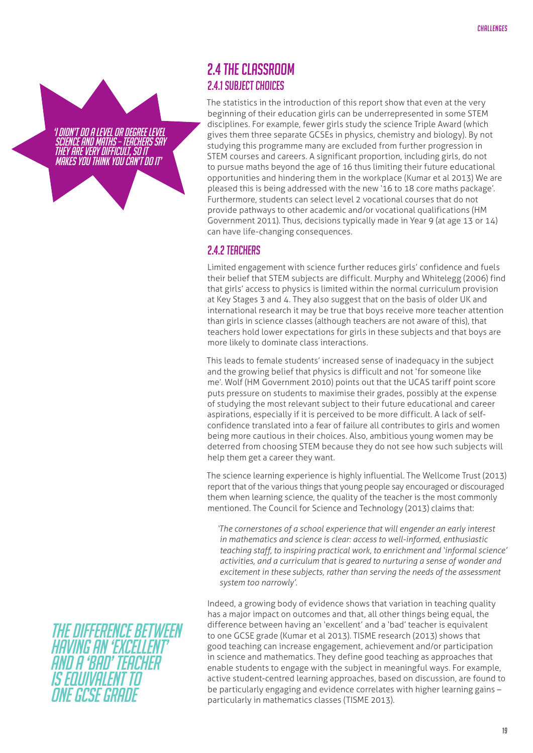> 'I didn't do A level or degree level science and maths – teachers say they are very difficult, so it makes you think you can't do it'

## 2.4 The classroom

### 2.4.1 Subject choices

The statistics in the introduction of this report show that even at the very beginning of their education girls can be underrepresented in some STEM disciplines. For example, fewer girls study the science Triple Award (which gives them three separate GCSEs in physics, chemistry and biology). By not studying this programme many are excluded from further progression in STEM courses and careers. A significant proportion, including girls, do not to pursue maths beyond the age of 16 thus limiting their future educational opportunities and hindering them in the workplace (Kumar et al 2013) We are pleased this is being addressed with the new '16 to 18 core maths package'. Furthermore, students can select level 2 vocational courses that do not provide pathways to other academic and/or vocational qualifications (HM Government 2011). Thus, decisions typically made in Year 9 (at age 13 or 14) can have life-changing consequences.

### 2.4.2 Teachers

Limited engagement with science further reduces girls' confidence and fuels their belief that STEM subjects are difficult. Murphy and Whitelegg (2006) find that girls' access to physics is limited within the normal curriculum provision at Key Stages 3 and 4. They also suggest that on the basis of older UK and international research it may be true that boys receive more teacher attention than girls in science classes (although teachers are not aware of this), that teachers hold lower expectations for girls in these subjects and that boys are more likely to dominate class interactions.

This leads to female students' increased sense of inadequacy in the subject and the growing belief that physics is difficult and not 'for someone like me'. Wolf (HM Government 2010) points out that the UCAS tariff point score puts pressure on students to maximise their grades, possibly at the expense of studying the most relevant subject to their future educational and career aspirations, especially if it is perceived to be more difficult. A lack of self-confidence translated into a fear of failure all contributes to girls and women being more cautious in their choices. Also, ambitious young women may be deterred from choosing STEM because they do not see how such subjects will help them get a career they want.

The science learning experience is highly influential. The Wellcome Trust (2013) report that of the various things that young people say encouraged or discouraged them when learning science, the quality of the teacher is the most commonly mentioned. The Council for Science and Technology (2013) claims that:

> *'The cornerstones of a school experience that will engender an early interest in mathematics and science is clear: access to well-informed, enthusiastic teaching staff, to inspiring practical work, to enrichment and 'informal science' activities, and a curriculum that is geared to nurturing a sense of wonder and excitement in these subjects, rather than serving the needs of the assessment system too narrowly'.*

Indeed, a growing body of evidence shows that variation in teaching quality has a major impact on outcomes and that, all other things being equal, the difference between having an 'excellent' and a 'bad' teacher is equivalent to one GCSE grade (Kumar et al 2013). TISME research (2013) shows that good teaching can increase engagement, achievement and/or participation in science and mathematics. They define good teaching as approaches that enable students to engage with the subject in meaningful ways. For example, active student-centred learning approaches, based on discussion, are found to be particularly engaging and evidence correlates with higher learning gains – particularly in mathematics classes (TISME 2013).

> *The difference between having an 'excellent' and a 'bad' teacher is equivalent to one GCSE grade*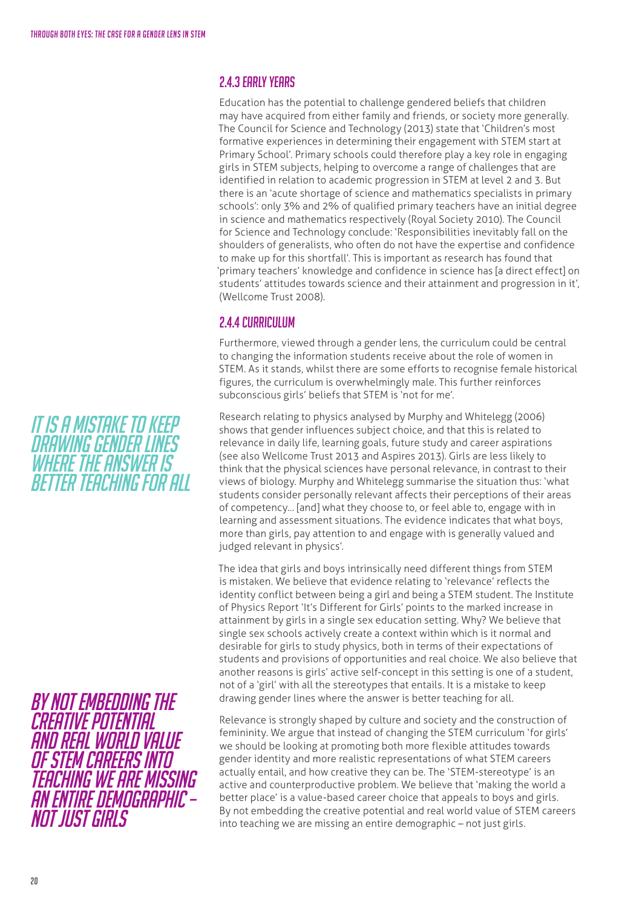### 2.4.3 EARLY YEARS

Education has the potential to challenge gendered beliefs that children may have acquired from either family and friends, or society more generally. The Council for Science and Technology (2013) state that 'Children's most formative experiences in determining their engagement with STEM start at Primary School'. Primary schools could therefore play a key role in engaging girls in STEM subjects, helping to overcome a range of challenges that are identified in relation to academic progression in STEM at level 2 and 3. But there is an 'acute shortage of science and mathematics specialists in primary schools': only 3% and 2% of qualified primary teachers have an initial degree in science and mathematics respectively (Royal Society 2010). The Council for Science and Technology conclude: 'Responsibilities inevitably fall on the shoulders of generalists, who often do not have the expertise and confidence to make up for this shortfall'. This is important as research has found that 'primary teachers' knowledge and confidence in science has [a direct effect] on students' attitudes towards science and their attainment and progression in it', (Wellcome Trust 2008).

### 2.4.4 CURRICULUM

Furthermore, viewed through a gender lens, the curriculum could be central to changing the information students receive about the role of women in STEM. As it stands, whilst there are some efforts to recognise female historical figures, the curriculum is overwhelmingly male. This further reinforces subconscious girls' beliefs that STEM is 'not for me'.

*IT IS A MISTAKE TO KEEP DRAWING GENDER LINES WHERE THE ANSWER IS BETTER TEACHING FOR ALL*

Research relating to physics analysed by Murphy and Whitelegg (2006) shows that gender influences subject choice, and that this is related to relevance in daily life, learning goals, future study and career aspirations (see also Wellcome Trust 2013 and Aspires 2013). Girls are less likely to think that the physical sciences have personal relevance, in contrast to their views of biology. Murphy and Whitelegg summarise the situation thus: 'what students consider personally relevant affects their perceptions of their areas of competency… [and] what they choose to, or feel able to, engage with in learning and assessment situations. The evidence indicates that what boys, more than girls, pay attention to and engage with is generally valued and judged relevant in physics'.

The idea that girls and boys intrinsically need different things from STEM is mistaken. We believe that evidence relating to 'relevance' reflects the identity conflict between being a girl and being a STEM student. The Institute of Physics Report 'It's Different for Girls' points to the marked increase in attainment by girls in a single sex education setting. Why? We believe that single sex schools actively create a context within which is it normal and desirable for girls to study physics, both in terms of their expectations of students and provisions of opportunities and real choice. We also believe that another reasons is girls' active self-concept in this setting is one of a student, not of a 'girl' with all the stereotypes that entails. It is a mistake to keep drawing gender lines where the answer is better teaching for all.

*BY NOT EMBEDDING THE CREATIVE POTENTIAL AND REAL WORLD VALUE OF STEM CAREERS INTO TEACHING WE ARE MISSING AN ENTIRE DEMOGRAPHIC – NOT JUST GIRLS*

Relevance is strongly shaped by culture and society and the construction of femininity. We argue that instead of changing the STEM curriculum 'for girls' we should be looking at promoting both more flexible attitudes towards gender identity and more realistic representations of what STEM careers actually entail, and how creative they can be. The 'STEM-stereotype' is an active and counterproductive problem. We believe that 'making the world a better place' is a value-based career choice that appeals to boys and girls. By not embedding the creative potential and real world value of STEM careers into teaching we are missing an entire demographic – not just girls.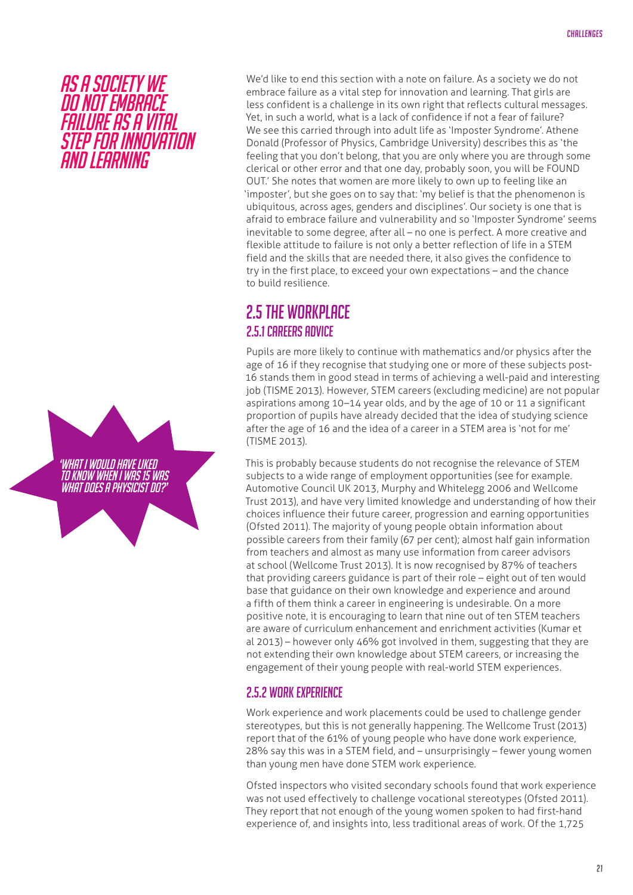*AS A SOCIETY WE DO NOT EMBRACE FAILURE AS A VITAL STEP FOR INNOVATION AND LEARNING*

We'd like to end this section with a note on failure. As a society we do not embrace failure as a vital step for innovation and learning. That girls are less confident is a challenge in its own right that reflects cultural messages. Yet, in such a world, what is a lack of confidence if not a fear of failure? We see this carried through into adult life as 'Imposter Syndrome'. Athene Donald (Professor of Physics, Cambridge University) describes this as 'the feeling that you don't belong, that you are only where you are through some clerical or other error and that one day, probably soon, you will be FOUND OUT.' She notes that women are more likely to own up to feeling like an 'imposter', but she goes on to say that: 'my belief is that the phenomenon is ubiquitous, across ages, genders and disciplines'. Our society is one that is afraid to embrace failure and vulnerability and so 'Imposter Syndrome' seems inevitable to some degree, after all – no one is perfect. A more creative and flexible attitude to failure is not only a better reflection of life in a STEM field and the skills that are needed there, it also gives the confidence to try in the first place, to exceed your own expectations – and the chance to build resilience.

## 2.5 THE WORKPLACE

### 2.5.1 CAREERS ADVICE

Pupils are more likely to continue with mathematics and/or physics after the age of 16 if they recognise that studying one or more of these subjects post-16 stands them in good stead in terms of achieving a well-paid and interesting job (TISME 2013). However, STEM careers (excluding medicine) are not popular aspirations among 10–14 year olds, and by the age of 10 or 11 a significant proportion of pupils have already decided that the idea of studying science after the age of 16 and the idea of a career in a STEM area is 'not for me' (TISME 2013).

*'WHAT I WOULD HAVE LIKED TO KNOW WHEN I WAS 15 WAS WHAT DOES A PHYSICIST DO?'*

This is probably because students do not recognise the relevance of STEM subjects to a wide range of employment opportunities (see for example. Automotive Council UK 2013, Murphy and Whitelegg 2006 and Wellcome Trust 2013), and have very limited knowledge and understanding of how their choices influence their future career, progression and earning opportunities (Ofsted 2011). The majority of young people obtain information about possible careers from their family (67 per cent); almost half gain information from teachers and almost as many use information from career advisors at school (Wellcome Trust 2013). It is now recognised by 87% of teachers that providing careers guidance is part of their role – eight out of ten would base that guidance on their own knowledge and experience and around a fifth of them think a career in engineering is undesirable. On a more positive note, it is encouraging to learn that nine out of ten STEM teachers are aware of curriculum enhancement and enrichment activities (Kumar et al 2013) – however only 46% got involved in them, suggesting that they are not extending their own knowledge about STEM careers, or increasing the engagement of their young people with real-world STEM experiences.

### 2.5.2 WORK EXPERIENCE

Work experience and work placements could be used to challenge gender stereotypes, but this is not generally happening. The Wellcome Trust (2013) report that of the 61% of young people who have done work experience, 28% say this was in a STEM field, and – unsurprisingly – fewer young women than young men have done STEM work experience.

Ofsted inspectors who visited secondary schools found that work experience was not used effectively to challenge vocational stereotypes (Ofsted 2011). They report that not enough of the young women spoken to had first-hand experience of, and insights into, less traditional areas of work. Of the 1,725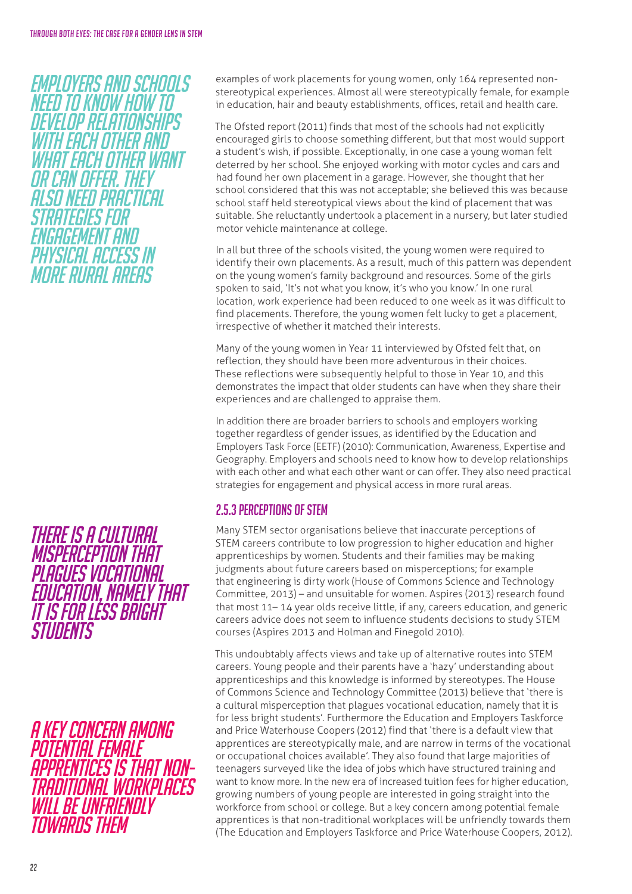examples of work placements for young women, only 164 represented non-stereotypical experiences. Almost all were stereotypically female, for example in education, hair and beauty establishments, offices, retail and health care.

The Ofsted report (2011) finds that most of the schools had not explicitly encouraged girls to choose something different, but that most would support a student's wish, if possible. Exceptionally, in one case a young woman felt deterred by her school. She enjoyed working with motor cycles and cars and had found her own placement in a garage. However, she thought that her school considered that this was not acceptable; she believed this was because school staff held stereotypical views about the kind of placement that was suitable. She reluctantly undertook a placement in a nursery, but later studied motor vehicle maintenance at college.

In all but three of the schools visited, the young women were required to identify their own placements. As a result, much of this pattern was dependent on the young women's family background and resources. Some of the girls spoken to said, 'It's not what you know, it's who you know.' In one rural location, work experience had been reduced to one week as it was difficult to find placements. Therefore, the young women felt lucky to get a placement, irrespective of whether it matched their interests.

Many of the young women in Year 11 interviewed by Ofsted felt that, on reflection, they should have been more adventurous in their choices. These reflections were subsequently helpful to those in Year 10, and this demonstrates the impact that older students can have when they share their experiences and are challenged to appraise them.

In addition there are broader barriers to schools and employers working together regardless of gender issues, as identified by the Education and Employers Task Force (EETF) (2010): Communication, Awareness, Expertise and Geography. Employers and schools need to know how to develop relationships with each other and what each other want or can offer. They also need practical strategies for engagement and physical access in more rural areas.

> *Employers and schools need to know how to develop relationships with each other and what each other want or can offer. They also need practical strategies for engagement and physical access in more rural areas*

### 2.5.3 Perceptions of STEM

Many STEM sector organisations believe that inaccurate perceptions of STEM careers contribute to low progression to higher education and higher apprenticeships by women. Students and their families may be making judgments about future careers based on misperceptions; for example that engineering is dirty work (House of Commons Science and Technology Committee, 2013) – and unsuitable for women. Aspires (2013) research found that most 11– 14 year olds receive little, if any, careers education, and generic careers advice does not seem to influence students decisions to study STEM courses (Aspires 2013 and Holman and Finegold 2010).

> *There is a cultural misperception that plagues vocational education, namely that it is for less bright students*

This undoubtably affects views and take up of alternative routes into STEM careers. Young people and their parents have a 'hazy' understanding about apprenticeships and this knowledge is informed by stereotypes. The House of Commons Science and Technology Committee (2013) believe that 'there is a cultural misperception that plagues vocational education, namely that it is for less bright students'. Furthermore the Education and Employers Taskforce and Price Waterhouse Coopers (2012) find that 'there is a default view that apprentices are stereotypically male, and are narrow in terms of the vocational or occupational choices available'. They also found that large majorities of teenagers surveyed like the idea of jobs which have structured training and want to know more. In the new era of increased tuition fees for higher education, growing numbers of young people are interested in going straight into the workforce from school or college. But a key concern among potential female apprentices is that non-traditional workplaces will be unfriendly towards them (The Education and Employers Taskforce and Price Waterhouse Coopers, 2012).

> *A key concern among potential female apprentices is that non-traditional workplaces will be unfriendly towards them*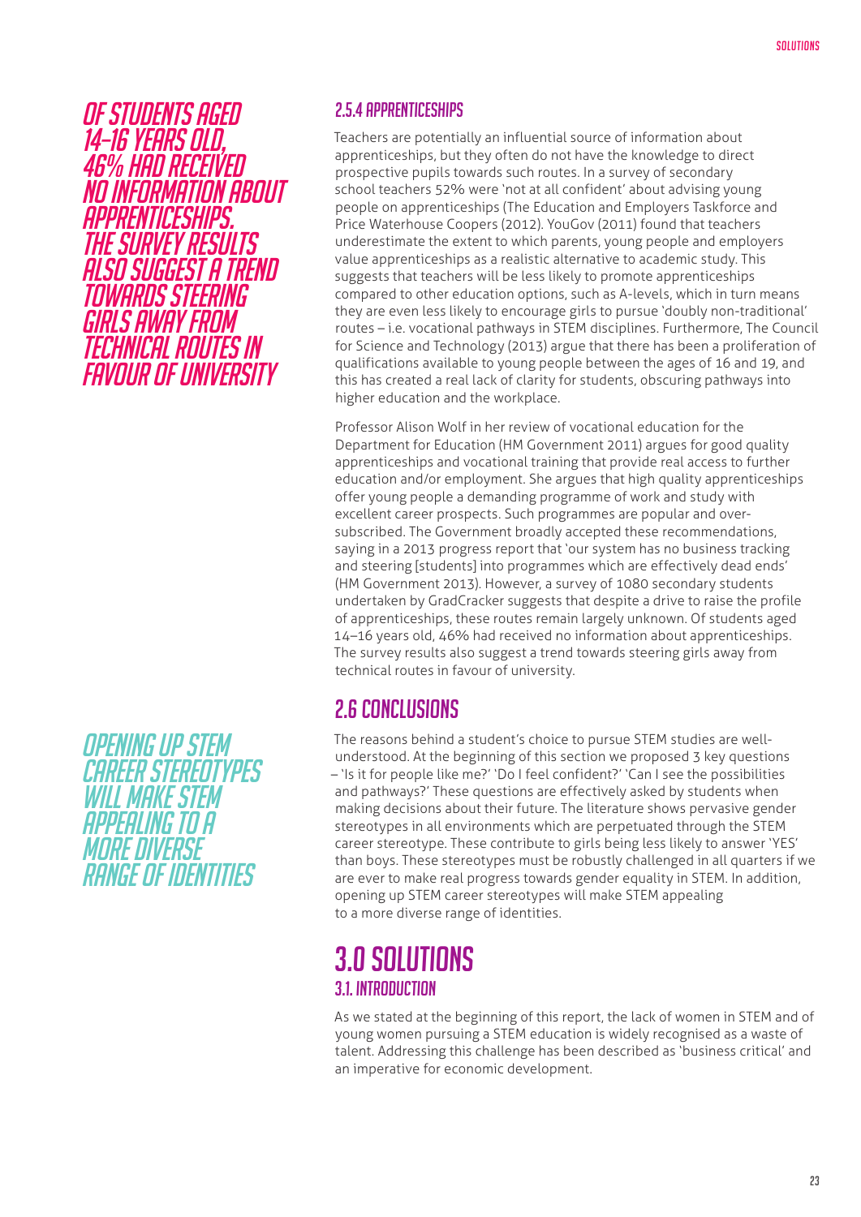*OF STUDENTS AGED 14–16 YEARS OLD, 46% HAD RECEIVED NO INFORMATION ABOUT APPRENTICESHIPS. THE SURVEY RESULTS ALSO SUGGEST A TREND TOWARDS STEERING GIRLS AWAY FROM TECHNICAL ROUTES IN FAVOUR OF UNIVERSITY*

### 2.5.4 APPRENTICESHIPS

Teachers are potentially an influential source of information about apprenticeships, but they often do not have the knowledge to direct prospective pupils towards such routes. In a survey of secondary school teachers 52% were 'not at all confident' about advising young people on apprenticeships (The Education and Employers Taskforce and Price Waterhouse Coopers (2012). YouGov (2011) found that teachers underestimate the extent to which parents, young people and employers value apprenticeships as a realistic alternative to academic study. This suggests that teachers will be less likely to promote apprenticeships compared to other education options, such as A-levels, which in turn means they are even less likely to encourage girls to pursue 'doubly non-traditional' routes – i.e. vocational pathways in STEM disciplines. Furthermore, The Council for Science and Technology (2013) argue that there has been a proliferation of qualifications available to young people between the ages of 16 and 19, and this has created a real lack of clarity for students, obscuring pathways into higher education and the workplace.

Professor Alison Wolf in her review of vocational education for the Department for Education (HM Government 2011) argues for good quality apprenticeships and vocational training that provide real access to further education and/or employment. She argues that high quality apprenticeships offer young people a demanding programme of work and study with excellent career prospects. Such programmes are popular and over-subscribed. The Government broadly accepted these recommendations, saying in a 2013 progress report that 'our system has no business tracking and steering [students] into programmes which are effectively dead ends' (HM Government 2013). However, a survey of 1080 secondary students undertaken by GradCracker suggests that despite a drive to raise the profile of apprenticeships, these routes remain largely unknown. Of students aged 14–16 years old, 46% had received no information about apprenticeships. The survey results also suggest a trend towards steering girls away from technical routes in favour of university.

## 2.6 CONCLUSIONS

*OPENING UP STEM CAREER STEREOTYPES WILL MAKE STEM APPEALING TO A MORE DIVERSE RANGE OF IDENTITIES*

The reasons behind a student's choice to pursue STEM studies are well-understood. At the beginning of this section we proposed 3 key questions – 'Is it for people like me?' 'Do I feel confident?' 'Can I see the possibilities and pathways?' These questions are effectively asked by students when making decisions about their future. The literature shows pervasive gender stereotypes in all environments which are perpetuated through the STEM career stereotype. These contribute to girls being less likely to answer 'YES' than boys. These stereotypes must be robustly challenged in all quarters if we are ever to make real progress towards gender equality in STEM. In addition, opening up STEM career stereotypes will make STEM appealing to a more diverse range of identities.

# 3.0 SOLUTIONS

### 3.1. INTRODUCTION

As we stated at the beginning of this report, the lack of women in STEM and of young women pursuing a STEM education is widely recognised as a waste of talent. Addressing this challenge has been described as 'business critical' and an imperative for economic development.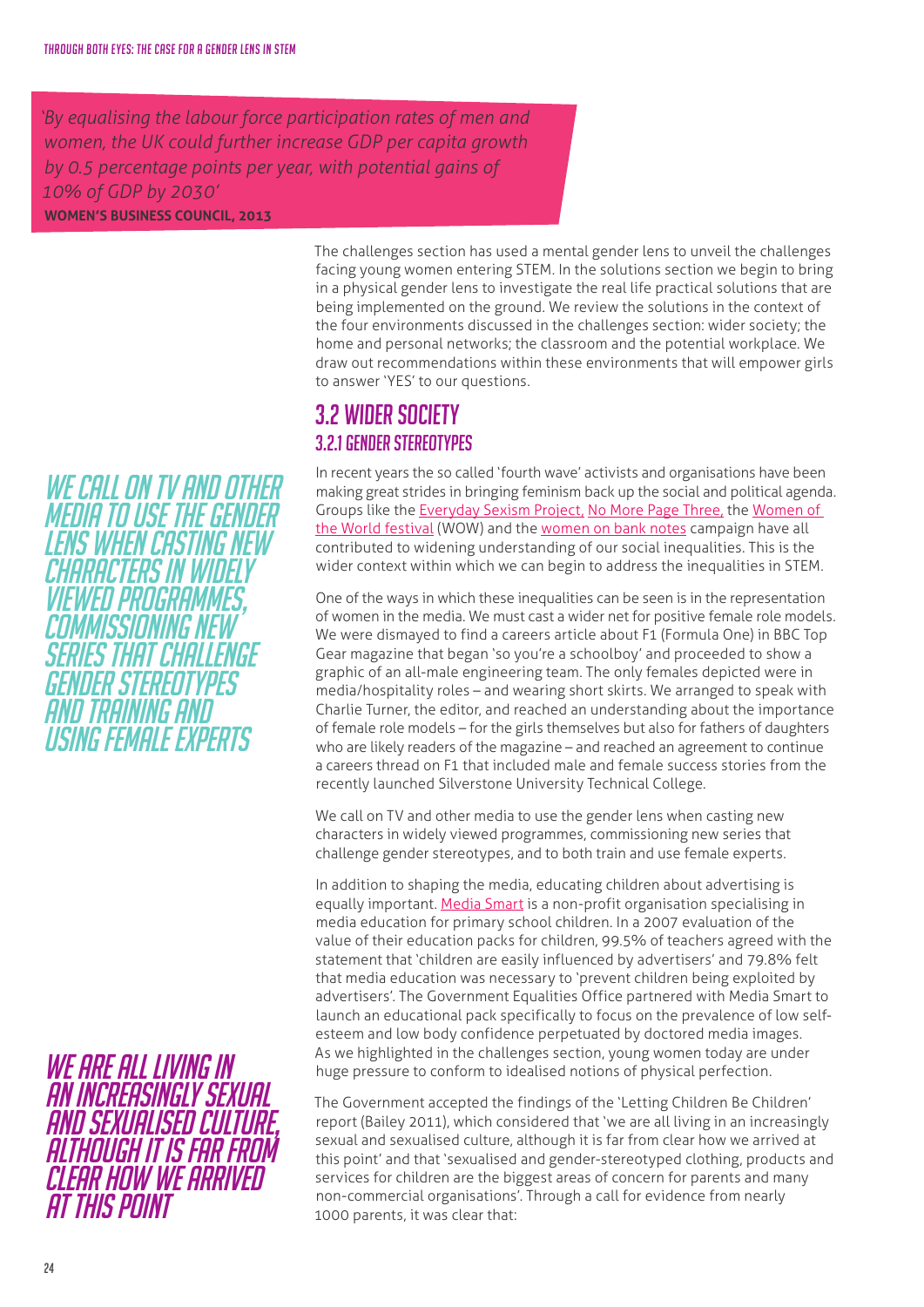> *'By equalising the labour force participation rates of men and women, the UK could further increase GDP per capita growth by 0.5 percentage points per year, with potential gains of 10% of GDP by 2030'*
>
> **WOMEN'S BUSINESS COUNCIL, 2013**

The challenges section has used a mental gender lens to unveil the challenges facing young women entering STEM. In the solutions section we begin to bring in a physical gender lens to investigate the real life practical solutions that are being implemented on the ground. We review the solutions in the context of the four environments discussed in the challenges section: wider society; the home and personal networks; the classroom and the potential workplace. We draw out recommendations within these environments that will empower girls to answer 'YES' to our questions.

## 3.2 WIDER SOCIETY

### 3.2.1 GENDER STEREOTYPES

In recent years the so called 'fourth wave' activists and organisations have been making great strides in bringing feminism back up the social and political agenda. Groups like the Everyday Sexism Project, No More Page Three, the Women of the World festival (WOW) and the women on bank notes campaign have all contributed to widening understanding of our social inequalities. This is the wider context within which we can begin to address the inequalities in STEM.

*WE CALL ON TV AND OTHER MEDIA TO USE THE GENDER LENS WHEN CASTING NEW CHARACTERS IN WIDELY VIEWED PROGRAMMES, COMMISSIONING NEW SERIES THAT CHALLENGE GENDER STEREOTYPES AND TRAINING AND USING FEMALE EXPERTS*

One of the ways in which these inequalities can be seen is in the representation of women in the media. We must cast a wider net for positive female role models. We were dismayed to find a careers article about F1 (Formula One) in BBC Top Gear magazine that began 'so you're a schoolboy' and proceeded to show a graphic of an all-male engineering team. The only females depicted were in media/hospitality roles – and wearing short skirts. We arranged to speak with Charlie Turner, the editor, and reached an understanding about the importance of female role models – for the girls themselves but also for fathers of daughters who are likely readers of the magazine – and reached an agreement to continue a careers thread on F1 that included male and female success stories from the recently launched Silverstone University Technical College.

We call on TV and other media to use the gender lens when casting new characters in widely viewed programmes, commissioning new series that challenge gender stereotypes, and to both train and use female experts.

In addition to shaping the media, educating children about advertising is equally important. Media Smart is a non-profit organisation specialising in media education for primary school children. In a 2007 evaluation of the value of their education packs for children, 99.5% of teachers agreed with the statement that 'children are easily influenced by advertisers' and 79.8% felt that media education was necessary to 'prevent children being exploited by advertisers'. The Government Equalities Office partnered with Media Smart to launch an educational pack specifically to focus on the prevalence of low self-esteem and low body confidence perpetuated by doctored media images. As we highlighted in the challenges section, young women today are under huge pressure to conform to idealised notions of physical perfection.

*WE ARE ALL LIVING IN AN INCREASINGLY SEXUAL AND SEXUALISED CULTURE, ALTHOUGH IT IS FAR FROM CLEAR HOW WE ARRIVED AT THIS POINT*

The Government accepted the findings of the 'Letting Children Be Children' report (Bailey 2011), which considered that 'we are all living in an increasingly sexual and sexualised culture, although it is far from clear how we arrived at this point' and that 'sexualised and gender-stereotyped clothing, products and services for children are the biggest areas of concern for parents and many non-commercial organisations'. Through a call for evidence from nearly 1000 parents, it was clear that: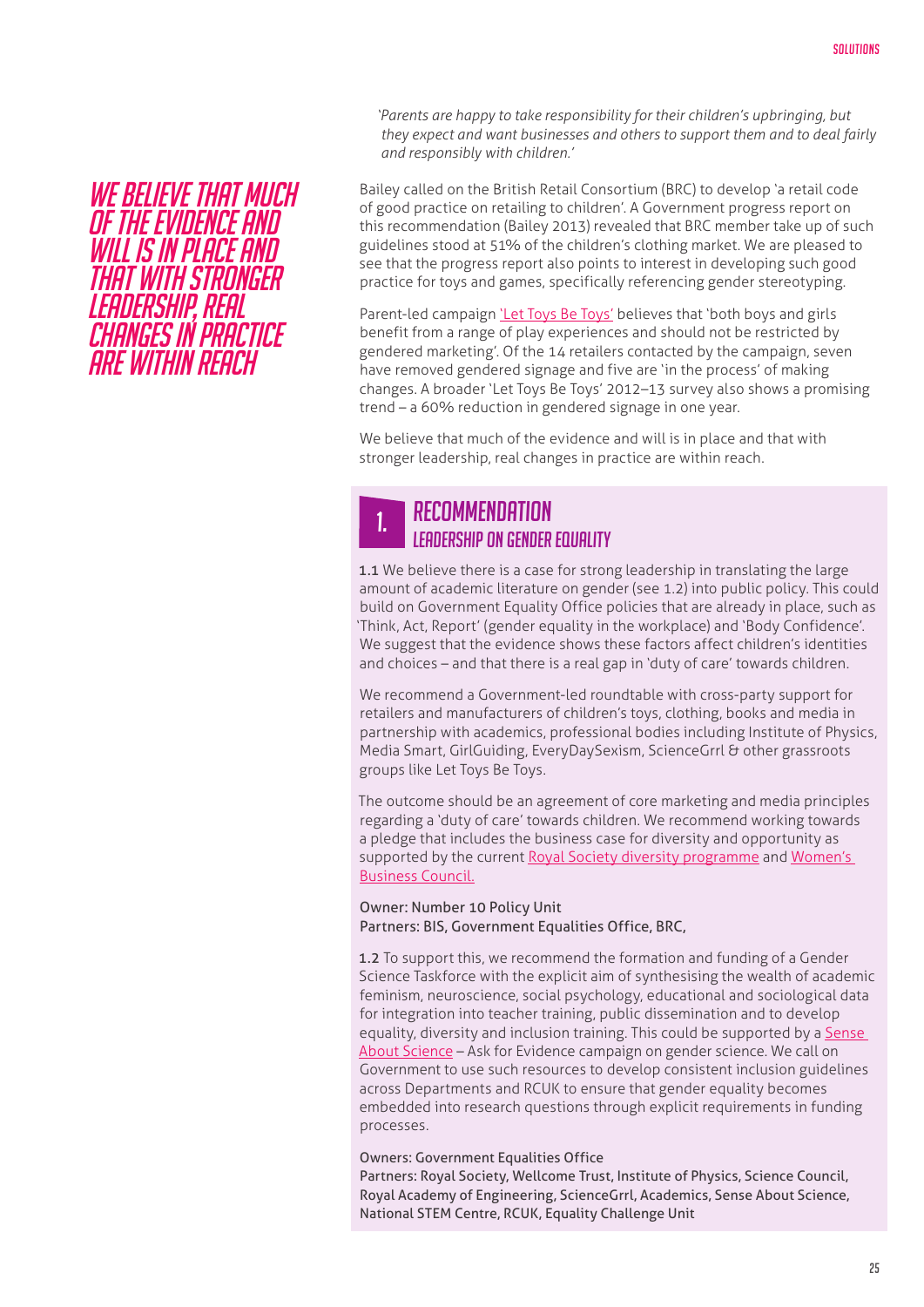*'Parents are happy to take responsibility for their children's upbringing, but they expect and want businesses and others to support them and to deal fairly and responsibly with children.'*

Bailey called on the British Retail Consortium (BRC) to develop 'a retail code of good practice on retailing to children'. A Government progress report on this recommendation (Bailey 2013) revealed that BRC member take up of such guidelines stood at 51% of the children's clothing market. We are pleased to see that the progress report also points to interest in developing such good practice for toys and games, specifically referencing gender stereotyping.

Parent-led campaign 'Let Toys Be Toys' believes that 'both boys and girls benefit from a range of play experiences and should not be restricted by gendered marketing'. Of the 14 retailers contacted by the campaign, seven have removed gendered signage and five are 'in the process' of making changes. A broader 'Let Toys Be Toys' 2012–13 survey also shows a promising trend – a 60% reduction in gendered signage in one year.

We believe that much of the evidence and will is in place and that with stronger leadership, real changes in practice are within reach.

**WE BELIEVE THAT MUCH OF THE EVIDENCE AND WILL IS IN PLACE AND THAT WITH STRONGER LEADERSHIP, REAL CHANGES IN PRACTICE ARE WITHIN REACH**

## 1. RECOMMENDATION
### LEADERSHIP ON GENDER EQUALITY

**1.1** We believe there is a case for strong leadership in translating the large amount of academic literature on gender (see 1.2) into public policy. This could build on Government Equality Office policies that are already in place, such as 'Think, Act, Report' (gender equality in the workplace) and 'Body Confidence'. We suggest that the evidence shows these factors affect children's identities and choices – and that there is a real gap in 'duty of care' towards children.

We recommend a Government-led roundtable with cross-party support for retailers and manufacturers of children's toys, clothing, books and media in partnership with academics, professional bodies including Institute of Physics, Media Smart, GirlGuiding, EveryDaySexism, ScienceGrrl & other grassroots groups like Let Toys Be Toys.

The outcome should be an agreement of core marketing and media principles regarding a 'duty of care' towards children. We recommend working towards a pledge that includes the business case for diversity and opportunity as supported by the current Royal Society diversity programme and Women's Business Council.

Owner: Number 10 Policy Unit
Partners: BIS, Government Equalities Office, BRC,

**1.2** To support this, we recommend the formation and funding of a Gender Science Taskforce with the explicit aim of synthesising the wealth of academic feminism, neuroscience, social psychology, educational and sociological data for integration into teacher training, public dissemination and to develop equality, diversity and inclusion training. This could be supported by a Sense About Science – Ask for Evidence campaign on gender science. We call on Government to use such resources to develop consistent inclusion guidelines across Departments and RCUK to ensure that gender equality becomes embedded into research questions through explicit requirements in funding processes.

Owners: Government Equalities Office
Partners: Royal Society, Wellcome Trust, Institute of Physics, Science Council, Royal Academy of Engineering, ScienceGrrl, Academics, Sense About Science, National STEM Centre, RCUK, Equality Challenge Unit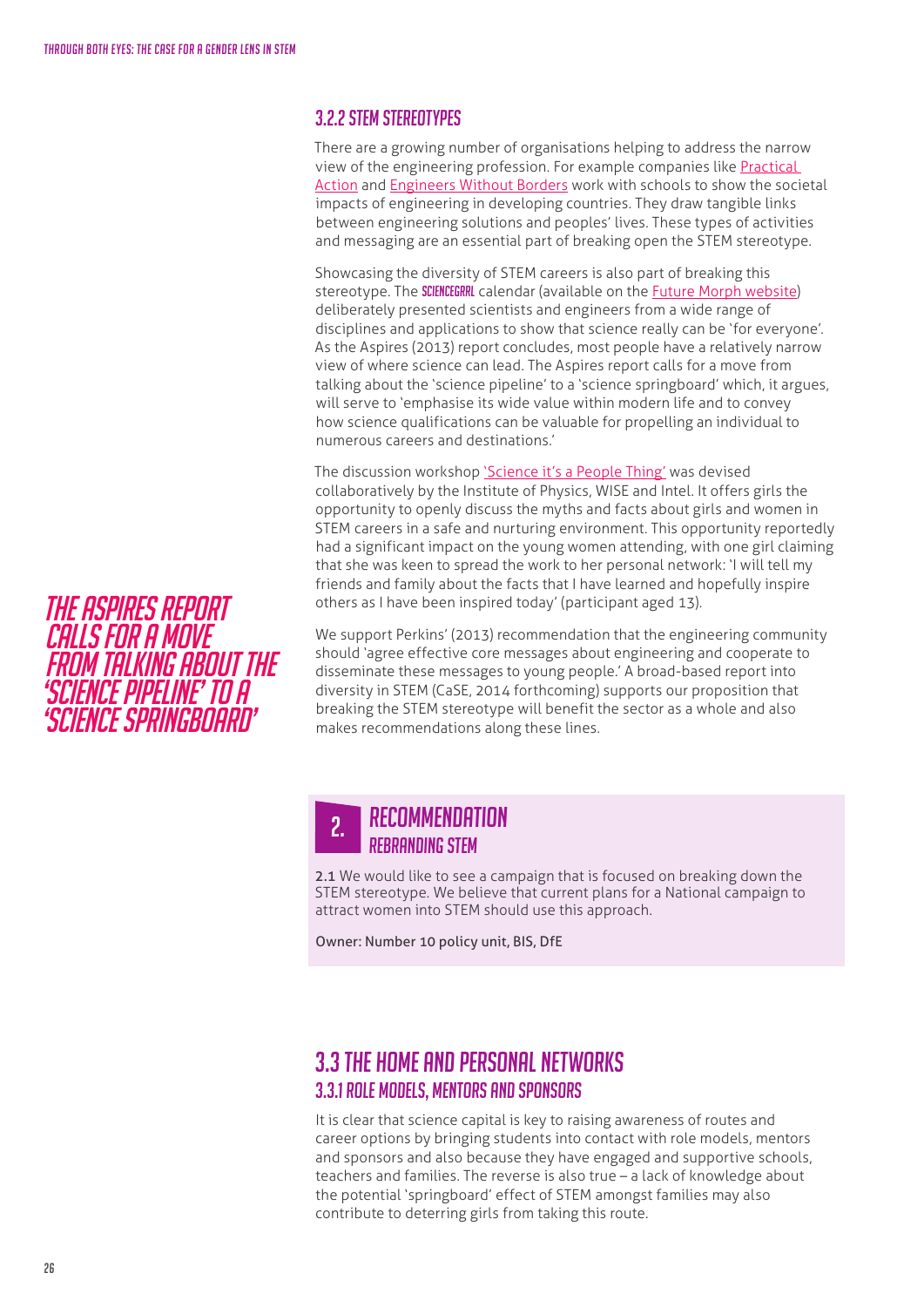### 3.2.2 STEM stereotypes

There are a growing number of organisations helping to address the narrow view of the engineering profession. For example companies like Practical Action and Engineers Without Borders work with schools to show the societal impacts of engineering in developing countries. They draw tangible links between engineering solutions and peoples' lives. These types of activities and messaging are an essential part of breaking open the STEM stereotype.

Showcasing the diversity of STEM careers is also part of breaking this stereotype. The SCIENCEGRRL calendar (available on the Future Morph website) deliberately presented scientists and engineers from a wide range of disciplines and applications to show that science really can be 'for everyone'. As the Aspires (2013) report concludes, most people have a relatively narrow view of where science can lead. The Aspires report calls for a move from talking about the 'science pipeline' to a 'science springboard' which, it argues, will serve to 'emphasise its wide value within modern life and to convey how science qualifications can be valuable for propelling an individual to numerous careers and destinations.'

*The Aspires report calls for a move from talking about the 'science pipeline' to a 'science springboard'*

The discussion workshop 'Science it's a People Thing' was devised collaboratively by the Institute of Physics, WISE and Intel. It offers girls the opportunity to openly discuss the myths and facts about girls and women in STEM careers in a safe and nurturing environment. This opportunity reportedly had a significant impact on the young women attending, with one girl claiming that she was keen to spread the work to her personal network: 'I will tell my friends and family about the facts that I have learned and hopefully inspire others as I have been inspired today' (participant aged 13).

We support Perkins' (2013) recommendation that the engineering community should 'agree effective core messages about engineering and cooperate to disseminate these messages to young people.' A broad-based report into diversity in STEM (CaSE, 2014 forthcoming) supports our proposition that breaking the STEM stereotype will benefit the sector as a whole and also makes recommendations along these lines.

> **2. Recommendation**
> **Rebranding STEM**
>
> **2.1** We would like to see a campaign that is focused on breaking down the STEM stereotype. We believe that current plans for a National campaign to attract women into STEM should use this approach.
>
> Owner: Number 10 policy unit, BIS, DfE

## 3.3 The home and personal networks

### 3.3.1 Role models, mentors and sponsors

It is clear that science capital is key to raising awareness of routes and career options by bringing students into contact with role models, mentors and sponsors and also because they have engaged and supportive schools, teachers and families. The reverse is also true – a lack of knowledge about the potential 'springboard' effect of STEM amongst families may also contribute to deterring girls from taking this route.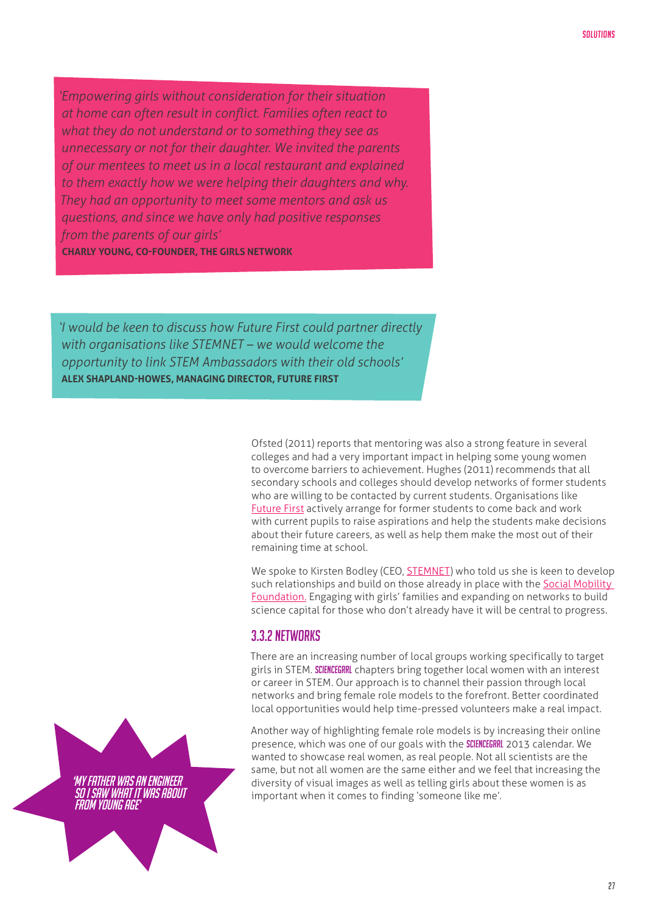> *'Empowering girls without consideration for their situation at home can often result in conflict. Families often react to what they do not understand or to something they see as unnecessary or not for their daughter. We invited the parents of our mentees to meet us in a local restaurant and explained to them exactly how we were helping their daughters and why. They had an opportunity to meet some mentors and ask us questions, and since we have only had positive responses from the parents of our girls'*
>
> **CHARLY YOUNG, CO-FOUNDER, THE GIRLS NETWORK**

> *'I would be keen to discuss how Future First could partner directly with organisations like STEMNET – we would welcome the opportunity to link STEM Ambassadors with their old schools'*
>
> **ALEX SHAPLAND-HOWES, MANAGING DIRECTOR, FUTURE FIRST**

Ofsted (2011) reports that mentoring was also a strong feature in several colleges and had a very important impact in helping some young women to overcome barriers to achievement. Hughes (2011) recommends that all secondary schools and colleges should develop networks of former students who are willing to be contacted by current students. Organisations like Future First actively arrange for former students to come back and work with current pupils to raise aspirations and help the students make decisions about their future careers, as well as help them make the most out of their remaining time at school.

We spoke to Kirsten Bodley (CEO, STEMNET) who told us she is keen to develop such relationships and build on those already in place with the Social Mobility Foundation. Engaging with girls' families and expanding on networks to build science capital for those who don't already have it will be central to progress.

### 3.3.2 NETWORKS

There are an increasing number of local groups working specifically to target girls in STEM. **SCIENCEGRRL** chapters bring together local women with an interest or career in STEM. Our approach is to channel their passion through local networks and bring female role models to the forefront. Better coordinated local opportunities would help time-pressed volunteers make a real impact.

Another way of highlighting female role models is by increasing their online presence, which was one of our goals with the **SCIENCEGRRL** 2013 calendar. We wanted to showcase real women, as real people. Not all scientists are the same, but not all women are the same either and we feel that increasing the diversity of visual images as well as telling girls about these women is as important when it comes to finding 'someone like me'.

*'MY FATHER WAS AN ENGINEER SO I SAW WHAT IT WAS ABOUT FROM YOUNG AGE'*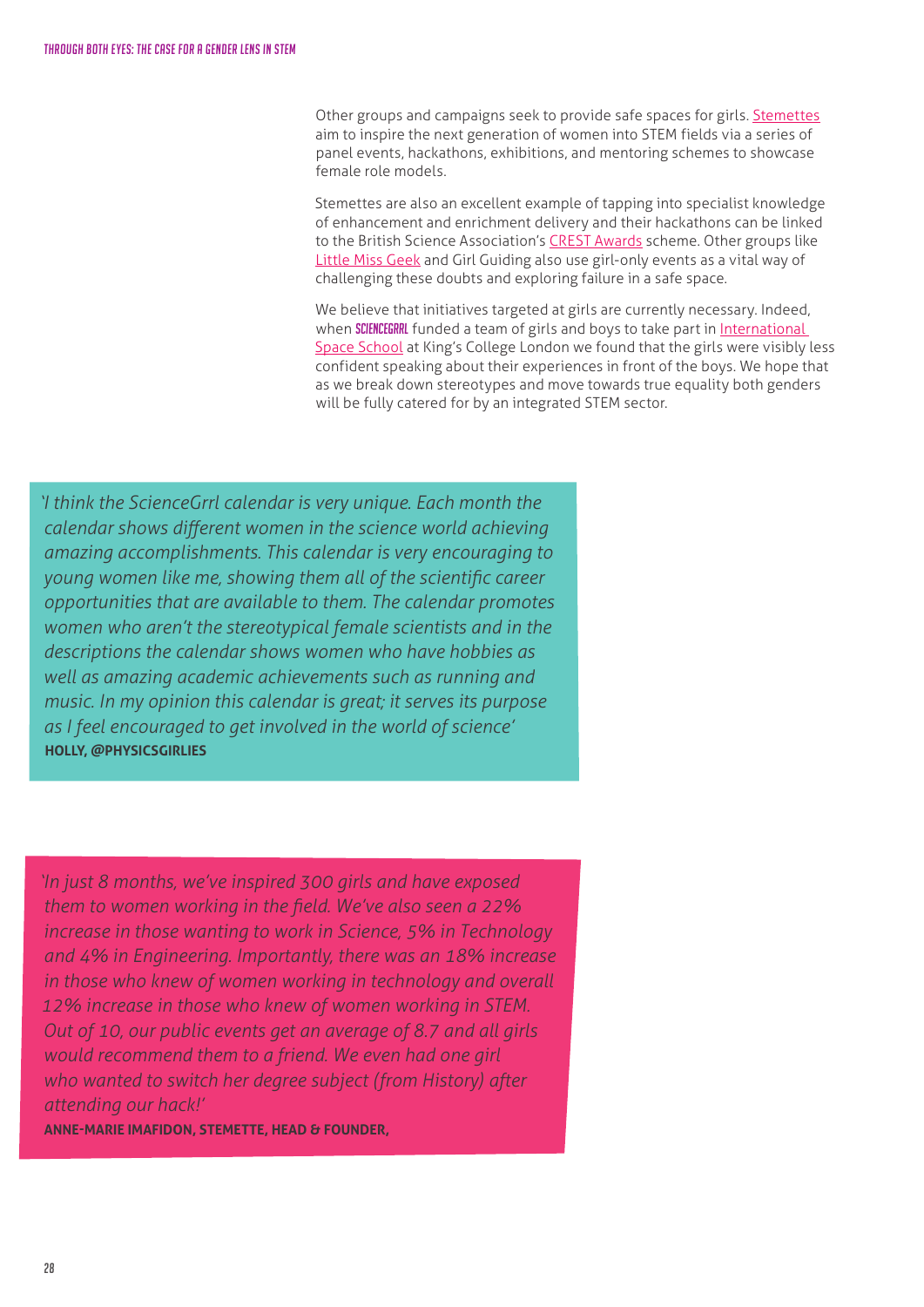Other groups and campaigns seek to provide safe spaces for girls. Stemettes aim to inspire the next generation of women into STEM fields via a series of panel events, hackathons, exhibitions, and mentoring schemes to showcase female role models.

Stemettes are also an excellent example of tapping into specialist knowledge of enhancement and enrichment delivery and their hackathons can be linked to the British Science Association's CREST Awards scheme. Other groups like Little Miss Geek and Girl Guiding also use girl-only events as a vital way of challenging these doubts and exploring failure in a safe space.

We believe that initiatives targeted at girls are currently necessary. Indeed, when SCIENCEGRRL funded a team of girls and boys to take part in International Space School at King's College London we found that the girls were visibly less confident speaking about their experiences in front of the boys. We hope that as we break down stereotypes and move towards true equality both genders will be fully catered for by an integrated STEM sector.

> *'I think the ScienceGrrl calendar is very unique. Each month the calendar shows different women in the science world achieving amazing accomplishments. This calendar is very encouraging to young women like me, showing them all of the scientific career opportunities that are available to them. The calendar promotes women who aren't the stereotypical female scientists and in the descriptions the calendar shows women who have hobbies as well as amazing academic achievements such as running and music. In my opinion this calendar is great; it serves its purpose as I feel encouraged to get involved in the world of science'*
>
> **HOLLY, @PHYSICSGIRLIES**

> *'In just 8 months, we've inspired 300 girls and have exposed them to women working in the field. We've also seen a 22% increase in those wanting to work in Science, 5% in Technology and 4% in Engineering. Importantly, there was an 18% increase in those who knew of women working in technology and overall 12% increase in those who knew of women working in STEM. Out of 10, our public events get an average of 8.7 and all girls would recommend them to a friend. We even had one girl who wanted to switch her degree subject (from History) after attending our hack!'*
>
> **ANNE-MARIE IMAFIDON, STEMETTE, HEAD & FOUNDER,**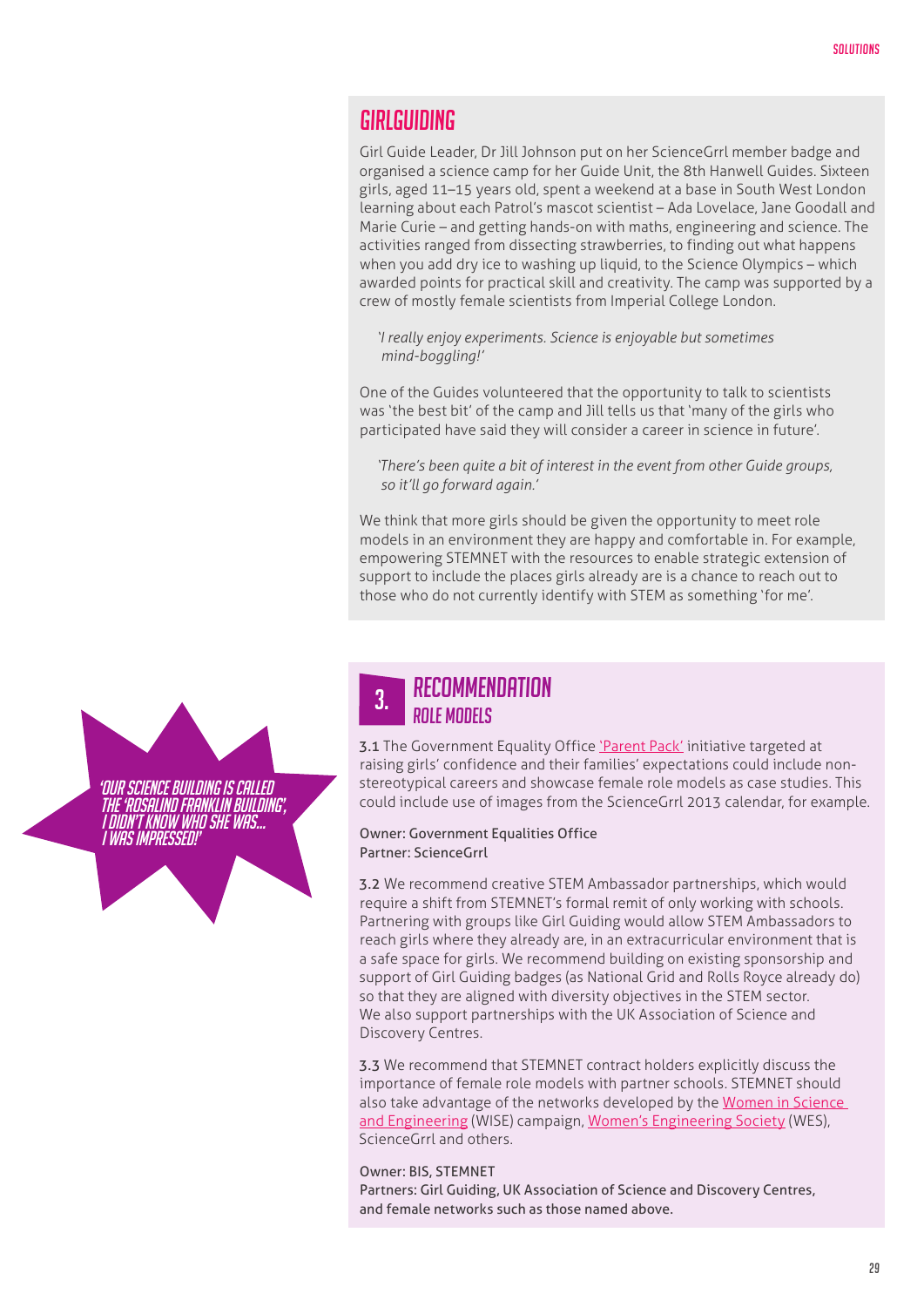## GIRLGUIDING

Girl Guide Leader, Dr Jill Johnson put on her ScienceGrrl member badge and organised a science camp for her Guide Unit, the 8th Hanwell Guides. Sixteen girls, aged 11–15 years old, spent a weekend at a base in South West London learning about each Patrol's mascot scientist – Ada Lovelace, Jane Goodall and Marie Curie – and getting hands-on with maths, engineering and science. The activities ranged from dissecting strawberries, to finding out what happens when you add dry ice to washing up liquid, to the Science Olympics – which awarded points for practical skill and creativity. The camp was supported by a crew of mostly female scientists from Imperial College London.

> *'I really enjoy experiments. Science is enjoyable but sometimes mind-boggling!'*

One of the Guides volunteered that the opportunity to talk to scientists was 'the best bit' of the camp and Jill tells us that 'many of the girls who participated have said they will consider a career in science in future'.

> *'There's been quite a bit of interest in the event from other Guide groups, so it'll go forward again.'*

We think that more girls should be given the opportunity to meet role models in an environment they are happy and comfortable in. For example, empowering STEMNET with the resources to enable strategic extension of support to include the places girls already are is a chance to reach out to those who do not currently identify with STEM as something 'for me'.

*'Our science building is called the 'Rosalind Franklin Building', I didn't know who she was... I was impressed!'*

## 3. RECOMMENDATION
### ROLE MODELS

**3.1** The Government Equality Office 'Parent Pack' initiative targeted at raising girls' confidence and their families' expectations could include non-stereotypical careers and showcase female role models as case studies. This could include use of images from the ScienceGrrl 2013 calendar, for example.

Owner: Government Equalities Office
Partner: ScienceGrrl

**3.2** We recommend creative STEM Ambassador partnerships, which would require a shift from STEMNET's formal remit of only working with schools. Partnering with groups like Girl Guiding would allow STEM Ambassadors to reach girls where they already are, in an extracurricular environment that is a safe space for girls. We recommend building on existing sponsorship and support of Girl Guiding badges (as National Grid and Rolls Royce already do) so that they are aligned with diversity objectives in the STEM sector. We also support partnerships with the UK Association of Science and Discovery Centres.

**3.3** We recommend that STEMNET contract holders explicitly discuss the importance of female role models with partner schools. STEMNET should also take advantage of the networks developed by the Women in Science and Engineering (WISE) campaign, Women's Engineering Society (WES), ScienceGrrl and others.

Owner: BIS, STEMNET
Partners: Girl Guiding, UK Association of Science and Discovery Centres, and female networks such as those named above.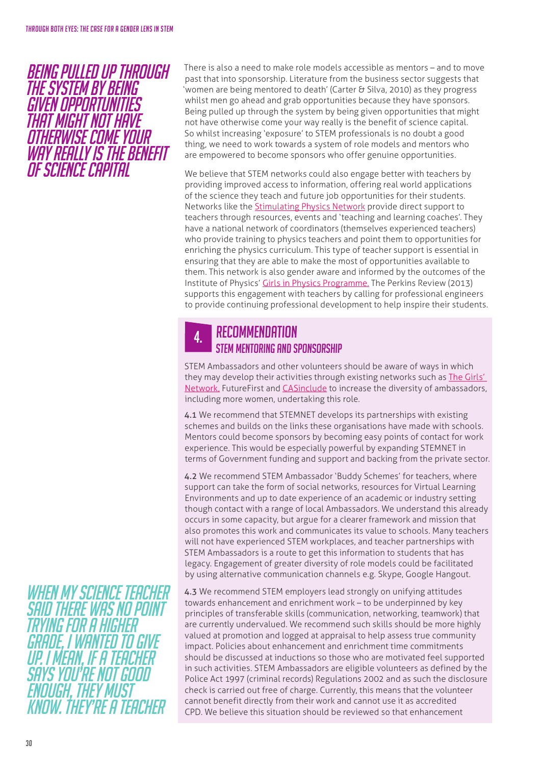*Being pulled up through the system by being given opportunities that might not have otherwise come your way really is the benefit of science capital*

There is also a need to make role models accessible as mentors – and to move past that into sponsorship. Literature from the business sector suggests that 'women are being mentored to death' (Carter & Silva, 2010) as they progress whilst men go ahead and grab opportunities because they have sponsors. Being pulled up through the system by being given opportunities that might not have otherwise come your way really is the benefit of science capital. So whilst increasing 'exposure' to STEM professionals is no doubt a good thing, we need to work towards a system of role models and mentors who are empowered to become sponsors who offer genuine opportunities.

We believe that STEM networks could also engage better with teachers by providing improved access to information, offering real world applications of the science they teach and future job opportunities for their students. Networks like the Stimulating Physics Network provide direct support to teachers through resources, events and 'teaching and learning coaches'. They have a national network of coordinators (themselves experienced teachers) who provide training to physics teachers and point them to opportunities for enriching the physics curriculum. This type of teacher support is essential in ensuring that they are able to make the most of opportunities available to them. This network is also gender aware and informed by the outcomes of the Institute of Physics' Girls in Physics Programme. The Perkins Review (2013) supports this engagement with teachers by calling for professional engineers to provide continuing professional development to help inspire their students.

## 4. Recommendation
### STEM Mentoring and Sponsorship

STEM Ambassadors and other volunteers should be aware of ways in which they may develop their activities through existing networks such as The Girls' Network, FutureFirst and CASinclude to increase the diversity of ambassadors, including more women, undertaking this role.

**4.1** We recommend that STEMNET develops its partnerships with existing schemes and builds on the links these organisations have made with schools. Mentors could become sponsors by becoming easy points of contact for work experience. This would be especially powerful by expanding STEMNET in terms of Government funding and support and backing from the private sector.

**4.2** We recommend STEM Ambassador 'Buddy Schemes' for teachers, where support can take the form of social networks, resources for Virtual Learning Environments and up to date experience of an academic or industry setting though contact with a range of local Ambassadors. We understand this already occurs in some capacity, but argue for a clearer framework and mission that also promotes this work and communicates its value to schools. Many teachers will not have experienced STEM workplaces, and teacher partnerships with STEM Ambassadors is a route to get this information to students that has legacy. Engagement of greater diversity of role models could be facilitated by using alternative communication channels e.g. Skype, Google Hangout.

*When my science teacher said there was no point trying for a higher grade, I wanted to give up. I mean, if a teacher says you're not good enough, they must know. They're a teacher*

**4.3** We recommend STEM employers lead strongly on unifying attitudes towards enhancement and enrichment work – to be underpinned by key principles of transferable skills (communication, networking, teamwork) that are currently undervalued. We recommend such skills should be more highly valued at promotion and logged at appraisal to help assess true community impact. Policies about enhancement and enrichment time commitments should be discussed at inductions so those who are motivated feel supported in such activities. STEM Ambassadors are eligible volunteers as defined by the Police Act 1997 (criminal records) Regulations 2002 and as such the disclosure check is carried out free of charge. Currently, this means that the volunteer cannot benefit directly from their work and cannot use it as accredited CPD. We believe this situation should be reviewed so that enhancement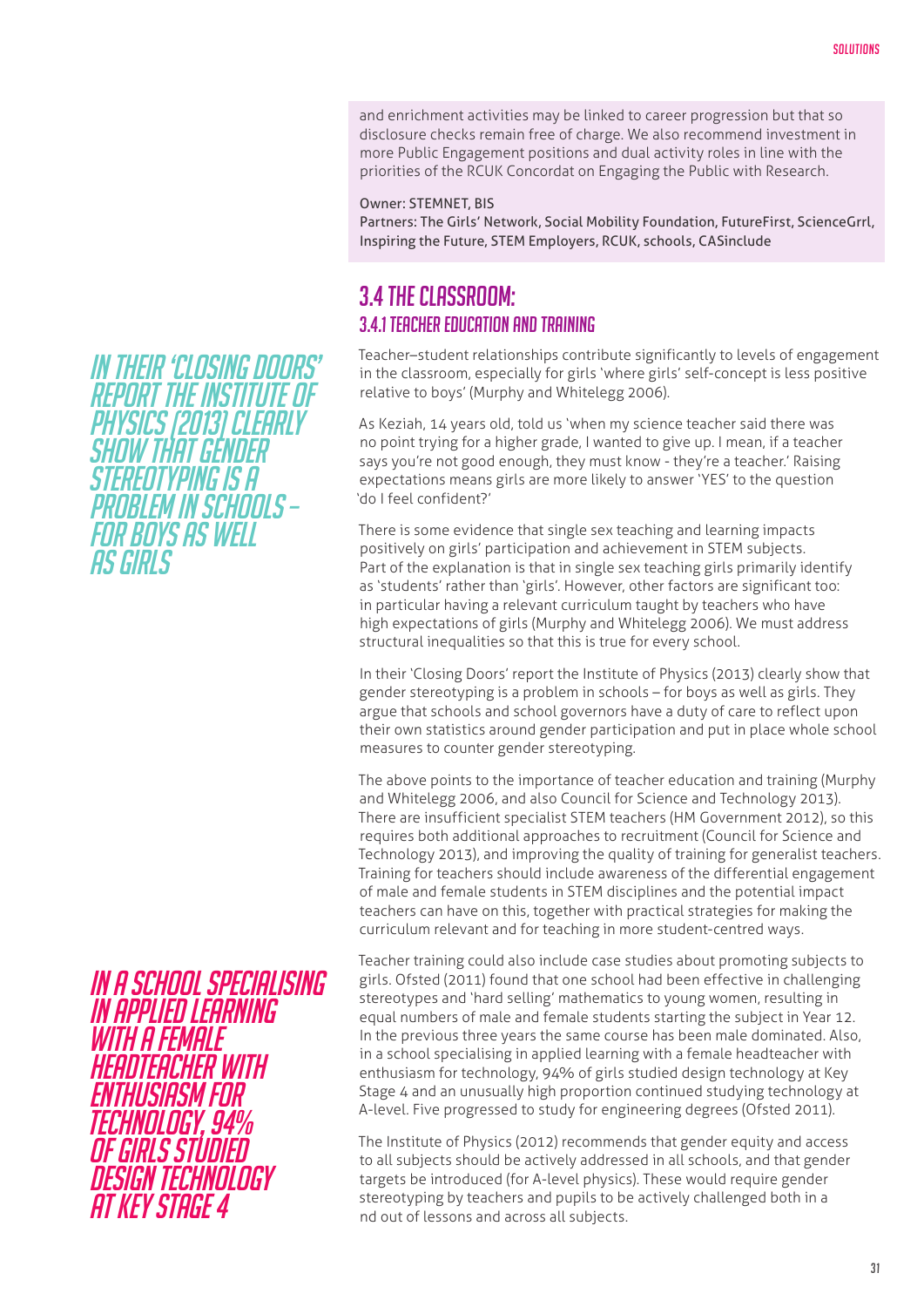and enrichment activities may be linked to career progression but that so disclosure checks remain free of charge. We also recommend investment in more Public Engagement positions and dual activity roles in line with the priorities of the RCUK Concordat on Engaging the Public with Research.

Owner: STEMNET, BIS
Partners: The Girls' Network, Social Mobility Foundation, FutureFirst, ScienceGrrl, Inspiring the Future, STEM Employers, RCUK, schools, CASinclude

## 3.4 The classroom:

### 3.4.1 Teacher education and training

*In their 'Closing Doors' report the Institute of Physics (2013) clearly show that gender stereotyping is a problem in schools – for boys as well as girls*

Teacher–student relationships contribute significantly to levels of engagement in the classroom, especially for girls 'where girls' self-concept is less positive relative to boys' (Murphy and Whitelegg 2006).

As Keziah, 14 years old, told us 'when my science teacher said there was no point trying for a higher grade, I wanted to give up. I mean, if a teacher says you're not good enough, they must know - they're a teacher.' Raising expectations means girls are more likely to answer 'YES' to the question 'do I feel confident?'

There is some evidence that single sex teaching and learning impacts positively on girls' participation and achievement in STEM subjects. Part of the explanation is that in single sex teaching girls primarily identify as 'students' rather than 'girls'. However, other factors are significant too: in particular having a relevant curriculum taught by teachers who have high expectations of girls (Murphy and Whitelegg 2006). We must address structural inequalities so that this is true for every school.

In their 'Closing Doors' report the Institute of Physics (2013) clearly show that gender stereotyping is a problem in schools – for boys as well as girls. They argue that schools and school governors have a duty of care to reflect upon their own statistics around gender participation and put in place whole school measures to counter gender stereotyping.

The above points to the importance of teacher education and training (Murphy and Whitelegg 2006, and also Council for Science and Technology 2013). There are insufficient specialist STEM teachers (HM Government 2012), so this requires both additional approaches to recruitment (Council for Science and Technology 2013), and improving the quality of training for generalist teachers. Training for teachers should include awareness of the differential engagement of male and female students in STEM disciplines and the potential impact teachers can have on this, together with practical strategies for making the curriculum relevant and for teaching in more student-centred ways.

*In a school specialising in applied learning with a female headteacher with enthusiasm for technology, 94% of girls studied design technology at Key Stage 4*

Teacher training could also include case studies about promoting subjects to girls. Ofsted (2011) found that one school had been effective in challenging stereotypes and 'hard selling' mathematics to young women, resulting in equal numbers of male and female students starting the subject in Year 12. In the previous three years the same course has been male dominated. Also, in a school specialising in applied learning with a female headteacher with enthusiasm for technology, 94% of girls studied design technology at Key Stage 4 and an unusually high proportion continued studying technology at A-level. Five progressed to study for engineering degrees (Ofsted 2011).

The Institute of Physics (2012) recommends that gender equity and access to all subjects should be actively addressed in all schools, and that gender targets be introduced (for A-level physics). These would require gender stereotyping by teachers and pupils to be actively challenged both in a nd out of lessons and across all subjects.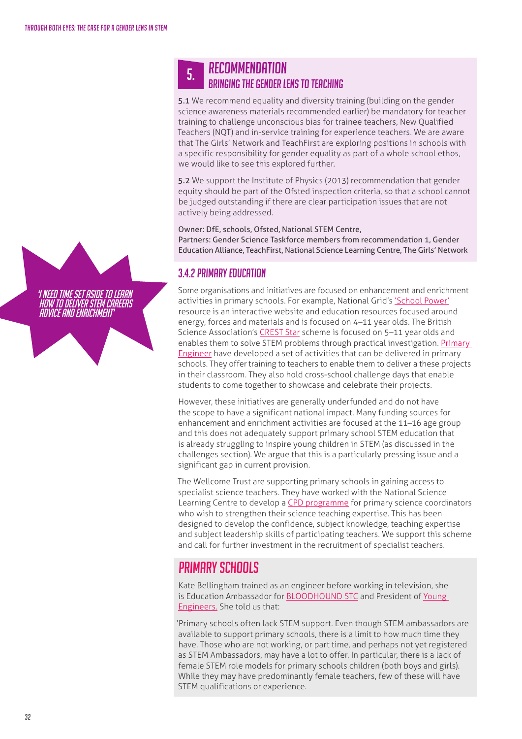## 5. RECOMMENDATION

### BRINGING THE GENDER LENS TO TEACHING

5.1 We recommend equality and diversity training (building on the gender science awareness materials recommended earlier) be mandatory for teacher training to challenge unconscious bias for trainee teachers, New Qualified Teachers (NQT) and in-service training for experience teachers. We are aware that The Girls' Network and TeachFirst are exploring positions in schools with a specific responsibility for gender equality as part of a whole school ethos, we would like to see this explored further.

5.2 We support the Institute of Physics (2013) recommendation that gender equity should be part of the Ofsted inspection criteria, so that a school cannot be judged outstanding if there are clear participation issues that are not actively being addressed.

Owner: DfE, schools, Ofsted, National STEM Centre,
Partners: Gender Science Taskforce members from recommendation 1, Gender Education Alliance, TeachFirst, National Science Learning Centre, The Girls' Network

*'I NEED TIME SET ASIDE TO LEARN HOW TO DELIVER STEM CAREERS ADVICE AND ENRICHMENT'*

### 3.4.2 PRIMARY EDUCATION

Some organisations and initiatives are focused on enhancement and enrichment activities in primary schools. For example, National Grid's 'School Power' resource is an interactive website and education resources focused around energy, forces and materials and is focused on 4–11 year olds. The British Science Association's CREST Star scheme is focused on 5–11 year olds and enables them to solve STEM problems through practical investigation. Primary Engineer have developed a set of activities that can be delivered in primary schools. They offer training to teachers to enable them to deliver a these projects in their classroom. They also hold cross-school challenge days that enable students to come together to showcase and celebrate their projects.

However, these initiatives are generally underfunded and do not have the scope to have a significant national impact. Many funding sources for enhancement and enrichment activities are focused at the 11–16 age group and this does not adequately support primary school STEM education that is already struggling to inspire young children in STEM (as discussed in the challenges section). We argue that this is a particularly pressing issue and a significant gap in current provision.

The Wellcome Trust are supporting primary schools in gaining access to specialist science teachers. They have worked with the National Science Learning Centre to develop a CPD programme for primary science coordinators who wish to strengthen their science teaching expertise. This has been designed to develop the confidence, subject knowledge, teaching expertise and subject leadership skills of participating teachers. We support this scheme and call for further investment in the recruitment of specialist teachers.

## PRIMARY SCHOOLS

Kate Bellingham trained as an engineer before working in television, she is Education Ambassador for BLOODHOUND STC and President of Young Engineers. She told us that:

'Primary schools often lack STEM support. Even though STEM ambassadors are available to support primary schools, there is a limit to how much time they have. Those who are not working, or part time, and perhaps not yet registered as STEM Ambassadors, may have a lot to offer. In particular, there is a lack of female STEM role models for primary schools children (both boys and girls). While they may have predominantly female teachers, few of these will have STEM qualifications or experience.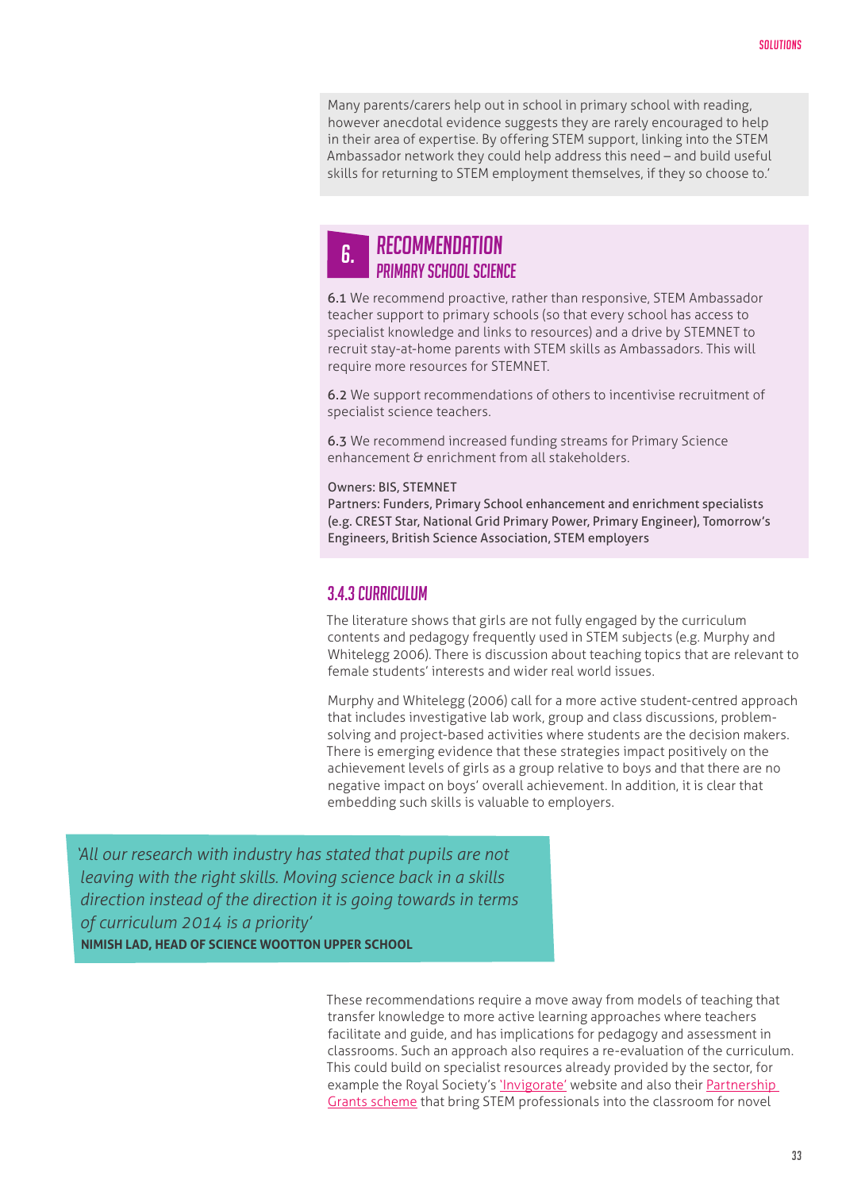Many parents/carers help out in school in primary school with reading, however anecdotal evidence suggests they are rarely encouraged to help in their area of expertise. By offering STEM support, linking into the STEM Ambassador network they could help address this need – and build useful skills for returning to STEM employment themselves, if they so choose to.'

## 6. RECOMMENDATION
### PRIMARY SCHOOL SCIENCE

6.1 We recommend proactive, rather than responsive, STEM Ambassador teacher support to primary schools (so that every school has access to specialist knowledge and links to resources) and a drive by STEMNET to recruit stay-at-home parents with STEM skills as Ambassadors. This will require more resources for STEMNET.

6.2 We support recommendations of others to incentivise recruitment of specialist science teachers.

6.3 We recommend increased funding streams for Primary Science enhancement & enrichment from all stakeholders.

Owners: BIS, STEMNET
Partners: Funders, Primary School enhancement and enrichment specialists (e.g. CREST Star, National Grid Primary Power, Primary Engineer), Tomorrow's Engineers, British Science Association, STEM employers

### 3.4.3 CURRICULUM

The literature shows that girls are not fully engaged by the curriculum contents and pedagogy frequently used in STEM subjects (e.g. Murphy and Whitelegg 2006). There is discussion about teaching topics that are relevant to female students' interests and wider real world issues.

Murphy and Whitelegg (2006) call for a more active student-centred approach that includes investigative lab work, group and class discussions, problem-solving and project-based activities where students are the decision makers. There is emerging evidence that these strategies impact positively on the achievement levels of girls as a group relative to boys and that there are no negative impact on boys' overall achievement. In addition, it is clear that embedding such skills is valuable to employers.

*'All our research with industry has stated that pupils are not leaving with the right skills. Moving science back in a skills direction instead of the direction it is going towards in terms of curriculum 2014 is a priority'*
**NIMISH LAD, HEAD OF SCIENCE WOOTTON UPPER SCHOOL**

These recommendations require a move away from models of teaching that transfer knowledge to more active learning approaches where teachers facilitate and guide, and has implications for pedagogy and assessment in classrooms. Such an approach also requires a re-evaluation of the curriculum. This could build on specialist resources already provided by the sector, for example the Royal Society's 'Invigorate' website and also their Partnership Grants scheme that bring STEM professionals into the classroom for novel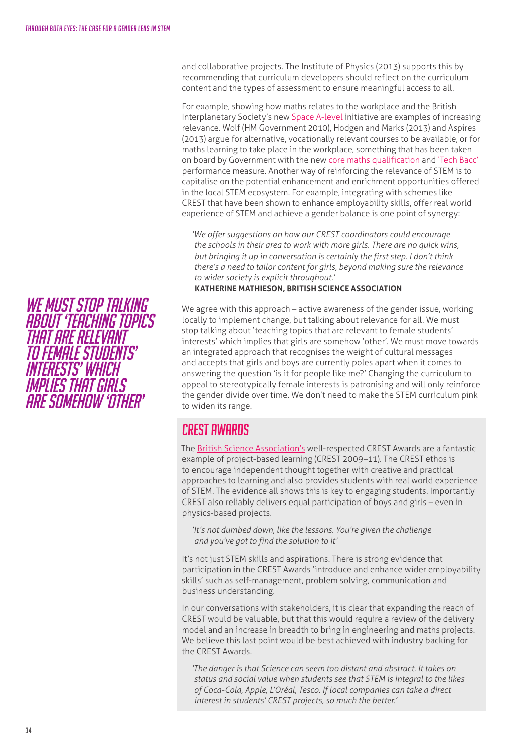and collaborative projects. The Institute of Physics (2013) supports this by recommending that curriculum developers should reflect on the curriculum content and the types of assessment to ensure meaningful access to all.

For example, showing how maths relates to the workplace and the British Interplanetary Society's new Space A-level initiative are examples of increasing relevance. Wolf (HM Government 2010), Hodgen and Marks (2013) and Aspires (2013) argue for alternative, vocationally relevant courses to be available, or for maths learning to take place in the workplace, something that has been taken on board by Government with the new core maths qualification and 'Tech Bacc' performance measure. Another way of reinforcing the relevance of STEM is to capitalise on the potential enhancement and enrichment opportunities offered in the local STEM ecosystem. For example, integrating with schemes like CREST that have been shown to enhance employability skills, offer real world experience of STEM and achieve a gender balance is one point of synergy:

> *'We offer suggestions on how our CREST coordinators could encourage the schools in their area to work with more girls. There are no quick wins, but bringing it up in conversation is certainly the first step. I don't think there's a need to tailor content for girls, beyond making sure the relevance to wider society is explicit throughout.'*
> **KATHERINE MATHIESON, BRITISH SCIENCE ASSOCIATION**

*We must stop talking about 'teaching topics that are relevant to female students' interests' which implies that girls are somehow 'other'*

We agree with this approach – active awareness of the gender issue, working locally to implement change, but talking about relevance for all. We must stop talking about 'teaching topics that are relevant to female students' interests' which implies that girls are somehow 'other'. We must move towards an integrated approach that recognises the weight of cultural messages and accepts that girls and boys are currently poles apart when it comes to answering the question 'is it for people like me?' Changing the curriculum to appeal to stereotypically female interests is patronising and will only reinforce the gender divide over time. We don't need to make the STEM curriculum pink to widen its range.

## CREST Awards

The British Science Association's well-respected CREST Awards are a fantastic example of project-based learning (CREST 2009–11). The CREST ethos is to encourage independent thought together with creative and practical approaches to learning and also provides students with real world experience of STEM. The evidence all shows this is key to engaging students. Importantly CREST also reliably delivers equal participation of boys and girls – even in physics-based projects.

> *'It's not dumbed down, like the lessons. You're given the challenge and you've got to find the solution to it'*

It's not just STEM skills and aspirations. There is strong evidence that participation in the CREST Awards 'introduce and enhance wider employability skills' such as self-management, problem solving, communication and business understanding.

In our conversations with stakeholders, it is clear that expanding the reach of CREST would be valuable, but that this would require a review of the delivery model and an increase in breadth to bring in engineering and maths projects. We believe this last point would be best achieved with industry backing for the CREST Awards.

> *'The danger is that Science can seem too distant and abstract. It takes on status and social value when students see that STEM is integral to the likes of Coca-Cola, Apple, L'Oréal, Tesco. If local companies can take a direct interest in students' CREST projects, so much the better.'*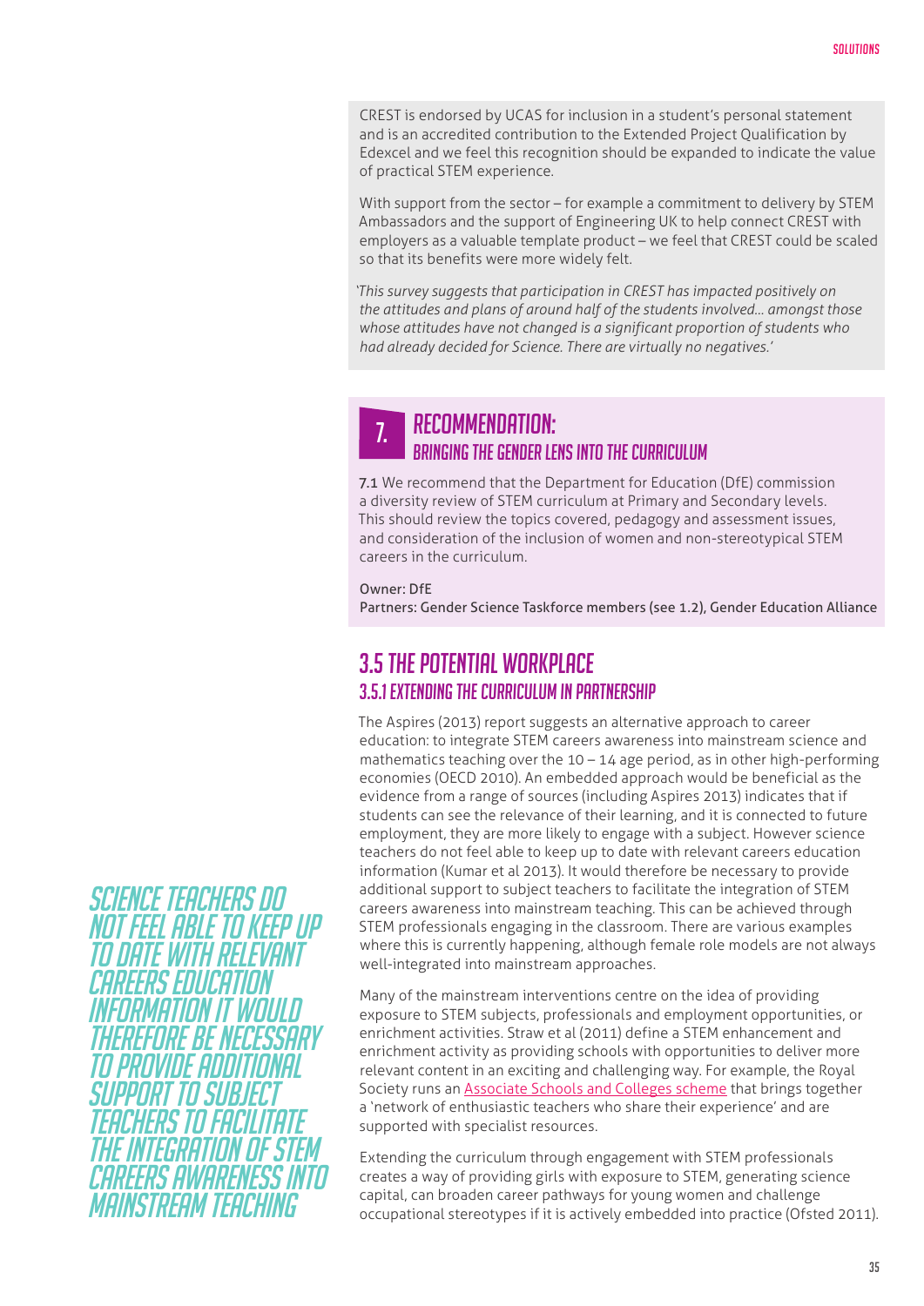CREST is endorsed by UCAS for inclusion in a student's personal statement and is an accredited contribution to the Extended Project Qualification by Edexcel and we feel this recognition should be expanded to indicate the value of practical STEM experience.

With support from the sector – for example a commitment to delivery by STEM Ambassadors and the support of Engineering UK to help connect CREST with employers as a valuable template product – we feel that CREST could be scaled so that its benefits were more widely felt.

*'This survey suggests that participation in CREST has impacted positively on the attitudes and plans of around half of the students involved... amongst those whose attitudes have not changed is a significant proportion of students who had already decided for Science. There are virtually no negatives.'*

## 7. Recommendation: Bringing the gender lens into the curriculum

**7.1** We recommend that the Department for Education (DfE) commission a diversity review of STEM curriculum at Primary and Secondary levels. This should review the topics covered, pedagogy and assessment issues, and consideration of the inclusion of women and non-stereotypical STEM careers in the curriculum.

Owner: DfE
Partners: Gender Science Taskforce members (see 1.2), Gender Education Alliance

## 3.5 The potential workplace

### 3.5.1 Extending the curriculum in partnership

The Aspires (2013) report suggests an alternative approach to career education: to integrate STEM careers awareness into mainstream science and mathematics teaching over the 10 – 14 age period, as in other high-performing economies (OECD 2010). An embedded approach would be beneficial as the evidence from a range of sources (including Aspires 2013) indicates that if students can see the relevance of their learning, and it is connected to future employment, they are more likely to engage with a subject. However science teachers do not feel able to keep up to date with relevant careers education information (Kumar et al 2013). It would therefore be necessary to provide additional support to subject teachers to facilitate the integration of STEM careers awareness into mainstream teaching. This can be achieved through STEM professionals engaging in the classroom. There are various examples where this is currently happening, although female role models are not always well-integrated into mainstream approaches.

*Science teachers do not feel able to keep up to date with relevant careers education information it would therefore be necessary to provide additional support to subject teachers to facilitate the integration of STEM careers awareness into mainstream teaching*

Many of the mainstream interventions centre on the idea of providing exposure to STEM subjects, professionals and employment opportunities, or enrichment activities. Straw et al (2011) define a STEM enhancement and enrichment activity as providing schools with opportunities to deliver more relevant content in an exciting and challenging way. For example, the Royal Society runs an Associate Schools and Colleges scheme that brings together a 'network of enthusiastic teachers who share their experience' and are supported with specialist resources.

Extending the curriculum through engagement with STEM professionals creates a way of providing girls with exposure to STEM, generating science capital, can broaden career pathways for young women and challenge occupational stereotypes if it is actively embedded into practice (Ofsted 2011).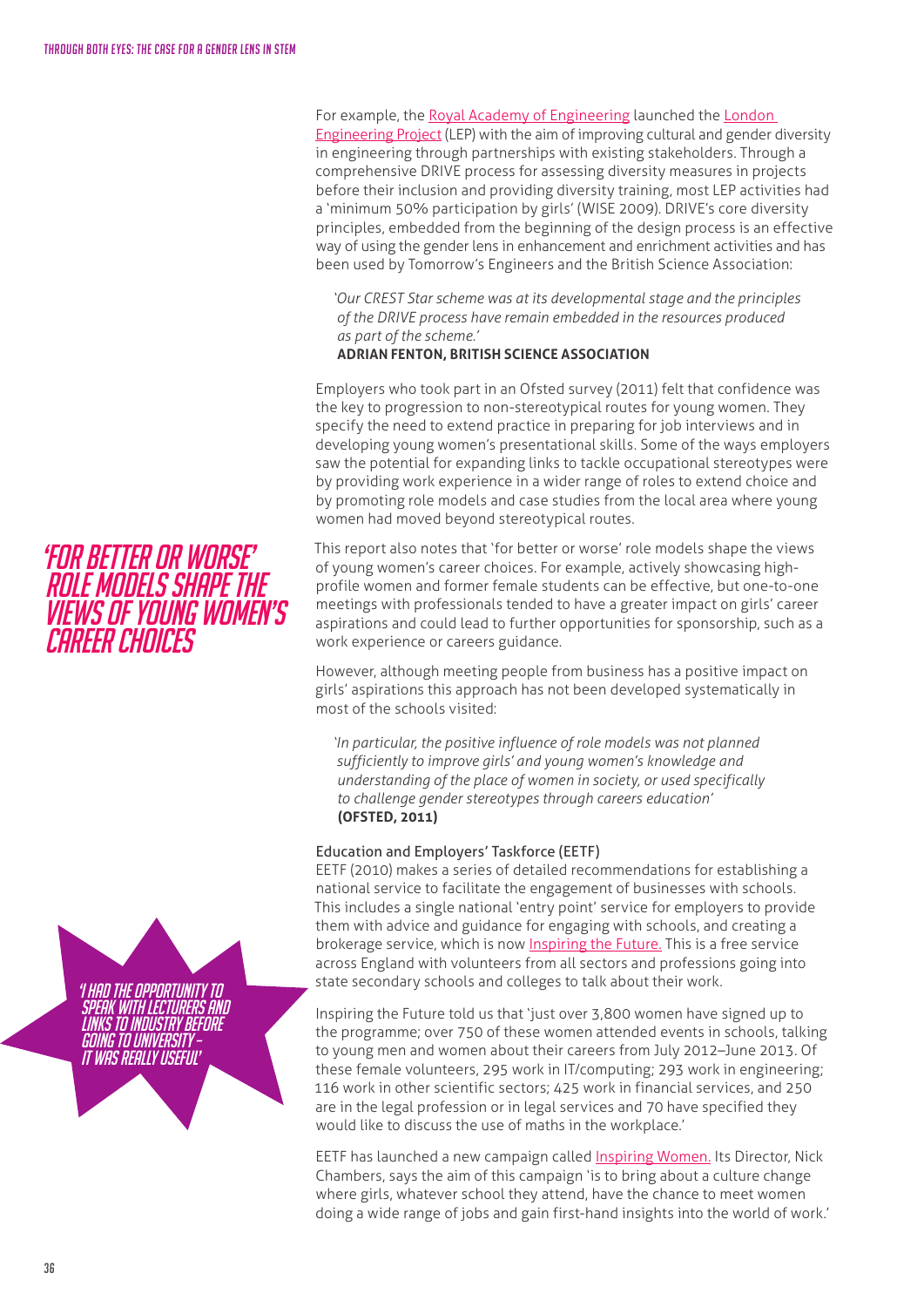For example, the Royal Academy of Engineering launched the London Engineering Project (LEP) with the aim of improving cultural and gender diversity in engineering through partnerships with existing stakeholders. Through a comprehensive DRIVE process for assessing diversity measures in projects before their inclusion and providing diversity training, most LEP activities had a 'minimum 50% participation by girls' (WISE 2009). DRIVE's core diversity principles, embedded from the beginning of the design process is an effective way of using the gender lens in enhancement and enrichment activities and has been used by Tomorrow's Engineers and the British Science Association:

> *'Our CREST Star scheme was at its developmental stage and the principles of the DRIVE process have remain embedded in the resources produced as part of the scheme.'*
> **ADRIAN FENTON, BRITISH SCIENCE ASSOCIATION**

Employers who took part in an Ofsted survey (2011) felt that confidence was the key to progression to non-stereotypical routes for young women. They specify the need to extend practice in preparing for job interviews and in developing young women's presentational skills. Some of the ways employers saw the potential for expanding links to tackle occupational stereotypes were by providing work experience in a wider range of roles to extend choice and by promoting role models and case studies from the local area where young women had moved beyond stereotypical routes.

## 'For better or worse' role models shape the views of young women's career choices

This report also notes that 'for better or worse' role models shape the views of young women's career choices. For example, actively showcasing high-profile women and former female students can be effective, but one-to-one meetings with professionals tended to have a greater impact on girls' career aspirations and could lead to further opportunities for sponsorship, such as a work experience or careers guidance.

However, although meeting people from business has a positive impact on girls' aspirations this approach has not been developed systematically in most of the schools visited:

> *'In particular, the positive influence of role models was not planned sufficiently to improve girls' and young women's knowledge and understanding of the place of women in society, or used specifically to challenge gender stereotypes through careers education'*
> **(OFSTED, 2011)**

### Education and Employers' Taskforce (EETF)

EETF (2010) makes a series of detailed recommendations for establishing a national service to facilitate the engagement of businesses with schools. This includes a single national 'entry point' service for employers to provide them with advice and guidance for engaging with schools, and creating a brokerage service, which is now Inspiring the Future. This is a free service across England with volunteers from all sectors and professions going into state secondary schools and colleges to talk about their work.

*'I had the opportunity to speak with lecturers and links to industry before going to university – it was really useful'*

Inspiring the Future told us that 'just over 3,800 women have signed up to the programme; over 750 of these women attended events in schools, talking to young men and women about their careers from July 2012–June 2013. Of these female volunteers, 295 work in IT/computing; 293 work in engineering; 116 work in other scientific sectors; 425 work in financial services, and 250 are in the legal profession or in legal services and 70 have specified they would like to discuss the use of maths in the workplace.'

EETF has launched a new campaign called Inspiring Women. Its Director, Nick Chambers, says the aim of this campaign 'is to bring about a culture change where girls, whatever school they attend, have the chance to meet women doing a wide range of jobs and gain first-hand insights into the world of work.'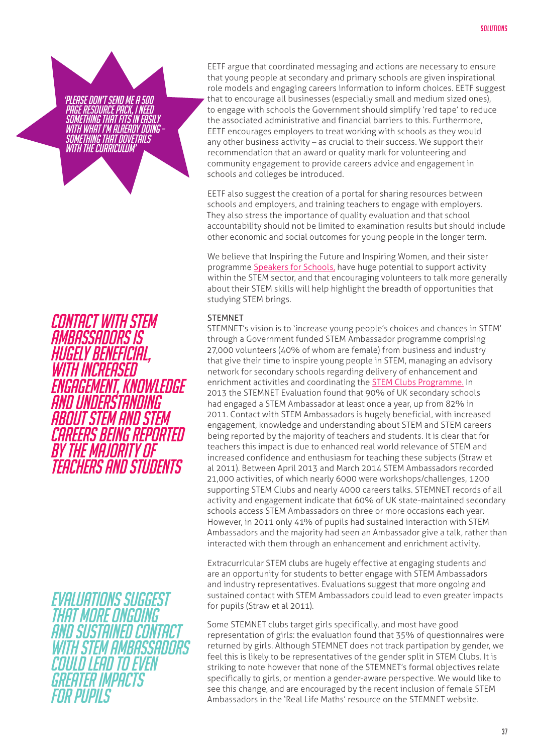*'Please don't send me a 500 page resource pack, I need something that fits in easily with what I'm already doing – something that dovetails with the curriculum'*

EETF argue that coordinated messaging and actions are necessary to ensure that young people at secondary and primary schools are given inspirational role models and engaging careers information to inform choices. EETF suggest that to encourage all businesses (especially small and medium sized ones), to engage with schools the Government should simplify 'red tape' to reduce the associated administrative and financial barriers to this. Furthermore, EETF encourages employers to treat working with schools as they would any other business activity – as crucial to their success. We support their recommendation that an award or quality mark for volunteering and community engagement to provide careers advice and engagement in schools and colleges be introduced.

EETF also suggest the creation of a portal for sharing resources between schools and employers, and training teachers to engage with employers. They also stress the importance of quality evaluation and that school accountability should not be limited to examination results but should include other economic and social outcomes for young people in the longer term.

We believe that Inspiring the Future and Inspiring Women, and their sister programme Speakers for Schools, have huge potential to support activity within the STEM sector, and that encouraging volunteers to talk more generally about their STEM skills will help highlight the breadth of opportunities that studying STEM brings.

### STEMNET

STEMNET's vision is to 'increase young people's choices and chances in STEM' through a Government funded STEM Ambassador programme comprising 27,000 volunteers (40% of whom are female) from business and industry that give their time to inspire young people in STEM, managing an advisory network for secondary schools regarding delivery of enhancement and enrichment activities and coordinating the STEM Clubs Programme. In 2013 the STEMNET Evaluation found that 90% of UK secondary schools had engaged a STEM Ambassador at least once a year, up from 82% in 2011. Contact with STEM Ambassadors is hugely beneficial, with increased engagement, knowledge and understanding about STEM and STEM careers being reported by the majority of teachers and students. It is clear that for teachers this impact is due to enhanced real world relevance of STEM and increased confidence and enthusiasm for teaching these subjects (Straw et al 2011). Between April 2013 and March 2014 STEM Ambassadors recorded 21,000 activities, of which nearly 6000 were workshops/challenges, 1200 supporting STEM Clubs and nearly 4000 careers talks. STEMNET records of all activity and engagement indicate that 60% of UK state-maintained secondary schools access STEM Ambassadors on three or more occasions each year. However, in 2011 only 41% of pupils had sustained interaction with STEM Ambassadors and the majority had seen an Ambassador give a talk, rather than interacted with them through an enhancement and enrichment activity.

**Contact with STEM Ambassadors is hugely beneficial, with increased engagement, knowledge and understanding about STEM and STEM careers being reported by the majority of teachers and students**

Extracurricular STEM clubs are hugely effective at engaging students and are an opportunity for students to better engage with STEM Ambassadors and industry representatives. Evaluations suggest that more ongoing and sustained contact with STEM Ambassadors could lead to even greater impacts for pupils (Straw et al 2011).

**Evaluations suggest that more ongoing and sustained contact with STEM Ambassadors could lead to even greater impacts for pupils**

Some STEMNET clubs target girls specifically, and most have good representation of girls: the evaluation found that 35% of questionnaires were returned by girls. Although STEMNET does not track partipation by gender, we feel this is likely to be representatives of the gender split in STEM Clubs. It is striking to note however that none of the STEMNET's formal objectives relate specifically to girls, or mention a gender-aware perspective. We would like to see this change, and are encouraged by the recent inclusion of female STEM Ambassadors in the 'Real Life Maths' resource on the STEMNET website.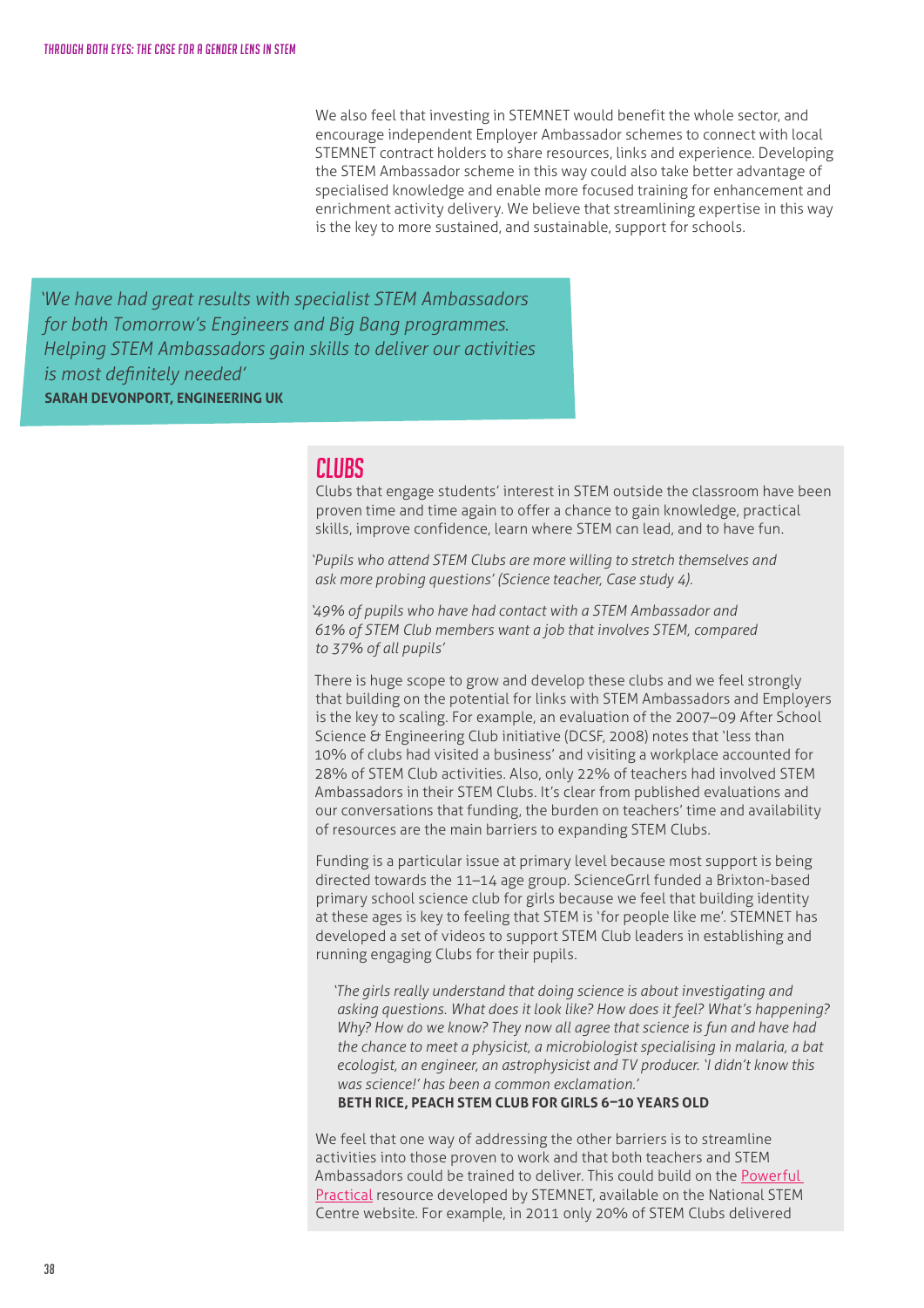We also feel that investing in STEMNET would benefit the whole sector, and encourage independent Employer Ambassador schemes to connect with local STEMNET contract holders to share resources, links and experience. Developing the STEM Ambassador scheme in this way could also take better advantage of specialised knowledge and enable more focused training for enhancement and enrichment activity delivery. We believe that streamlining expertise in this way is the key to more sustained, and sustainable, support for schools.

> *'We have had great results with specialist STEM Ambassadors for both Tomorrow's Engineers and Big Bang programmes. Helping STEM Ambassadors gain skills to deliver our activities is most definitely needed'*
> **SARAH DEVONPORT, ENGINEERING UK**

## CLUBS

Clubs that engage students' interest in STEM outside the classroom have been proven time and time again to offer a chance to gain knowledge, practical skills, improve confidence, learn where STEM can lead, and to have fun.

*'Pupils who attend STEM Clubs are more willing to stretch themselves and ask more probing questions' (Science teacher, Case study 4).*

*'49% of pupils who have had contact with a STEM Ambassador and 61% of STEM Club members want a job that involves STEM, compared to 37% of all pupils'*

There is huge scope to grow and develop these clubs and we feel strongly that building on the potential for links with STEM Ambassadors and Employers is the key to scaling. For example, an evaluation of the 2007–09 After School Science & Engineering Club initiative (DCSF, 2008) notes that 'less than 10% of clubs had visited a business' and visiting a workplace accounted for 28% of STEM Club activities. Also, only 22% of teachers had involved STEM Ambassadors in their STEM Clubs. It's clear from published evaluations and our conversations that funding, the burden on teachers' time and availability of resources are the main barriers to expanding STEM Clubs.

Funding is a particular issue at primary level because most support is being directed towards the 11–14 age group. ScienceGrrl funded a Brixton-based primary school science club for girls because we feel that building identity at these ages is key to feeling that STEM is 'for people like me'. STEMNET has developed a set of videos to support STEM Club leaders in establishing and running engaging Clubs for their pupils.

> *'The girls really understand that doing science is about investigating and asking questions. What does it look like? How does it feel? What's happening? Why? How do we know? They now all agree that science is fun and have had the chance to meet a physicist, a microbiologist specialising in malaria, a bat ecologist, an engineer, an astrophysicist and TV producer. 'I didn't know this was science!' has been a common exclamation.'*
> **BETH RICE, PEACH STEM CLUB FOR GIRLS 6–10 YEARS OLD**

We feel that one way of addressing the other barriers is to streamline activities into those proven to work and that both teachers and STEM Ambassadors could be trained to deliver. This could build on the Powerful Practical resource developed by STEMNET, available on the National STEM Centre website. For example, in 2011 only 20% of STEM Clubs delivered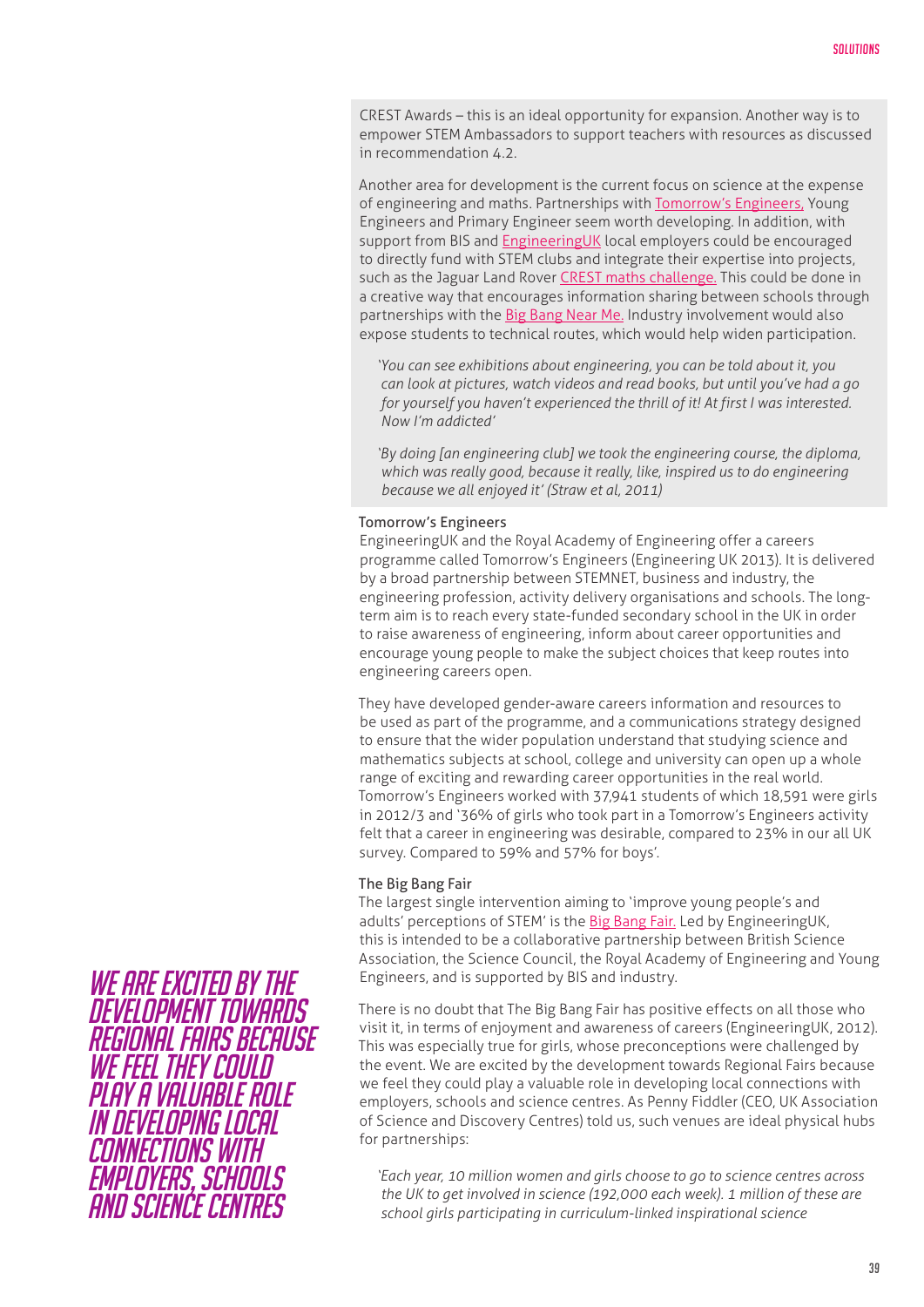CREST Awards – this is an ideal opportunity for expansion. Another way is to empower STEM Ambassadors to support teachers with resources as discussed in recommendation 4.2.

Another area for development is the current focus on science at the expense of engineering and maths. Partnerships with Tomorrow's Engineers, Young Engineers and Primary Engineer seem worth developing. In addition, with support from BIS and EngineeringUK local employers could be encouraged to directly fund with STEM clubs and integrate their expertise into projects, such as the Jaguar Land Rover CREST maths challenge. This could be done in a creative way that encourages information sharing between schools through partnerships with the Big Bang Near Me. Industry involvement would also expose students to technical routes, which would help widen participation.

> *'You can see exhibitions about engineering, you can be told about it, you can look at pictures, watch videos and read books, but until you've had a go for yourself you haven't experienced the thrill of it! At first I was interested. Now I'm addicted'*

> *'By doing [an engineering club] we took the engineering course, the diploma, which was really good, because it really, like, inspired us to do engineering because we all enjoyed it' (Straw et al, 2011)*

### Tomorrow's Engineers

EngineeringUK and the Royal Academy of Engineering offer a careers programme called Tomorrow's Engineers (Engineering UK 2013). It is delivered by a broad partnership between STEMNET, business and industry, the engineering profession, activity delivery organisations and schools. The long-term aim is to reach every state-funded secondary school in the UK in order to raise awareness of engineering, inform about career opportunities and encourage young people to make the subject choices that keep routes into engineering careers open.

They have developed gender-aware careers information and resources to be used as part of the programme, and a communications strategy designed to ensure that the wider population understand that studying science and mathematics subjects at school, college and university can open up a whole range of exciting and rewarding career opportunities in the real world. Tomorrow's Engineers worked with 37,941 students of which 18,591 were girls in 2012/3 and '36% of girls who took part in a Tomorrow's Engineers activity felt that a career in engineering was desirable, compared to 23% in our all UK survey. Compared to 59% and 57% for boys'.

### The Big Bang Fair

The largest single intervention aiming to 'improve young people's and adults' perceptions of STEM' is the Big Bang Fair. Led by EngineeringUK, this is intended to be a collaborative partnership between British Science Association, the Science Council, the Royal Academy of Engineering and Young Engineers, and is supported by BIS and industry.

There is no doubt that The Big Bang Fair has positive effects on all those who visit it, in terms of enjoyment and awareness of careers (EngineeringUK, 2012). This was especially true for girls, whose preconceptions were challenged by the event. We are excited by the development towards Regional Fairs because we feel they could play a valuable role in developing local connections with employers, schools and science centres. As Penny Fiddler (CEO, UK Association of Science and Discovery Centres) told us, such venues are ideal physical hubs for partnerships:

> *'Each year, 10 million women and girls choose to go to science centres across the UK to get involved in science (192,000 each week). 1 million of these are school girls participating in curriculum-linked inspirational science*

**WE ARE EXCITED BY THE DEVELOPMENT TOWARDS REGIONAL FAIRS BECAUSE WE FEEL THEY COULD PLAY A VALUABLE ROLE IN DEVELOPING LOCAL CONNECTIONS WITH EMPLOYERS, SCHOOLS AND SCIENCE CENTRES**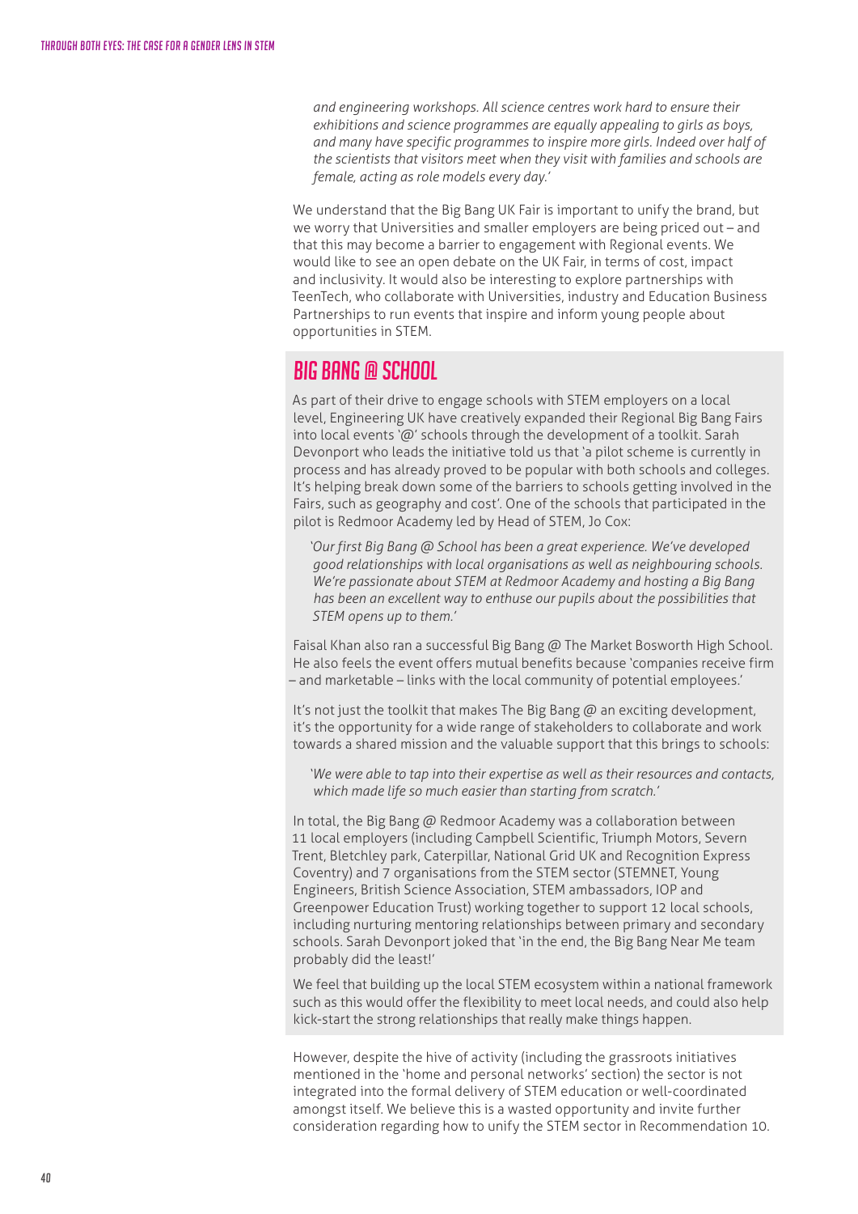*and engineering workshops. All science centres work hard to ensure their exhibitions and science programmes are equally appealing to girls as boys, and many have specific programmes to inspire more girls. Indeed over half of the scientists that visitors meet when they visit with families and schools are female, acting as role models every day.'*

We understand that the Big Bang UK Fair is important to unify the brand, but we worry that Universities and smaller employers are being priced out – and that this may become a barrier to engagement with Regional events. We would like to see an open debate on the UK Fair, in terms of cost, impact and inclusivity. It would also be interesting to explore partnerships with TeenTech, who collaborate with Universities, industry and Education Business Partnerships to run events that inspire and inform young people about opportunities in STEM.

## BIG BANG @ SCHOOL

As part of their drive to engage schools with STEM employers on a local level, Engineering UK have creatively expanded their Regional Big Bang Fairs into local events '@' schools through the development of a toolkit. Sarah Devonport who leads the initiative told us that 'a pilot scheme is currently in process and has already proved to be popular with both schools and colleges. It's helping break down some of the barriers to schools getting involved in the Fairs, such as geography and cost'. One of the schools that participated in the pilot is Redmoor Academy led by Head of STEM, Jo Cox:

*'Our first Big Bang @ School has been a great experience. We've developed good relationships with local organisations as well as neighbouring schools. We're passionate about STEM at Redmoor Academy and hosting a Big Bang has been an excellent way to enthuse our pupils about the possibilities that STEM opens up to them.'*

Faisal Khan also ran a successful Big Bang @ The Market Bosworth High School. He also feels the event offers mutual benefits because 'companies receive firm – and marketable – links with the local community of potential employees.'

It's not just the toolkit that makes The Big Bang @ an exciting development, it's the opportunity for a wide range of stakeholders to collaborate and work towards a shared mission and the valuable support that this brings to schools:

*'We were able to tap into their expertise as well as their resources and contacts, which made life so much easier than starting from scratch.'*

In total, the Big Bang @ Redmoor Academy was a collaboration between 11 local employers (including Campbell Scientific, Triumph Motors, Severn Trent, Bletchley park, Caterpillar, National Grid UK and Recognition Express Coventry) and 7 organisations from the STEM sector (STEMNET, Young Engineers, British Science Association, STEM ambassadors, IOP and Greenpower Education Trust) working together to support 12 local schools, including nurturing mentoring relationships between primary and secondary schools. Sarah Devonport joked that 'in the end, the Big Bang Near Me team probably did the least!'

We feel that building up the local STEM ecosystem within a national framework such as this would offer the flexibility to meet local needs, and could also help kick-start the strong relationships that really make things happen.

However, despite the hive of activity (including the grassroots initiatives mentioned in the 'home and personal networks' section) the sector is not integrated into the formal delivery of STEM education or well-coordinated amongst itself. We believe this is a wasted opportunity and invite further consideration regarding how to unify the STEM sector in Recommendation 10.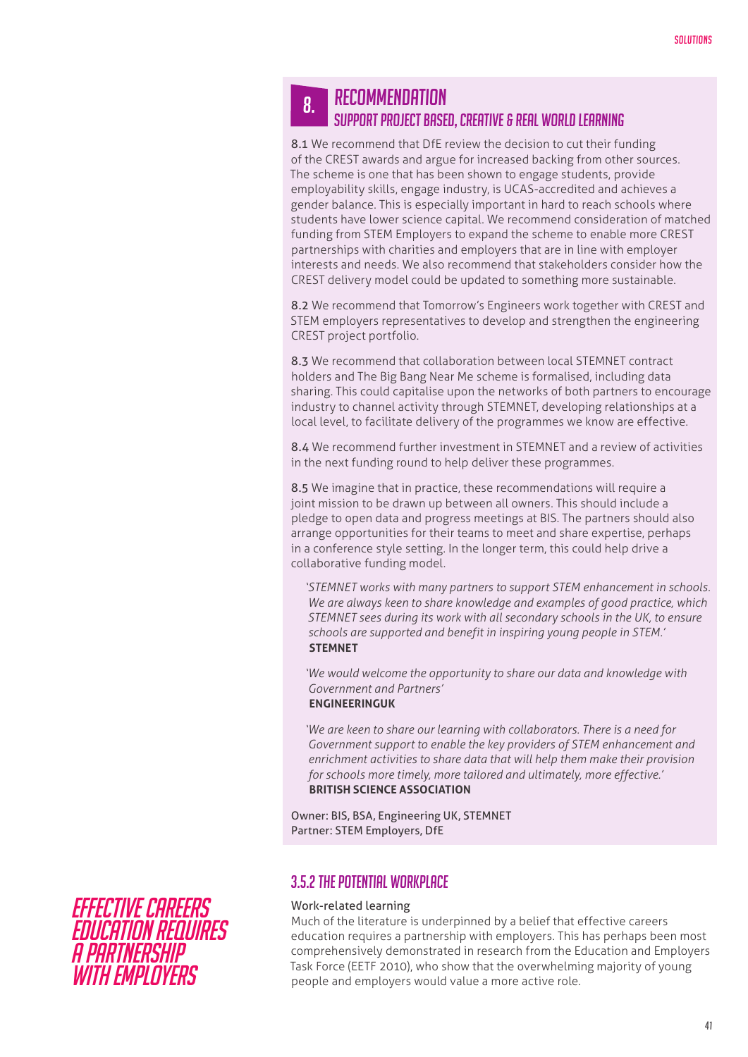## 8. RECOMMENDATION

### SUPPORT PROJECT BASED, CREATIVE & REAL WORLD LEARNING

**8.1** We recommend that DfE review the decision to cut their funding of the CREST awards and argue for increased backing from other sources. The scheme is one that has been shown to engage students, provide employability skills, engage industry, is UCAS-accredited and achieves a gender balance. This is especially important in hard to reach schools where students have lower science capital. We recommend consideration of matched funding from STEM Employers to expand the scheme to enable more CREST partnerships with charities and employers that are in line with employer interests and needs. We also recommend that stakeholders consider how the CREST delivery model could be updated to something more sustainable.

**8.2** We recommend that Tomorrow's Engineers work together with CREST and STEM employers representatives to develop and strengthen the engineering CREST project portfolio.

**8.3** We recommend that collaboration between local STEMNET contract holders and The Big Bang Near Me scheme is formalised, including data sharing. This could capitalise upon the networks of both partners to encourage industry to channel activity through STEMNET, developing relationships at a local level, to facilitate delivery of the programmes we know are effective.

**8.4** We recommend further investment in STEMNET and a review of activities in the next funding round to help deliver these programmes.

**8.5** We imagine that in practice, these recommendations will require a joint mission to be drawn up between all owners. This should include a pledge to open data and progress meetings at BIS. The partners should also arrange opportunities for their teams to meet and share expertise, perhaps in a conference style setting. In the longer term, this could help drive a collaborative funding model.

> *'STEMNET works with many partners to support STEM enhancement in schools. We are always keen to share knowledge and examples of good practice, which STEMNET sees during its work with all secondary schools in the UK, to ensure schools are supported and benefit in inspiring young people in STEM.'*
> **STEMNET**

> *'We would welcome the opportunity to share our data and knowledge with Government and Partners'*
> **ENGINEERINGUK**

> *'We are keen to share our learning with collaborators. There is a need for Government support to enable the key providers of STEM enhancement and enrichment activities to share data that will help them make their provision for schools more timely, more tailored and ultimately, more effective.'*
> **BRITISH SCIENCE ASSOCIATION**

Owner: BIS, BSA, Engineering UK, STEMNET
Partner: STEM Employers, DfE

### 3.5.2 THE POTENTIAL WORKPLACE

*EFFECTIVE CAREERS EDUCATION REQUIRES A PARTNERSHIP WITH EMPLOYERS*

Work-related learning

Much of the literature is underpinned by a belief that effective careers education requires a partnership with employers. This has perhaps been most comprehensively demonstrated in research from the Education and Employers Task Force (EETF 2010), who show that the overwhelming majority of young people and employers would value a more active role.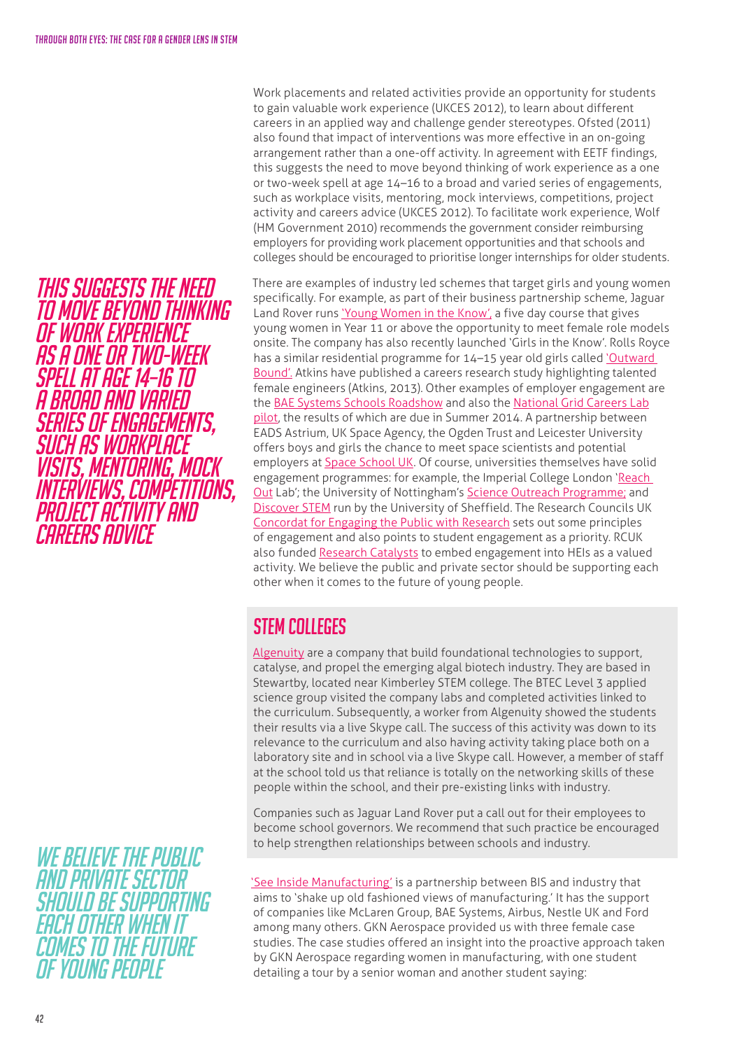Work placements and related activities provide an opportunity for students to gain valuable work experience (UKCES 2012), to learn about different careers in an applied way and challenge gender stereotypes. Ofsted (2011) also found that impact of interventions was more effective in an on-going arrangement rather than a one-off activity. In agreement with EETF findings, this suggests the need to move beyond thinking of work experience as a one or two-week spell at age 14–16 to a broad and varied series of engagements, such as workplace visits, mentoring, mock interviews, competitions, project activity and careers advice (UKCES 2012). To facilitate work experience, Wolf (HM Government 2010) recommends the government consider reimbursing employers for providing work placement opportunities and that schools and colleges should be encouraged to prioritise longer internships for older students.

*This suggests the need to move beyond thinking of work experience as a one or two-week spell at age 14-16 to a broad and varied series of engagements, such as workplace visits, mentoring, mock interviews, competitions, project activity and careers advice*

There are examples of industry led schemes that target girls and young women specifically. For example, as part of their business partnership scheme, Jaguar Land Rover runs 'Young Women in the Know', a five day course that gives young women in Year 11 or above the opportunity to meet female role models onsite. The company has also recently launched 'Girls in the Know'. Rolls Royce has a similar residential programme for 14–15 year old girls called 'Outward Bound'. Atkins have published a careers research study highlighting talented female engineers (Atkins, 2013). Other examples of employer engagement are the BAE Systems Schools Roadshow and also the National Grid Careers Lab pilot, the results of which are due in Summer 2014. A partnership between EADS Astrium, UK Space Agency, the Ogden Trust and Leicester University offers boys and girls the chance to meet space scientists and potential employers at Space School UK. Of course, universities themselves have solid engagement programmes: for example, the Imperial College London 'Reach Out Lab'; the University of Nottingham's Science Outreach Programme; and Discover STEM run by the University of Sheffield. The Research Councils UK Concordat for Engaging the Public with Research sets out some principles of engagement and also points to student engagement as a priority. RCUK also funded Research Catalysts to embed engagement into HEIs as a valued activity. We believe the public and private sector should be supporting each other when it comes to the future of young people.

## STEM Colleges

Algenuity are a company that build foundational technologies to support, catalyse, and propel the emerging algal biotech industry. They are based in Stewartby, located near Kimberley STEM college. The BTEC Level 3 applied science group visited the company labs and completed activities linked to the curriculum. Subsequently, a worker from Algenuity showed the students their results via a live Skype call. The success of this activity was down to its relevance to the curriculum and also having activity taking place both on a laboratory site and in school via a live Skype call. However, a member of staff at the school told us that reliance is totally on the networking skills of these people within the school, and their pre-existing links with industry.

Companies such as Jaguar Land Rover put a call out for their employees to become school governors. We recommend that such practice be encouraged to help strengthen relationships between schools and industry.

*We believe the public and private sector should be supporting each other when it comes to the future of young people*

'See Inside Manufacturing' is a partnership between BIS and industry that aims to 'shake up old fashioned views of manufacturing.' It has the support of companies like McLaren Group, BAE Systems, Airbus, Nestle UK and Ford among many others. GKN Aerospace provided us with three female case studies. The case studies offered an insight into the proactive approach taken by GKN Aerospace regarding women in manufacturing, with one student detailing a tour by a senior woman and another student saying: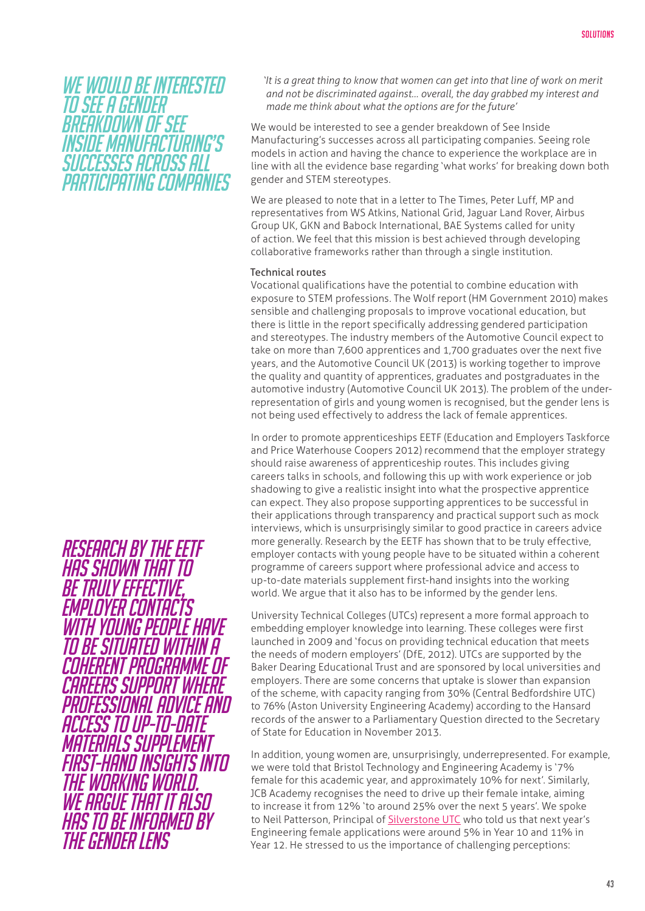*We would be interested to see a gender breakdown of See Inside Manufacturing's successes across all participating companies*

*'It is a great thing to know that women can get into that line of work on merit and not be discriminated against... overall, the day grabbed my interest and made me think about what the options are for the future'*

We would be interested to see a gender breakdown of See Inside Manufacturing's successes across all participating companies. Seeing role models in action and having the chance to experience the workplace are in line with all the evidence base regarding 'what works' for breaking down both gender and STEM stereotypes.

We are pleased to note that in a letter to The Times, Peter Luff, MP and representatives from WS Atkins, National Grid, Jaguar Land Rover, Airbus Group UK, GKN and Babock International, BAE Systems called for unity of action. We feel that this mission is best achieved through developing collaborative frameworks rather than through a single institution.

### Technical routes

Vocational qualifications have the potential to combine education with exposure to STEM professions. The Wolf report (HM Government 2010) makes sensible and challenging proposals to improve vocational education, but there is little in the report specifically addressing gendered participation and stereotypes. The industry members of the Automotive Council expect to take on more than 7,600 apprentices and 1,700 graduates over the next five years, and the Automotive Council UK (2013) is working together to improve the quality and quantity of apprentices, graduates and postgraduates in the automotive industry (Automotive Council UK 2013). The problem of the under-representation of girls and young women is recognised, but the gender lens is not being used effectively to address the lack of female apprentices.

In order to promote apprenticeships EETF (Education and Employers Taskforce and Price Waterhouse Coopers 2012) recommend that the employer strategy should raise awareness of apprenticeship routes. This includes giving careers talks in schools, and following this up with work experience or job shadowing to give a realistic insight into what the prospective apprentice can expect. They also propose supporting apprentices to be successful in their applications through transparency and practical support such as mock interviews, which is unsurprisingly similar to good practice in careers advice more generally. Research by the EETF has shown that to be truly effective, employer contacts with young people have to be situated within a coherent programme of careers support where professional advice and access to up-to-date materials supplement first-hand insights into the working world. We argue that it also has to be informed by the gender lens.

*Research by the EETF has shown that to be truly effective, employer contacts with young people have to be situated within a coherent programme of careers support where professional advice and access to up-to-date materials supplement first-hand insights into the working world. We argue that it also has to be informed by the gender lens*

University Technical Colleges (UTCs) represent a more formal approach to embedding employer knowledge into learning. These colleges were first launched in 2009 and 'focus on providing technical education that meets the needs of modern employers' (DfE, 2012). UTCs are supported by the Baker Dearing Educational Trust and are sponsored by local universities and employers. There are some concerns that uptake is slower than expansion of the scheme, with capacity ranging from 30% (Central Bedfordshire UTC) to 76% (Aston University Engineering Academy) according to the Hansard records of the answer to a Parliamentary Question directed to the Secretary of State for Education in November 2013.

In addition, young women are, unsurprisingly, underrepresented. For example, we were told that Bristol Technology and Engineering Academy is '7% female for this academic year, and approximately 10% for next'. Similarly, JCB Academy recognises the need to drive up their female intake, aiming to increase it from 12% 'to around 25% over the next 5 years'. We spoke to Neil Patterson, Principal of Silverstone UTC who told us that next year's Engineering female applications were around 5% in Year 10 and 11% in Year 12. He stressed to us the importance of challenging perceptions: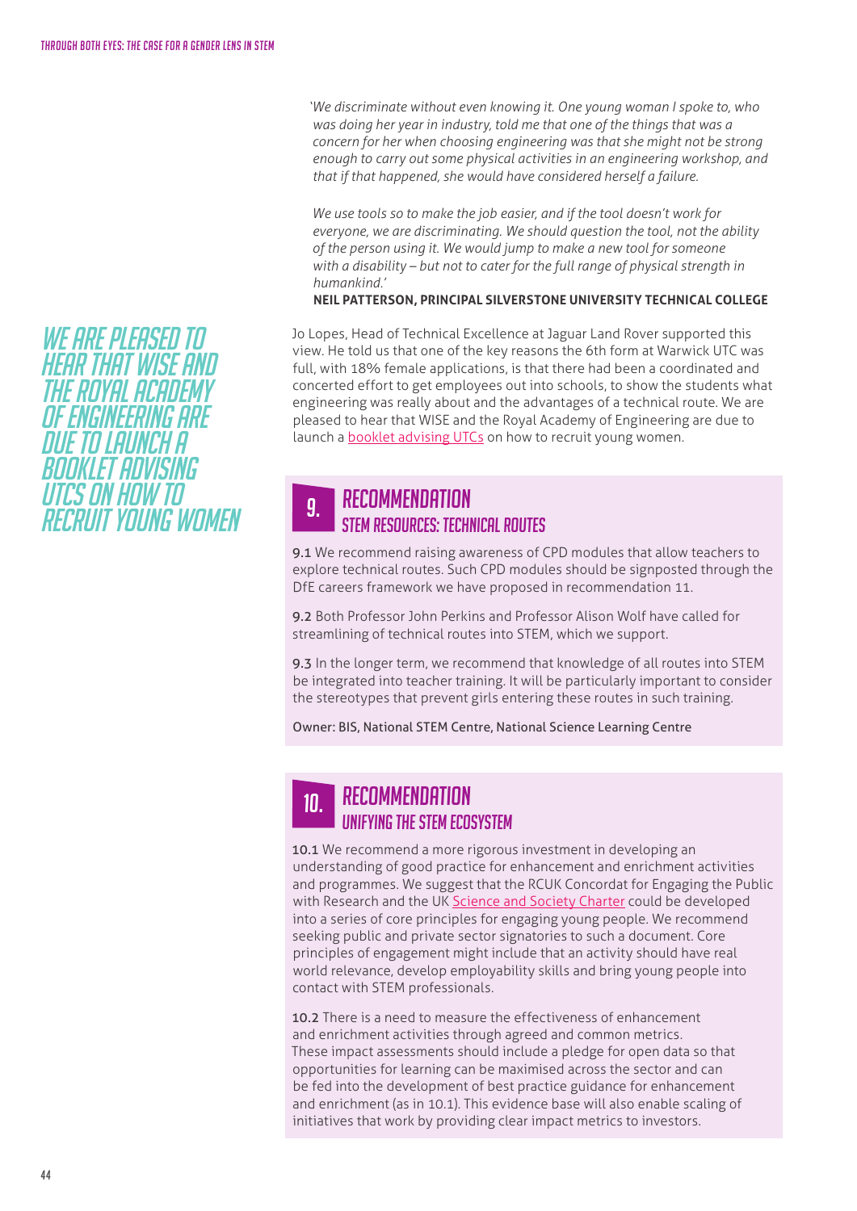*'We discriminate without even knowing it. One young woman I spoke to, who was doing her year in industry, told me that one of the things that was a concern for her when choosing engineering was that she might not be strong enough to carry out some physical activities in an engineering workshop, and that if that happened, she would have considered herself a failure.*

*We use tools so to make the job easier, and if the tool doesn't work for everyone, we are discriminating. We should question the tool, not the ability of the person using it. We would jump to make a new tool for someone with a disability – but not to cater for the full range of physical strength in humankind.'*

**NEIL PATTERSON, PRINCIPAL SILVERSTONE UNIVERSITY TECHNICAL COLLEGE**

*WE ARE PLEASED TO HEAR THAT WISE AND THE ROYAL ACADEMY OF ENGINEERING ARE DUE TO LAUNCH A BOOKLET ADVISING UTCS ON HOW TO RECRUIT YOUNG WOMEN*

Jo Lopes, Head of Technical Excellence at Jaguar Land Rover supported this view. He told us that one of the key reasons the 6th form at Warwick UTC was full, with 18% female applications, is that there had been a coordinated and concerted effort to get employees out into schools, to show the students what engineering was really about and the advantages of a technical route. We are pleased to hear that WISE and the Royal Academy of Engineering are due to launch a booklet advising UTCs on how to recruit young women.

## 9. RECOMMENDATION
### STEM RESOURCES: TECHNICAL ROUTES

**9.1** We recommend raising awareness of CPD modules that allow teachers to explore technical routes. Such CPD modules should be signposted through the DfE careers framework we have proposed in recommendation 11.

**9.2** Both Professor John Perkins and Professor Alison Wolf have called for streamlining of technical routes into STEM, which we support.

**9.3** In the longer term, we recommend that knowledge of all routes into STEM be integrated into teacher training. It will be particularly important to consider the stereotypes that prevent girls entering these routes in such training.

Owner: BIS, National STEM Centre, National Science Learning Centre

## 10. RECOMMENDATION
### UNIFYING THE STEM ECOSYSTEM

**10.1** We recommend a more rigorous investment in developing an understanding of good practice for enhancement and enrichment activities and programmes. We suggest that the RCUK Concordat for Engaging the Public with Research and the UK Science and Society Charter could be developed into a series of core principles for engaging young people. We recommend seeking public and private sector signatories to such a document. Core principles of engagement might include that an activity should have real world relevance, develop employability skills and bring young people into contact with STEM professionals.

**10.2** There is a need to measure the effectiveness of enhancement and enrichment activities through agreed and common metrics. These impact assessments should include a pledge for open data so that opportunities for learning can be maximised across the sector and can be fed into the development of best practice guidance for enhancement and enrichment (as in 10.1). This evidence base will also enable scaling of initiatives that work by providing clear impact metrics to investors.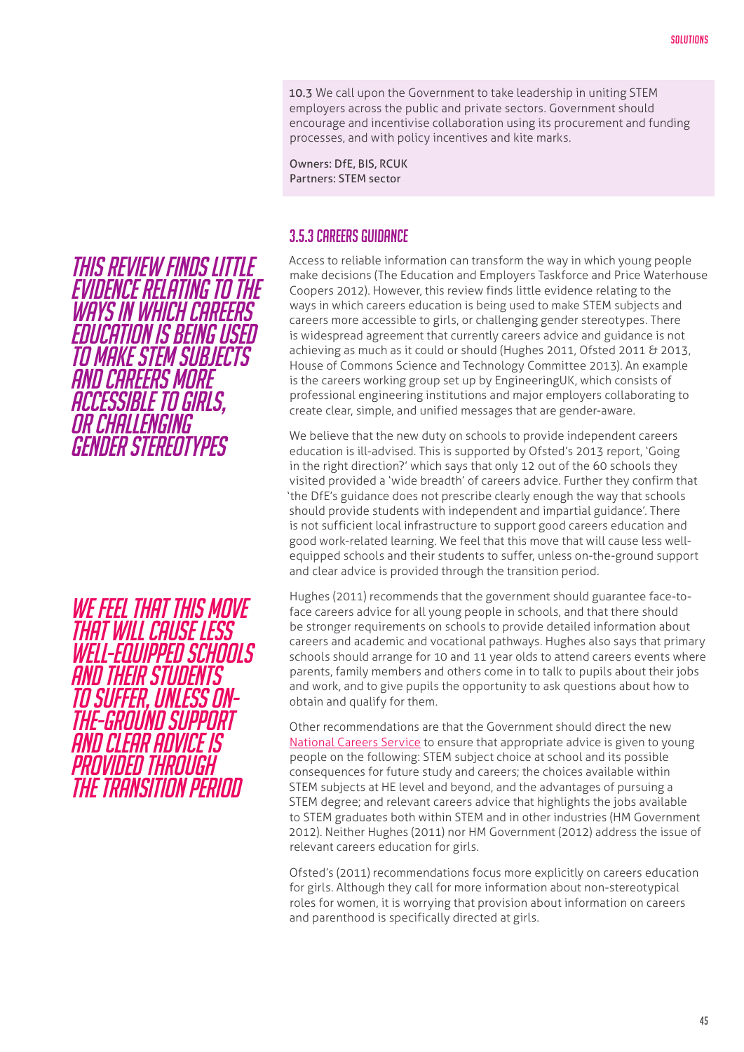**10.3** We call upon the Government to take leadership in uniting STEM employers across the public and private sectors. Government should encourage and incentivise collaboration using its procurement and funding processes, and with policy incentives and kite marks.

Owners: DfE, BIS, RCUK
Partners: STEM sector

### 3.5.3 CAREERS GUIDANCE

*THIS REVIEW FINDS LITTLE EVIDENCE RELATING TO THE WAYS IN WHICH CAREERS EDUCATION IS BEING USED TO MAKE STEM SUBJECTS AND CAREERS MORE ACCESSIBLE TO GIRLS, OR CHALLENGING GENDER STEREOTYPES*

Access to reliable information can transform the way in which young people make decisions (The Education and Employers Taskforce and Price Waterhouse Coopers 2012). However, this review finds little evidence relating to the ways in which careers education is being used to make STEM subjects and careers more accessible to girls, or challenging gender stereotypes. There is widespread agreement that currently careers advice and guidance is not achieving as much as it could or should (Hughes 2011, Ofsted 2011 & 2013, House of Commons Science and Technology Committee 2013). An example is the careers working group set up by EngineeringUK, which consists of professional engineering institutions and major employers collaborating to create clear, simple, and unified messages that are gender-aware.

We believe that the new duty on schools to provide independent careers education is ill-advised. This is supported by Ofsted's 2013 report, 'Going in the right direction?' which says that only 12 out of the 60 schools they visited provided a 'wide breadth' of careers advice. Further they confirm that 'the DfE's guidance does not prescribe clearly enough the way that schools should provide students with independent and impartial guidance'. There is not sufficient local infrastructure to support good careers education and good work-related learning. We feel that this move that will cause less well-equipped schools and their students to suffer, unless on-the-ground support and clear advice is provided through the transition period.

*WE FEEL THAT THIS MOVE THAT WILL CAUSE LESS WELL-EQUIPPED SCHOOLS AND THEIR STUDENTS TO SUFFER, UNLESS ON-THE-GROUND SUPPORT AND CLEAR ADVICE IS PROVIDED THROUGH THE TRANSITION PERIOD*

Hughes (2011) recommends that the government should guarantee face-to-face careers advice for all young people in schools, and that there should be stronger requirements on schools to provide detailed information about careers and academic and vocational pathways. Hughes also says that primary schools should arrange for 10 and 11 year olds to attend careers events where parents, family members and others come in to talk to pupils about their jobs and work, and to give pupils the opportunity to ask questions about how to obtain and qualify for them.

Other recommendations are that the Government should direct the new National Careers Service to ensure that appropriate advice is given to young people on the following: STEM subject choice at school and its possible consequences for future study and careers; the choices available within STEM subjects at HE level and beyond, and the advantages of pursuing a STEM degree; and relevant careers advice that highlights the jobs available to STEM graduates both within STEM and in other industries (HM Government 2012). Neither Hughes (2011) nor HM Government (2012) address the issue of relevant careers education for girls.

Ofsted's (2011) recommendations focus more explicitly on careers education for girls. Although they call for more information about non-stereotypical roles for women, it is worrying that provision about information on careers and parenthood is specifically directed at girls.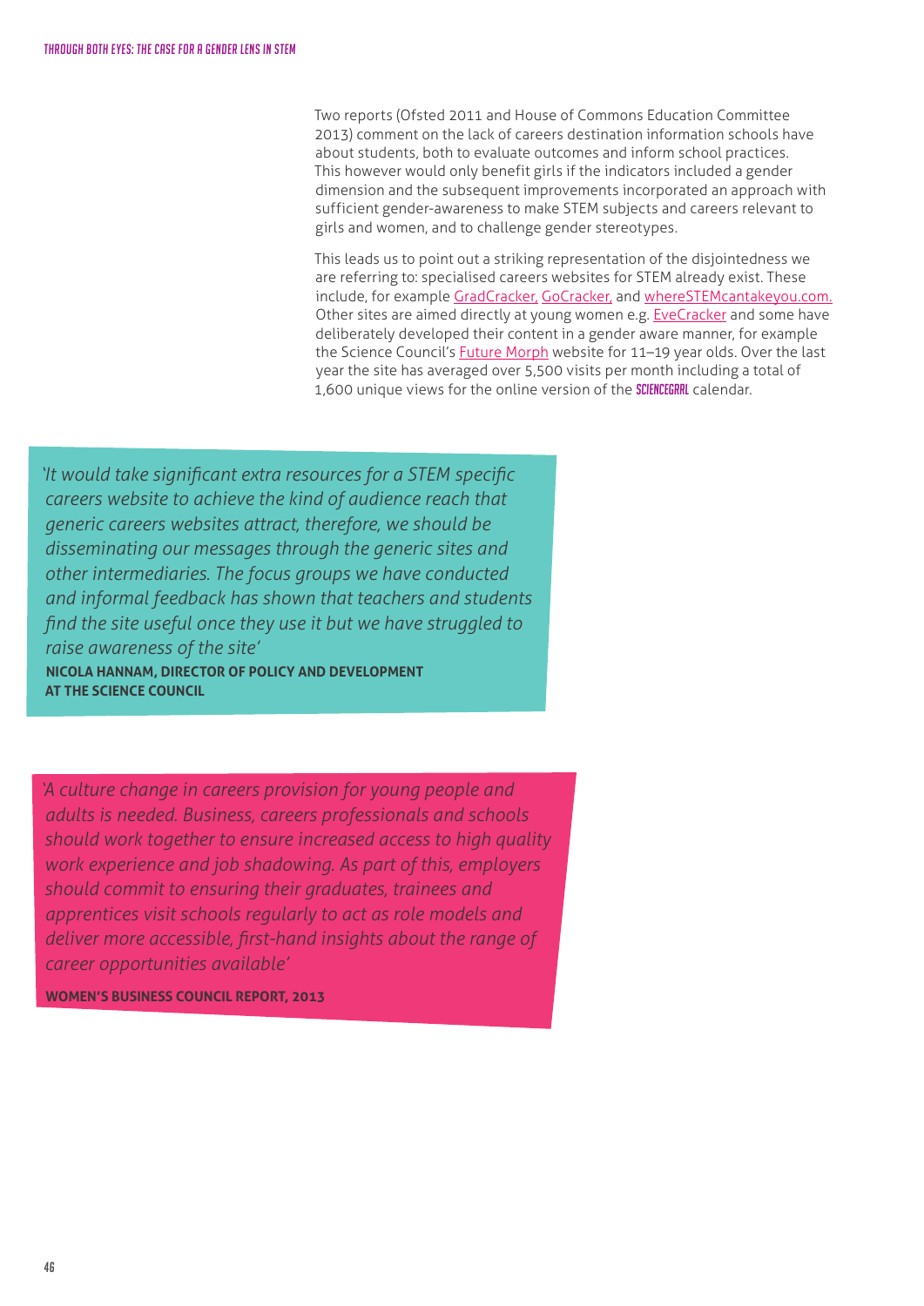Two reports (Ofsted 2011 and House of Commons Education Committee 2013) comment on the lack of careers destination information schools have about students, both to evaluate outcomes and inform school practices. This however would only benefit girls if the indicators included a gender dimension and the subsequent improvements incorporated an approach with sufficient gender-awareness to make STEM subjects and careers relevant to girls and women, and to challenge gender stereotypes.

This leads us to point out a striking representation of the disjointedness we are referring to: specialised careers websites for STEM already exist. These include, for example GradCracker, GoCracker, and whereSTEMcantakeyou.com. Other sites are aimed directly at young women e.g. EveCracker and some have deliberately developed their content in a gender aware manner, for example the Science Council's Future Morph website for 11–19 year olds. Over the last year the site has averaged over 5,500 visits per month including a total of 1,600 unique views for the online version of the **SCIENCEGRRL** calendar.

> *'It would take significant extra resources for a STEM specific careers website to achieve the kind of audience reach that generic careers websites attract, therefore, we should be disseminating our messages through the generic sites and other intermediaries. The focus groups we have conducted and informal feedback has shown that teachers and students find the site useful once they use it but we have struggled to raise awareness of the site'*
>
> **NICOLA HANNAM, DIRECTOR OF POLICY AND DEVELOPMENT AT THE SCIENCE COUNCIL**

> *'A culture change in careers provision for young people and adults is needed. Business, careers professionals and schools should work together to ensure increased access to high quality work experience and job shadowing. As part of this, employers should commit to ensuring their graduates, trainees and apprentices visit schools regularly to act as role models and deliver more accessible, first-hand insights about the range of career opportunities available'*
>
> **WOMEN'S BUSINESS COUNCIL REPORT, 2013**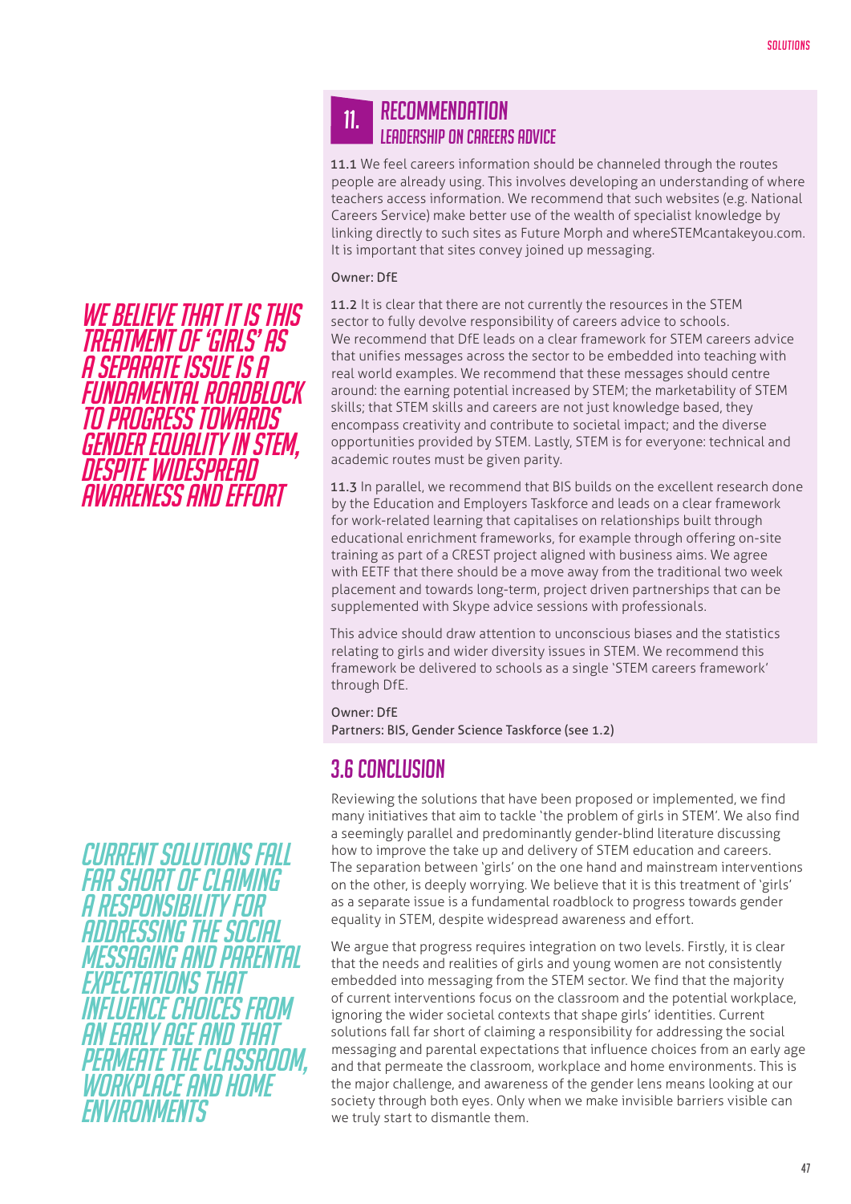## 11. RECOMMENDATION
### LEADERSHIP ON CAREERS ADVICE

**11.1** We feel careers information should be channeled through the routes people are already using. This involves developing an understanding of where teachers access information. We recommend that such websites (e.g. National Careers Service) make better use of the wealth of specialist knowledge by linking directly to such sites as Future Morph and whereSTEMcantakeyou.com. It is important that sites convey joined up messaging.

Owner: DfE

**11.2** It is clear that there are not currently the resources in the STEM sector to fully devolve responsibility of careers advice to schools. We recommend that DfE leads on a clear framework for STEM careers advice that unifies messages across the sector to be embedded into teaching with real world examples. We recommend that these messages should centre around: the earning potential increased by STEM; the marketability of STEM skills; that STEM skills and careers are not just knowledge based, they encompass creativity and contribute to societal impact; and the diverse opportunities provided by STEM. Lastly, STEM is for everyone: technical and academic routes must be given parity.

**11.3** In parallel, we recommend that BIS builds on the excellent research done by the Education and Employers Taskforce and leads on a clear framework for work-related learning that capitalises on relationships built through educational enrichment frameworks, for example through offering on-site training as part of a CREST project aligned with business aims. We agree with EETF that there should be a move away from the traditional two week placement and towards long-term, project driven partnerships that can be supplemented with Skype advice sessions with professionals.

This advice should draw attention to unconscious biases and the statistics relating to girls and wider diversity issues in STEM. We recommend this framework be delivered to schools as a single 'STEM careers framework' through DfE.

Owner: DfE
Partners: BIS, Gender Science Taskforce (see 1.2)

*WE BELIEVE THAT IT IS THIS TREATMENT OF 'GIRLS' AS A SEPARATE ISSUE IS A FUNDAMENTAL ROADBLOCK TO PROGRESS TOWARDS GENDER EQUALITY IN STEM, DESPITE WIDESPREAD AWARENESS AND EFFORT*

## 3.6 CONCLUSION

Reviewing the solutions that have been proposed or implemented, we find many initiatives that aim to tackle 'the problem of girls in STEM'. We also find a seemingly parallel and predominantly gender-blind literature discussing how to improve the take up and delivery of STEM education and careers. The separation between 'girls' on the one hand and mainstream interventions on the other, is deeply worrying. We believe that it is this treatment of 'girls' as a separate issue is a fundamental roadblock to progress towards gender equality in STEM, despite widespread awareness and effort.

We argue that progress requires integration on two levels. Firstly, it is clear that the needs and realities of girls and young women are not consistently embedded into messaging from the STEM sector. We find that the majority of current interventions focus on the classroom and the potential workplace, ignoring the wider societal contexts that shape girls' identities. Current solutions fall far short of claiming a responsibility for addressing the social messaging and parental expectations that influence choices from an early age and that permeate the classroom, workplace and home environments. This is the major challenge, and awareness of the gender lens means looking at our society through both eyes. Only when we make invisible barriers visible can we truly start to dismantle them.

*CURRENT SOLUTIONS FALL FAR SHORT OF CLAIMING A RESPONSIBILITY FOR ADDRESSING THE SOCIAL MESSAGING AND PARENTAL EXPECTATIONS THAT INFLUENCE CHOICES FROM AN EARLY AGE AND THAT PERMEATE THE CLASSROOM, WORKPLACE AND HOME ENVIRONMENTS*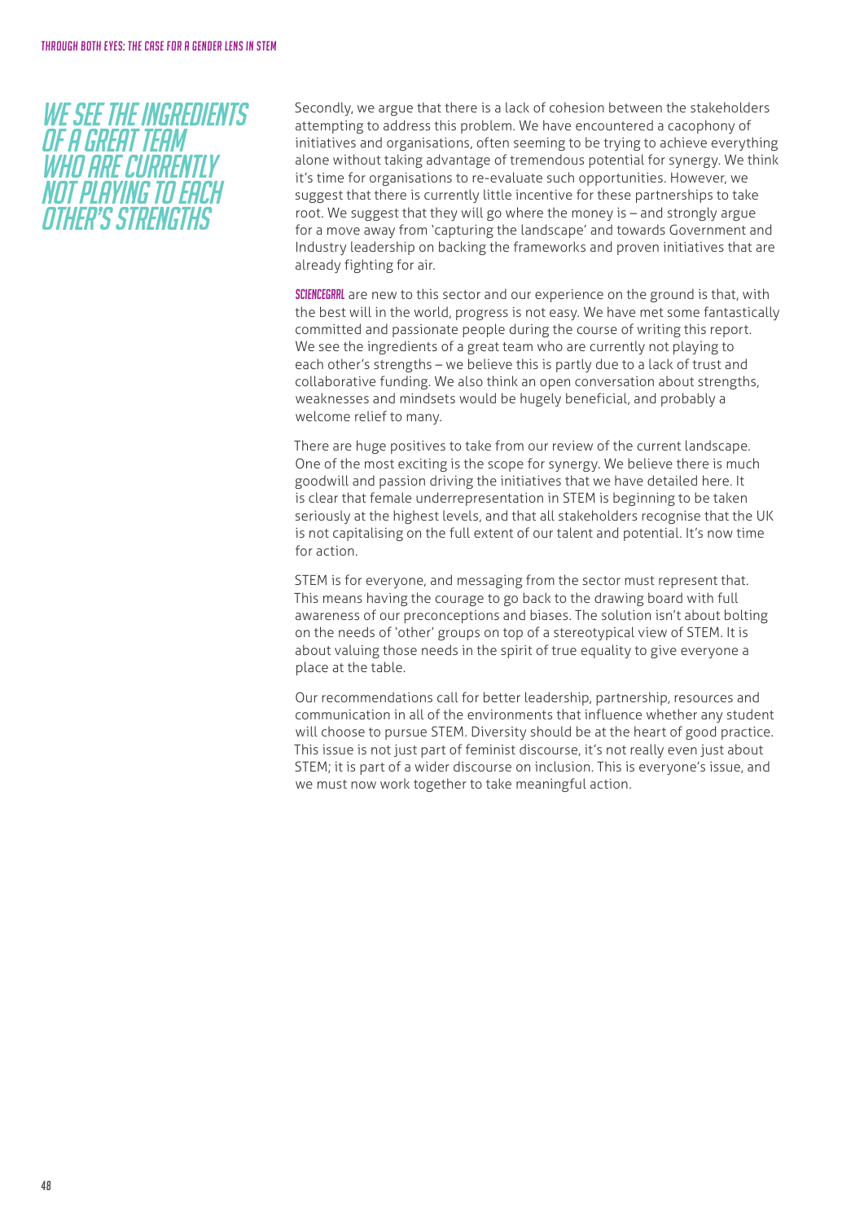## WE SEE THE INGREDIENTS OF A GREAT TEAM WHO ARE CURRENTLY NOT PLAYING TO EACH OTHER'S STRENGTHS

Secondly, we argue that there is a lack of cohesion between the stakeholders attempting to address this problem. We have encountered a cacophony of initiatives and organisations, often seeming to be trying to achieve everything alone without taking advantage of tremendous potential for synergy. We think it's time for organisations to re-evaluate such opportunities. However, we suggest that there is currently little incentive for these partnerships to take root. We suggest that they will go where the money is – and strongly argue for a move away from 'capturing the landscape' and towards Government and Industry leadership on backing the frameworks and proven initiatives that are already fighting for air.

**SCIENCEGRRL** are new to this sector and our experience on the ground is that, with the best will in the world, progress is not easy. We have met some fantastically committed and passionate people during the course of writing this report. We see the ingredients of a great team who are currently not playing to each other's strengths – we believe this is partly due to a lack of trust and collaborative funding. We also think an open conversation about strengths, weaknesses and mindsets would be hugely beneficial, and probably a welcome relief to many.

There are huge positives to take from our review of the current landscape. One of the most exciting is the scope for synergy. We believe there is much goodwill and passion driving the initiatives that we have detailed here. It is clear that female underrepresentation in STEM is beginning to be taken seriously at the highest levels, and that all stakeholders recognise that the UK is not capitalising on the full extent of our talent and potential. It's now time for action.

STEM is for everyone, and messaging from the sector must represent that. This means having the courage to go back to the drawing board with full awareness of our preconceptions and biases. The solution isn't about bolting on the needs of 'other' groups on top of a stereotypical view of STEM. It is about valuing those needs in the spirit of true equality to give everyone a place at the table.

Our recommendations call for better leadership, partnership, resources and communication in all of the environments that influence whether any student will choose to pursue STEM. Diversity should be at the heart of good practice. This issue is not just part of feminist discourse, it's not really even just about STEM; it is part of a wider discourse on inclusion. This is everyone's issue, and we must now work together to take meaningful action.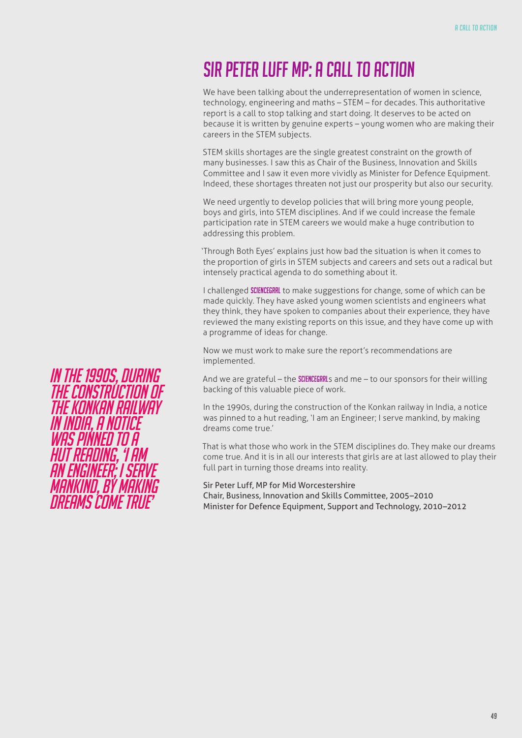# SIR PETER LUFF MP: A CALL TO ACTION

*IN THE 1990S, DURING THE CONSTRUCTION OF THE KONKAN RAILWAY IN INDIA, A NOTICE WAS PINNED TO A HUT READING, 'I AM AN ENGINEER; I SERVE MANKIND, BY MAKING DREAMS COME TRUE'*

We have been talking about the underrepresentation of women in science, technology, engineering and maths – STEM – for decades. This authoritative report is a call to stop talking and start doing. It deserves to be acted on because it is written by genuine experts – young women who are making their careers in the STEM subjects.

STEM skills shortages are the single greatest constraint on the growth of many businesses. I saw this as Chair of the Business, Innovation and Skills Committee and I saw it even more vividly as Minister for Defence Equipment. Indeed, these shortages threaten not just our prosperity but also our security.

We need urgently to develop policies that will bring more young people, boys and girls, into STEM disciplines. And if we could increase the female participation rate in STEM careers we would make a huge contribution to addressing this problem.

'Through Both Eyes' explains just how bad the situation is when it comes to the proportion of girls in STEM subjects and careers and sets out a radical but intensely practical agenda to do something about it.

I challenged **SCIENCEGRRL** to make suggestions for change, some of which can be made quickly. They have asked young women scientists and engineers what they think, they have spoken to companies about their experience, they have reviewed the many existing reports on this issue, and they have come up with a programme of ideas for change.

Now we must work to make sure the report's recommendations are implemented.

And we are grateful – the **SCIENCEGRRL**s and me – to our sponsors for their willing backing of this valuable piece of work.

In the 1990s, during the construction of the Konkan railway in India, a notice was pinned to a hut reading, 'I am an Engineer; I serve mankind, by making dreams come true.'

That is what those who work in the STEM disciplines do. They make our dreams come true. And it is in all our interests that girls are at last allowed to play their full part in turning those dreams into reality.

Sir Peter Luff, MP for Mid Worcestershire
Chair, Business, Innovation and Skills Committee, 2005–2010
Minister for Defence Equipment, Support and Technology, 2010–2012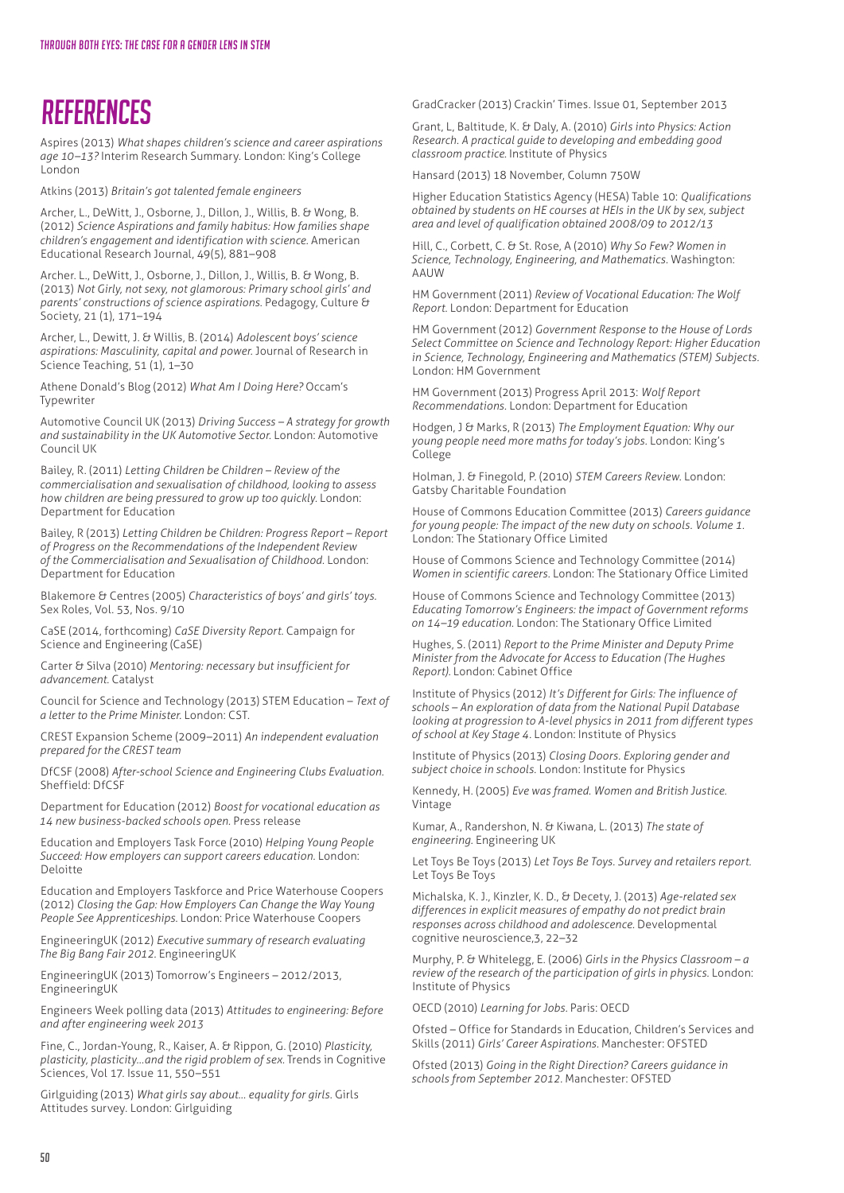# REFERENCES

Aspires (2013) *What shapes children's science and career aspirations age 10–13?* Interim Research Summary. London: King's College London

Atkins (2013) *Britain's got talented female engineers*

Archer, L., DeWitt, J., Osborne, J., Dillon, J., Willis, B. & Wong, B. (2012) *Science Aspirations and family habitus: How families shape children's engagement and identification with science.* American Educational Research Journal, 49(5), 881–908

Archer. L., DeWitt, J., Osborne, J., Dillon, J., Willis, B. & Wong, B. (2013) *Not Girly, not sexy, not glamorous: Primary school girls' and parents' constructions of science aspirations.* Pedagogy, Culture & Society, 21 (1), 171–194

Archer, L., Dewitt, J. & Willis, B. (2014) *Adolescent boys' science aspirations: Masculinity, capital and power.* Journal of Research in Science Teaching, 51 (1), 1–30

Athene Donald's Blog (2012) *What Am I Doing Here?* Occam's Typewriter

Automotive Council UK (2013) *Driving Success – A strategy for growth and sustainability in the UK Automotive Sector.* London: Automotive Council UK

Bailey, R. (2011) *Letting Children be Children – Review of the commercialisation and sexualisation of childhood, looking to assess how children are being pressured to grow up too quickly.* London: Department for Education

Bailey, R (2013) *Letting Children be Children: Progress Report – Report of Progress on the Recommendations of the Independent Review of the Commercialisation and Sexualisation of Childhood.* London: Department for Education

Blakemore & Centres (2005) *Characteristics of boys' and girls' toys.* Sex Roles, Vol. 53, Nos. 9/10

CaSE (2014, forthcoming) *CaSE Diversity Report.* Campaign for Science and Engineering (CaSE)

Carter & Silva (2010) *Mentoring: necessary but insufficient for advancement.* Catalyst

Council for Science and Technology (2013) STEM Education – *Text of a letter to the Prime Minister.* London: CST.

CREST Expansion Scheme (2009–2011) *An independent evaluation prepared for the CREST team*

DfCSF (2008) *After-school Science and Engineering Clubs Evaluation.* Sheffield: DfCSF

Department for Education (2012) *Boost for vocational education as 14 new business-backed schools open.* Press release

Education and Employers Task Force (2010) *Helping Young People Succeed: How employers can support careers education.* London: Deloitte

Education and Employers Taskforce and Price Waterhouse Coopers (2012) *Closing the Gap: How Employers Can Change the Way Young People See Apprenticeships.* London: Price Waterhouse Coopers

EngineeringUK (2012) *Executive summary of research evaluating The Big Bang Fair 2012.* EngineeringUK

EngineeringUK (2013) Tomorrow's Engineers – 2012/2013, EngineeringUK

Engineers Week polling data (2013) *Attitudes to engineering: Before and after engineering week 2013*

Fine, C., Jordan-Young, R., Kaiser, A. & Rippon, G. (2010) *Plasticity, plasticity, plasticity…and the rigid problem of sex.* Trends in Cognitive Sciences, Vol 17. Issue 11, 550–551

Girlguiding (2013) *What girls say about… equality for girls.* Girls Attitudes survey. London: Girlguiding

GradCracker (2013) Crackin' Times. Issue 01, September 2013

Grant, L, Baltitude, K. & Daly, A. (2010) *Girls into Physics: Action Research. A practical guide to developing and embedding good classroom practice.* Institute of Physics

Hansard (2013) 18 November, Column 750W

Higher Education Statistics Agency (HESA) Table 10: *Qualifications obtained by students on HE courses at HEIs in the UK by sex, subject area and level of qualification obtained 2008/09 to 2012/13*

Hill, C., Corbett, C. & St. Rose, A (2010) *Why So Few? Women in Science, Technology, Engineering, and Mathematics.* Washington: AAUW

HM Government (2011) *Review of Vocational Education: The Wolf Report.* London: Department for Education

HM Government (2012) *Government Response to the House of Lords Select Committee on Science and Technology Report: Higher Education in Science, Technology, Engineering and Mathematics (STEM) Subjects.* London: HM Government

HM Government (2013) Progress April 2013: *Wolf Report Recommendations.* London: Department for Education

Hodgen, J & Marks, R (2013) *The Employment Equation: Why our young people need more maths for today's jobs.* London: King's College

Holman, J. & Finegold, P. (2010) *STEM Careers Review.* London: Gatsby Charitable Foundation

House of Commons Education Committee (2013) *Careers guidance for young people: The impact of the new duty on schools. Volume 1.* London: The Stationary Office Limited

House of Commons Science and Technology Committee (2014) *Women in scientific careers.* London: The Stationary Office Limited

House of Commons Science and Technology Committee (2013) *Educating Tomorrow's Engineers: the impact of Government reforms on 14–19 education.* London: The Stationary Office Limited

Hughes, S. (2011) *Report to the Prime Minister and Deputy Prime Minister from the Advocate for Access to Education (The Hughes Report).* London: Cabinet Office

Institute of Physics (2012) *It's Different for Girls: The influence of schools – An exploration of data from the National Pupil Database looking at progression to A-level physics in 2011 from different types of school at Key Stage 4.* London: Institute of Physics

Institute of Physics (2013) *Closing Doors. Exploring gender and subject choice in schools.* London: Institute for Physics

Kennedy, H. (2005) *Eve was framed. Women and British Justice.* Vintage

Kumar, A., Randershon, N. & Kiwana, L. (2013) *The state of engineering.* Engineering UK

Let Toys Be Toys (2013) *Let Toys Be Toys. Survey and retailers report.* Let Toys Be Toys

Michalska, K. J., Kinzler, K. D., & Decety, J. (2013) *Age-related sex differences in explicit measures of empathy do not predict brain responses across childhood and adolescence.* Developmental cognitive neuroscience,3, 22–32

Murphy, P. & Whitelegg, E. (2006) *Girls in the Physics Classroom – a review of the research of the participation of girls in physics.* London: Institute of Physics

OECD (2010) *Learning for Jobs.* Paris: OECD

Ofsted – Office for Standards in Education, Children's Services and Skills (2011) *Girls' Career Aspirations.* Manchester: OFSTED

Ofsted (2013) *Going in the Right Direction? Careers guidance in schools from September 2012.* Manchester: OFSTED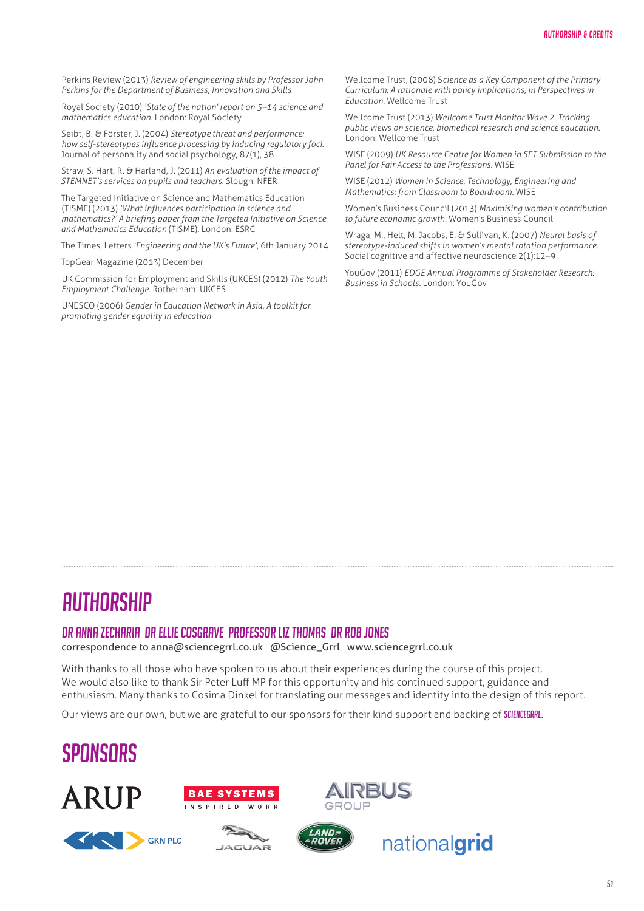Perkins Review (2013) *Review of engineering skills by Professor John Perkins for the Department of Business, Innovation and Skills*

Royal Society (2010) *'State of the nation' report on 5–14 science and mathematics education.* London: Royal Society

Seibt, B. & Förster, J. (2004) *Stereotype threat and performance: how self-stereotypes influence processing by inducing regulatory foci.* Journal of personality and social psychology, 87(1), 38

Straw, S. Hart, R. & Harland, J. (2011) *An evaluation of the impact of STEMNET's services on pupils and teachers.* Slough: NFER

The Targeted Initiative on Science and Mathematics Education (TISME) (2013) *'What influences participation in science and mathematics?' A briefing paper from the Targeted Initiative on Science and Mathematics Education* (TISME). London: ESRC

The Times, Letters *'Engineering and the UK's Future'*, 6th January 2014

TopGear Magazine (2013) December

UK Commission for Employment and Skills (UKCES) (2012) *The Youth Employment Challenge.* Rotherham: UKCES

UNESCO (2006) *Gender in Education Network in Asia. A toolkit for promoting gender equality in education*

Wellcome Trust, (2008) *Science as a Key Component of the Primary Curriculum: A rationale with policy implications, in Perspectives in Education.* Wellcome Trust

Wellcome Trust (2013) *Wellcome Trust Monitor Wave 2. Tracking public views on science, biomedical research and science education.* London: Wellcome Trust

WISE (2009) *UK Resource Centre for Women in SET Submission to the Panel for Fair Access to the Professions.* WISE

WISE (2012) *Women in Science, Technology, Engineering and Mathematics: from Classroom to Boardroom.* WISE

Women's Business Council (2013) *Maximising women's contribution to future economic growth.* Women's Business Council

Wraga, M., Helt, M. Jacobs, E. & Sullivan, K. (2007) *Neural basis of stereotype-induced shifts in women's mental rotation performance.* Social cognitive and affective neuroscience 2(1):12–9

YouGov (2011) *EDGE Annual Programme of Stakeholder Research: Business in Schools.* London: YouGov

# AUTHORSHIP

### DR ANNA ZECHARIA DR ELLIE COSGRAVE PROFESSOR LIZ THOMAS DR ROB JONES

correspondence to anna@sciencegrrl.co.uk @Science_Grrl www.sciencegrrl.co.uk

With thanks to all those who have spoken to us about their experiences during the course of this project. We would also like to thank Sir Peter Luff MP for this opportunity and his continued support, guidance and enthusiasm. Many thanks to Cosima Dinkel for translating our messages and identity into the design of this report.

Our views are our own, but we are grateful to our sponsors for their kind support and backing of **SCIENCEGRRL**.

# SPONSORS

ARUP

BAE SYSTEMS INSPIRED WORK

AIRBUS GROUP

GKN PLC

JAGUAR

LAND ROVER

nationalgrid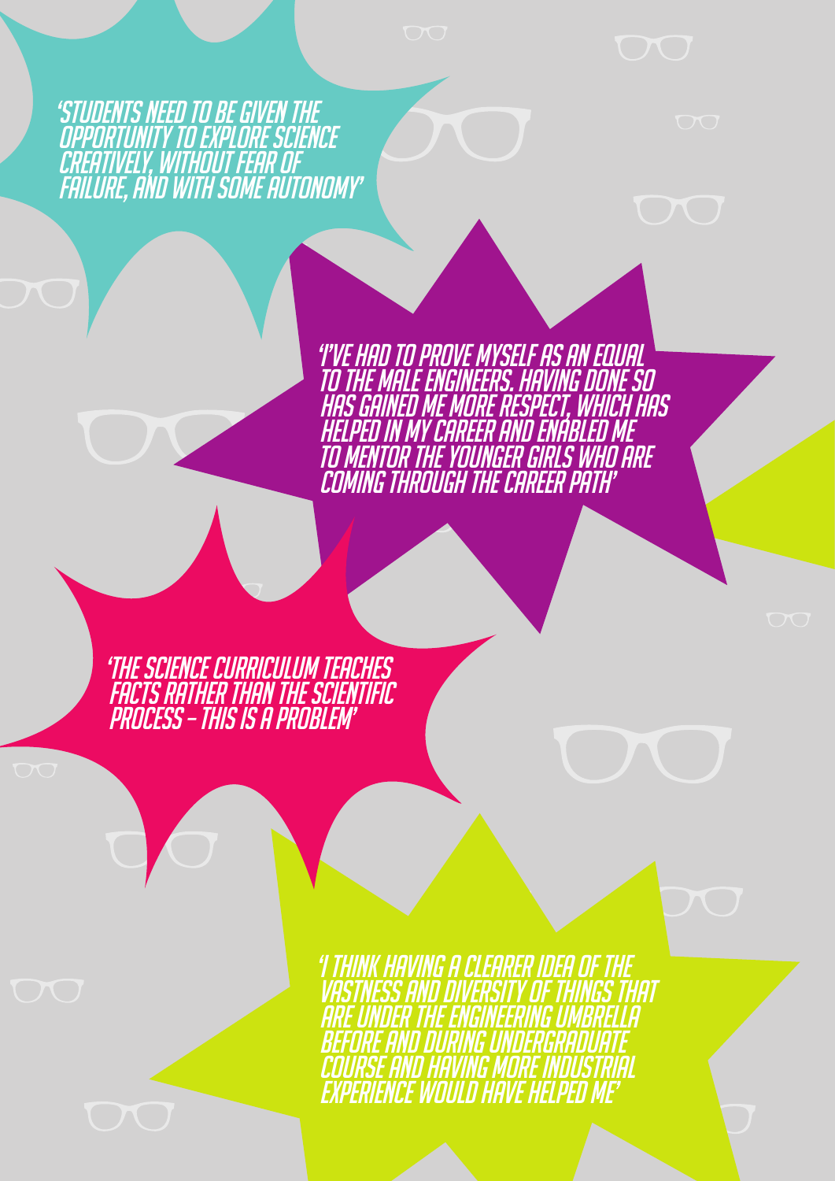'Students need to be given the opportunity to explore science creatively, without fear of failure, and with some autonomy'

'I've had to prove myself as an equal to the male engineers. Having done so has gained me more respect, which has helped in my career and enabled me to mentor the younger girls who are coming through the career path'

'The science curriculum teaches facts rather than the scientific process – this is a problem'

'I think having a clearer idea of the vastness and diversity of things that are under the engineering umbrella before and during undergraduate course and having more industrial experience would have helped me'